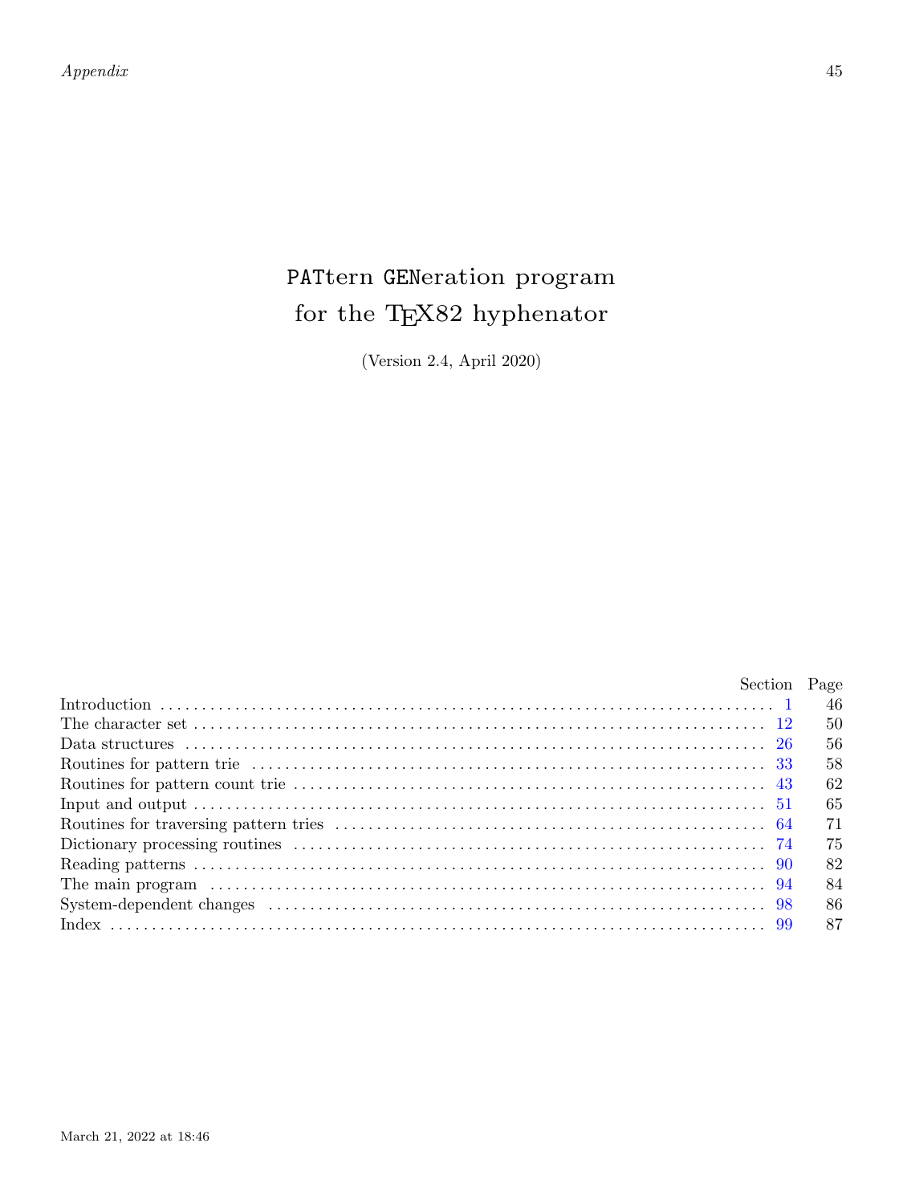# PATtern GENeration program for the TEX82 hyphenator

(Version 2.4, April 2020)

| | Section | Page |
|---|---|---|
| Introduction | 1 | 46 |
| The character set | 12 | 50 |
| Data structures | 26 | 56 |
| Routines for pattern trie | 33 | 58 |
| Routines for pattern count trie | 43 | 62 |
| Input and output | 51 | 65 |
| Routines for traversing pattern tries | 64 | 71 |
| Dictionary processing routines | 74 | 75 |
| Reading patterns | 90 | 82 |
| The main program | 94 | 84 |
| System-dependent changes | 98 | 86 |
| Index | 99 | 87 |

March 21, 2022 at 18:46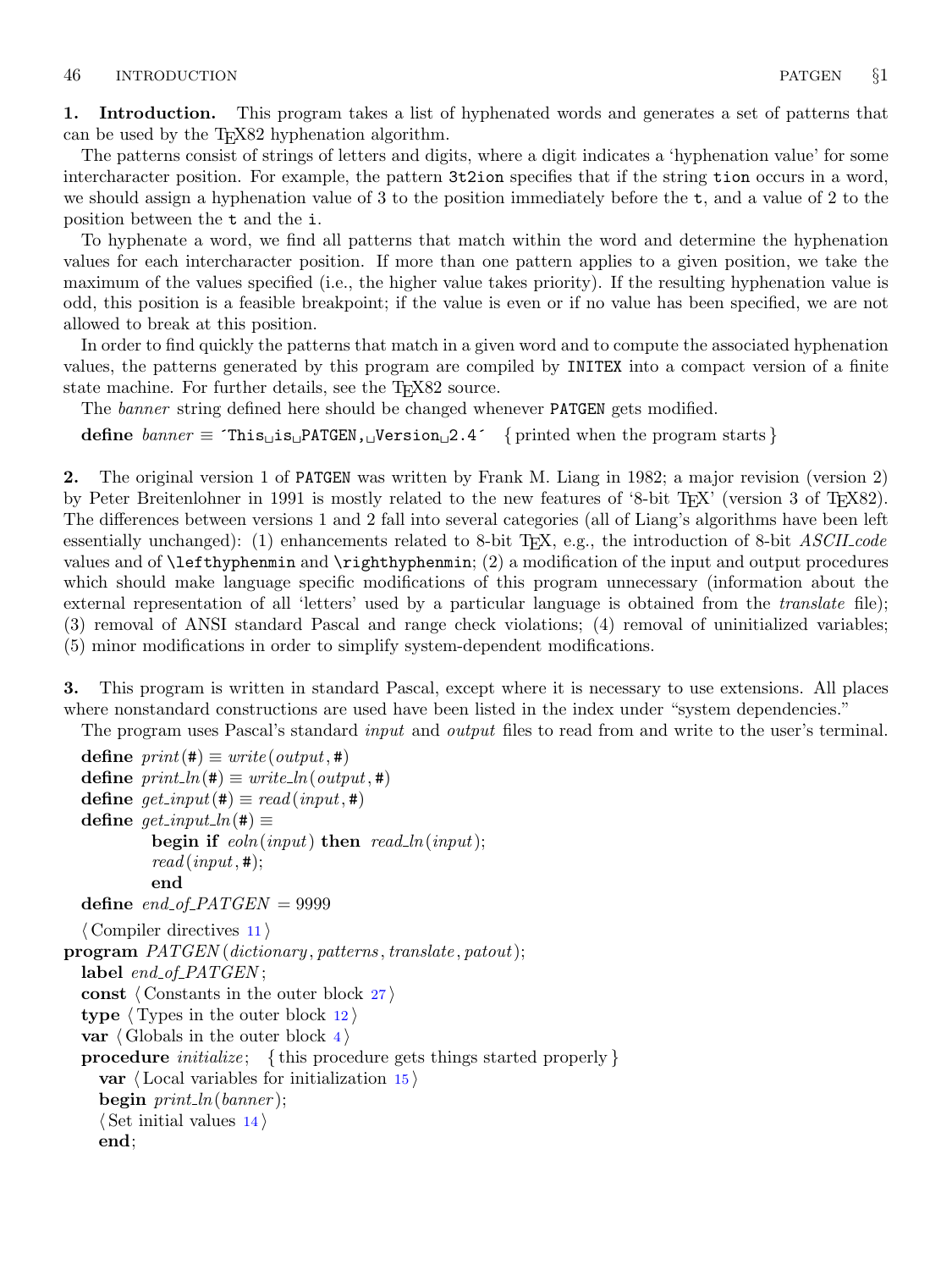**1. Introduction.** This program takes a list of hyphenated words and generates a set of patterns that can be used by the TeX82 hyphenation algorithm.

The patterns consist of strings of letters and digits, where a digit indicates a 'hyphenation value' for some intercharacter position. For example, the pattern `3t2ion` specifies that if the string `tion` occurs in a word, we should assign a hyphenation value of 3 to the position immediately before the `t`, and a value of 2 to the position between the `t` and the `i`.

To hyphenate a word, we find all patterns that match within the word and determine the hyphenation values for each intercharacter position. If more than one pattern applies to a given position, we take the maximum of the values specified (i.e., the higher value takes priority). If the resulting hyphenation value is odd, this position is a feasible breakpoint; if the value is even or if no value has been specified, we are not allowed to break at this position.

In order to find quickly the patterns that match in a given word and to compute the associated hyphenation values, the patterns generated by this program are compiled by `INITEX` into a compact version of a finite state machine. For further details, see the TeX82 source.

The *banner* string defined here should be changed whenever `PATGEN` gets modified.

```
define banner ≡ ´This␣is␣PATGEN,␣Version␣2.4´  { printed when the program starts }
```

**2.** The original version 1 of `PATGEN` was written by Frank M. Liang in 1982; a major revision (version 2) by Peter Breitenlohner in 1991 is mostly related to the new features of '8-bit TeX' (version 3 of TeX82). The differences between versions 1 and 2 fall into several categories (all of Liang's algorithms have been left essentially unchanged): (1) enhancements related to 8-bit TeX, e.g., the introduction of 8-bit *ASCII_code* values and of `\lefthyphenmin` and `\righthyphenmin`; (2) a modification of the input and output procedures which should make language specific modifications of this program unnecessary (information about the external representation of all 'letters' used by a particular language is obtained from the *translate* file); (3) removal of ANSI standard Pascal and range check violations; (4) removal of uninitialized variables; (5) minor modifications in order to simplify system-dependent modifications.

**3.** This program is written in standard Pascal, except where it is necessary to use extensions. All places where nonstandard constructions are used have been listed in the index under "system dependencies."

The program uses Pascal's standard *input* and *output* files to read from and write to the user's terminal.

```
define print(#) ≡ write(output, #)
define print_ln(#) ≡ write_ln(output, #)
define get_input(#) ≡ read(input, #)
define get_input_ln(#) ≡
          begin if eoln(input) then read_ln(input);
          read(input, #);
          end
define end_of_PATGEN = 9999

⟨ Compiler directives 11 ⟩
program PATGEN(dictionary, patterns, translate, patout);
  label end_of_PATGEN;
  const ⟨ Constants in the outer block 27 ⟩
  type ⟨ Types in the outer block 12 ⟩
  var ⟨ Globals in the outer block 4 ⟩
  procedure initialize;  { this procedure gets things started properly }
    var ⟨ Local variables for initialization 15 ⟩
    begin print_ln(banner);
    ⟨ Set initial values 14 ⟩
    end;
```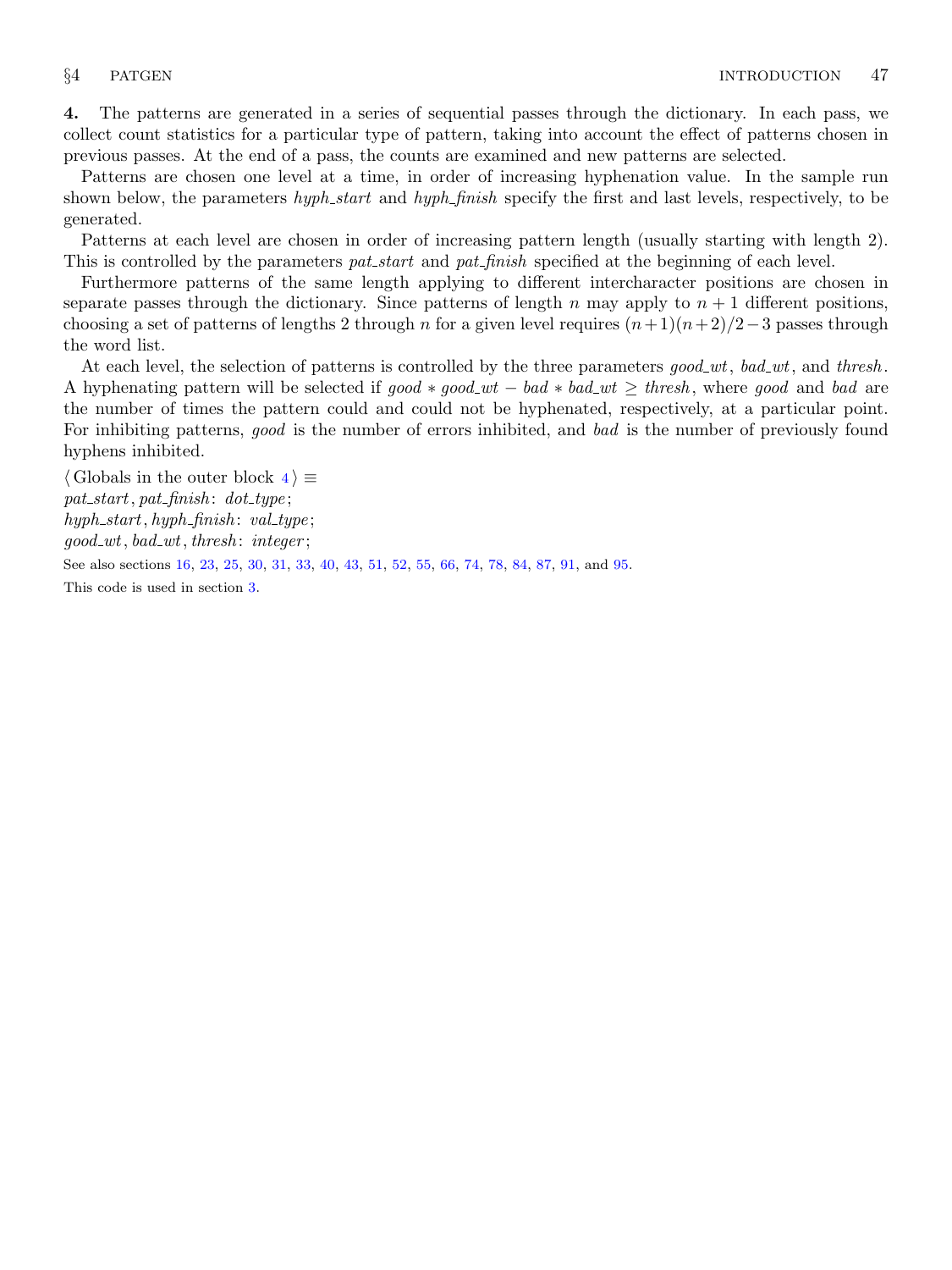**4.** The patterns are generated in a series of sequential passes through the dictionary. In each pass, we collect count statistics for a particular type of pattern, taking into account the effect of patterns chosen in previous passes. At the end of a pass, the counts are examined and new patterns are selected.

Patterns are chosen one level at a time, in order of increasing hyphenation value. In the sample run shown below, the parameters *hyph_start* and *hyph_finish* specify the first and last levels, respectively, to be generated.

Patterns at each level are chosen in order of increasing pattern length (usually starting with length 2). This is controlled by the parameters *pat_start* and *pat_finish* specified at the beginning of each level.

Furthermore patterns of the same length applying to different intercharacter positions are chosen in separate passes through the dictionary. Since patterns of length $n$ may apply to $n+1$ different positions, choosing a set of patterns of lengths 2 through $n$ for a given level requires $(n+1)(n+2)/2-3$ passes through the word list.

At each level, the selection of patterns is controlled by the three parameters *good_wt*, *bad_wt*, and *thresh*. A hyphenating pattern will be selected if $good * good\_wt - bad * bad\_wt \geq thresh$, where *good* and *bad* are the number of times the pattern could and could not be hyphenated, respectively, at a particular point. For inhibiting patterns, *good* is the number of errors inhibited, and *bad* is the number of previously found hyphens inhibited.

⟨ Globals in the outer block 4 ⟩ ≡
*pat_start*, *pat_finish*: *dot_type*;
*hyph_start*, *hyph_finish*: *val_type*;
*good_wt*, *bad_wt*, *thresh*: *integer*;

See also sections 16, 23, 25, 30, 31, 33, 40, 43, 51, 52, 55, 66, 74, 78, 84, 87, 91, and 95.

This code is used in section 3.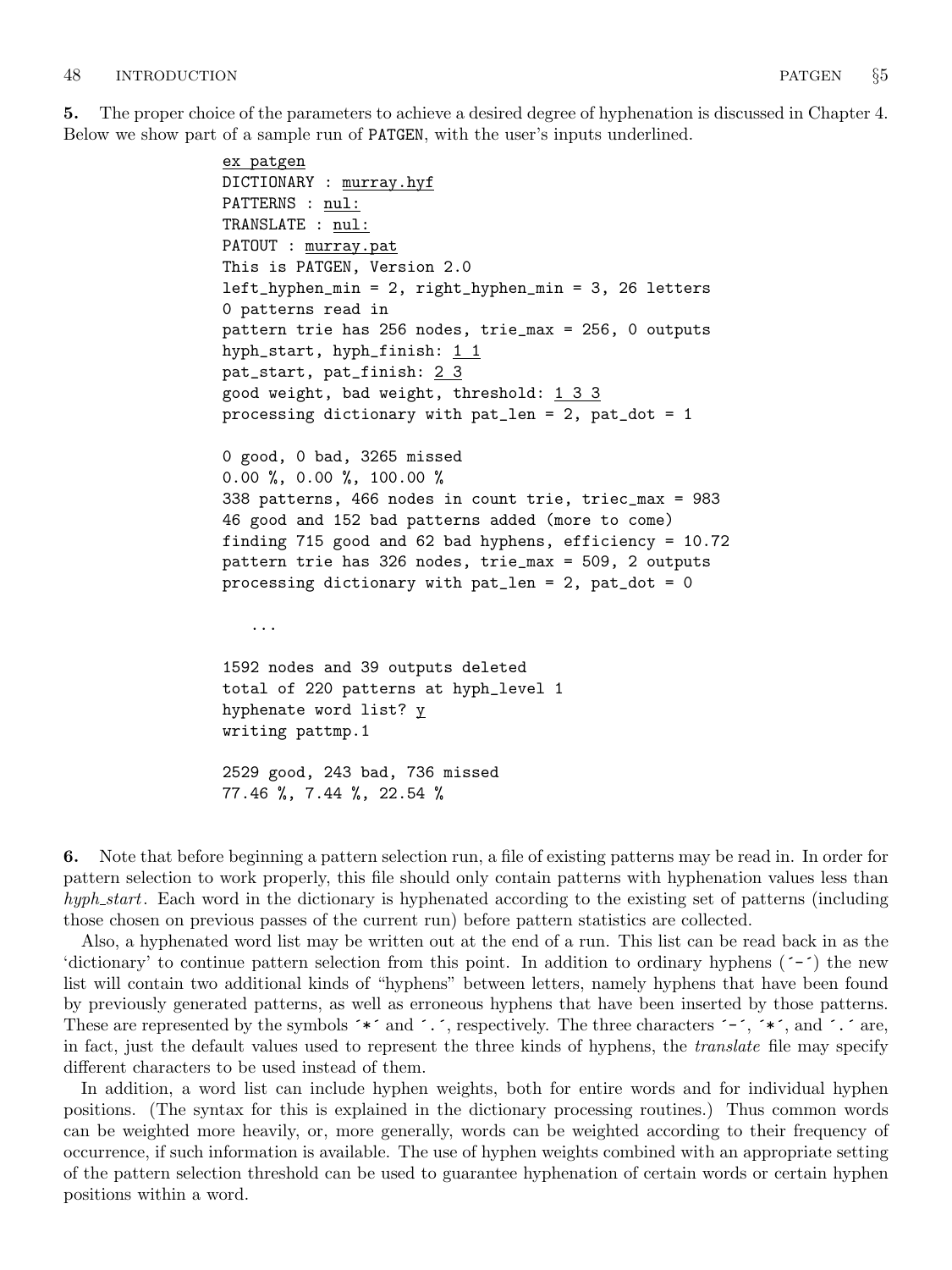**5.** The proper choice of the parameters to achieve a desired degree of hyphenation is discussed in Chapter 4. Below we show part of a sample run of PATGEN, with the user's inputs underlined.

```
ex patgen
DICTIONARY : murray.hyf
PATTERNS : nul:
TRANSLATE : nul:
PATOUT : murray.pat
This is PATGEN, Version 2.0
left_hyphen_min = 2, right_hyphen_min = 3, 26 letters
0 patterns read in
pattern trie has 256 nodes, trie_max = 256, 0 outputs
hyph_start, hyph_finish: 1 1
pat_start, pat_finish: 2 3
good weight, bad weight, threshold: 1 3 3
processing dictionary with pat_len = 2, pat_dot = 1

0 good, 0 bad, 3265 missed
0.00 %, 0.00 %, 100.00 %
338 patterns, 466 nodes in count trie, triec_max = 983
46 good and 152 bad patterns added (more to come)
finding 715 good and 62 bad hyphens, efficiency = 10.72
pattern trie has 326 nodes, trie_max = 509, 2 outputs
processing dictionary with pat_len = 2, pat_dot = 0

   ...

1592 nodes and 39 outputs deleted
total of 220 patterns at hyph_level 1
hyphenate word list? y
writing pattmp.1

2529 good, 243 bad, 736 missed
77.46 %, 7.44 %, 22.54 %
```

**6.** Note that before beginning a pattern selection run, a file of existing patterns may be read in. In order for pattern selection to work properly, this file should only contain patterns with hyphenation values less than *hyph_start*. Each word in the dictionary is hyphenated according to the existing set of patterns (including those chosen on previous passes of the current run) before pattern statistics are collected.

Also, a hyphenated word list may be written out at the end of a run. This list can be read back in as the 'dictionary' to continue pattern selection from this point. In addition to ordinary hyphens (´-´) the new list will contain two additional kinds of "hyphens" between letters, namely hyphens that have been found by previously generated patterns, as well as erroneous hyphens that have been inserted by those patterns. These are represented by the symbols ´*´ and ´.´, respectively. The three characters ´-´, ´*´, and ´.´ are, in fact, just the default values used to represent the three kinds of hyphens, the *translate* file may specify different characters to be used instead of them.

In addition, a word list can include hyphen weights, both for entire words and for individual hyphen positions. (The syntax for this is explained in the dictionary processing routines.) Thus common words can be weighted more heavily, or, more generally, words can be weighted according to their frequency of occurrence, if such information is available. The use of hyphen weights combined with an appropriate setting of the pattern selection threshold can be used to guarantee hyphenation of certain words or certain hyphen positions within a word.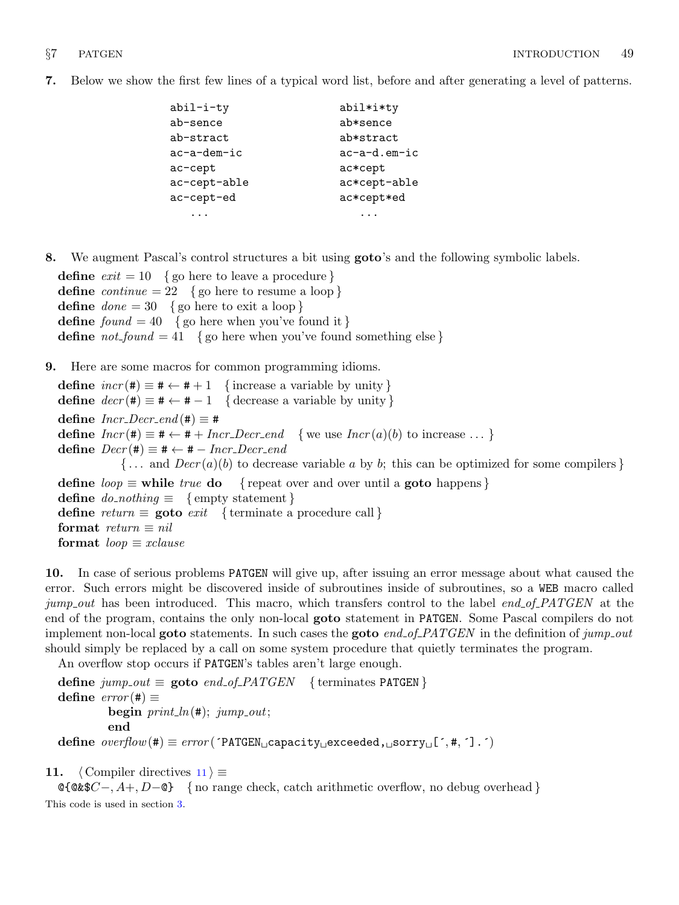**7.** Below we show the first few lines of a typical word list, before and after generating a level of patterns.

```
abil-i-ty              abil*i*ty
ab-sence               ab*sence
ab-stract              ab*stract
ac-a-dem-ic            ac-a-d.em-ic
ac-cept                ac*cept
ac-cept-able           ac*cept-able
ac-cept-ed             ac*cept*ed
   ...                    ...
```

**8.** We augment Pascal's control structures a bit using **goto**'s and the following symbolic labels.

**define** *exit* = 10  { go here to leave a procedure }
**define** *continue* = 22  { go here to resume a loop }
**define** *done* = 30  { go here to exit a loop }
**define** *found* = 40  { go here when you've found it }
**define** *not_found* = 41  { go here when you've found something else }

**9.** Here are some macros for common programming idioms.

**define** *incr*(#) ≡ # ← # + 1  { increase a variable by unity }
**define** *decr*(#) ≡ # ← # − 1  { decrease a variable by unity }
**define** *Incr_Decr_end*(#) ≡ #
**define** *Incr*(#) ≡ # ← # + *Incr_Decr_end*  { we use *Incr*(*a*)(*b*) to increase ... }
**define** *Decr*(#) ≡ # ← # − *Incr_Decr_end*
  { ... and *Decr*(*a*)(*b*) to decrease variable *a* by *b*; this can be optimized for some compilers }
**define** *loop* ≡ **while** *true* **do**  { repeat over and over until a **goto** happens }
**define** *do_nothing* ≡  { empty statement }
**define** *return* ≡ **goto** *exit*  { terminate a procedure call }
**format** *return* ≡ *nil*
**format** *loop* ≡ *xclause*

**10.** In case of serious problems PATGEN will give up, after issuing an error message about what caused the error. Such errors might be discovered inside of subroutines inside of subroutines, so a WEB macro called *jump_out* has been introduced. This macro, which transfers control to the label *end_of_PATGEN* at the end of the program, contains the only non-local **goto** statement in PATGEN. Some Pascal compilers do not implement non-local **goto** statements. In such cases the **goto** *end_of_PATGEN* in the definition of *jump_out* should simply be replaced by a call on some system procedure that quietly terminates the program.

An overflow stop occurs if PATGEN's tables aren't large enough.

**define** *jump_out* ≡ **goto** *end_of_PATGEN*  { terminates PATGEN }
**define** *error*(#) ≡
  **begin** *print_ln*(#); *jump_out*;
  **end**
**define** *overflow*(#) ≡ *error*('PATGEN␣capacity␣exceeded,␣sorry␣[',#,'].')

**11.** ⟨ Compiler directives 11 ⟩ ≡
@{@&$C−, A+, D−@}  { no range check, catch arithmetic overflow, no debug overhead }

This code is used in section 3.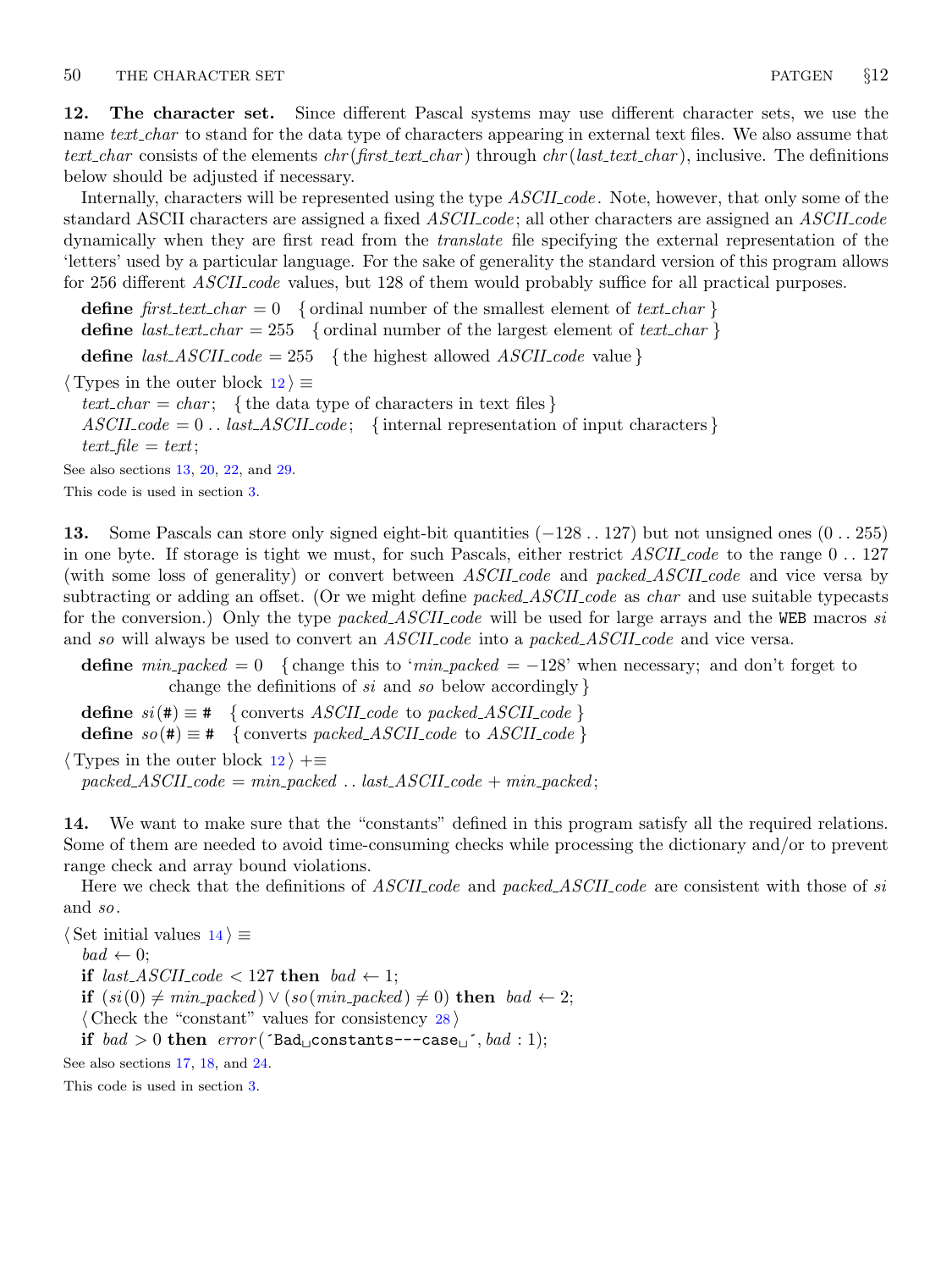**12. The character set.** Since different Pascal systems may use different character sets, we use the name *text_char* to stand for the data type of characters appearing in external text files. We also assume that *text_char* consists of the elements *chr*(*first_text_char*) through *chr*(*last_text_char*), inclusive. The definitions below should be adjusted if necessary.

Internally, characters will be represented using the type *ASCII_code*. Note, however, that only some of the standard ASCII characters are assigned a fixed *ASCII_code*; all other characters are assigned an *ASCII_code* dynamically when they are first read from the *translate* file specifying the external representation of the 'letters' used by a particular language. For the sake of generality the standard version of this program allows for 256 different *ASCII_code* values, but 128 of them would probably suffice for all practical purposes.

**define** *first_text_char* $= 0$ { ordinal number of the smallest element of *text_char* }
**define** *last_text_char* $= 255$ { ordinal number of the largest element of *text_char* }
**define** *last_ASCII_code* $= 255$ { the highest allowed *ASCII_code* value }

⟨ Types in the outer block 12 ⟩ ≡
*text_char* = *char*; { the data type of characters in text files }
*ASCII_code* = 0 .. *last_ASCII_code*; { internal representation of input characters }
*text_file* = *text*;

See also sections 13, 20, 22, and 29.

This code is used in section 3.

**13.** Some Pascals can store only signed eight-bit quantities ($-128$ .. 127) but not unsigned ones (0 .. 255) in one byte. If storage is tight we must, for such Pascals, either restrict *ASCII_code* to the range 0 .. 127 (with some loss of generality) or convert between *ASCII_code* and *packed_ASCII_code* and vice versa by subtracting or adding an offset. (Or we might define *packed_ASCII_code* as *char* and use suitable typecasts for the conversion.) Only the type *packed_ASCII_code* will be used for large arrays and the WEB macros *si* and *so* will always be used to convert an *ASCII_code* into a *packed_ASCII_code* and vice versa.

**define** *min_packed* $= 0$ { change this to '*min_packed* $= -128$' when necessary; and don't forget to change the definitions of *si* and *so* below accordingly }
**define** *si*(#) ≡ # { converts *ASCII_code* to *packed_ASCII_code* }
**define** *so*(#) ≡ # { converts *packed_ASCII_code* to *ASCII_code* }

⟨ Types in the outer block 12 ⟩ +≡
*packed_ASCII_code* = *min_packed* .. *last_ASCII_code* + *min_packed*;

**14.** We want to make sure that the "constants" defined in this program satisfy all the required relations. Some of them are needed to avoid time-consuming checks while processing the dictionary and/or to prevent range check and array bound violations.

Here we check that the definitions of *ASCII_code* and *packed_ASCII_code* are consistent with those of *si* and *so*.

⟨ Set initial values 14 ⟩ ≡
*bad* ← 0;
**if** *last_ASCII_code* < 127 **then** *bad* ← 1;
**if** $(si(0) \neq min\_packed) \lor (so(min\_packed) \neq 0)$ **then** *bad* ← 2;
⟨ Check the "constant" values for consistency 28 ⟩
**if** *bad* > 0 **then** *error*(´Bad␣constants---case␣´, *bad* : 1);

See also sections 17, 18, and 24.

This code is used in section 3.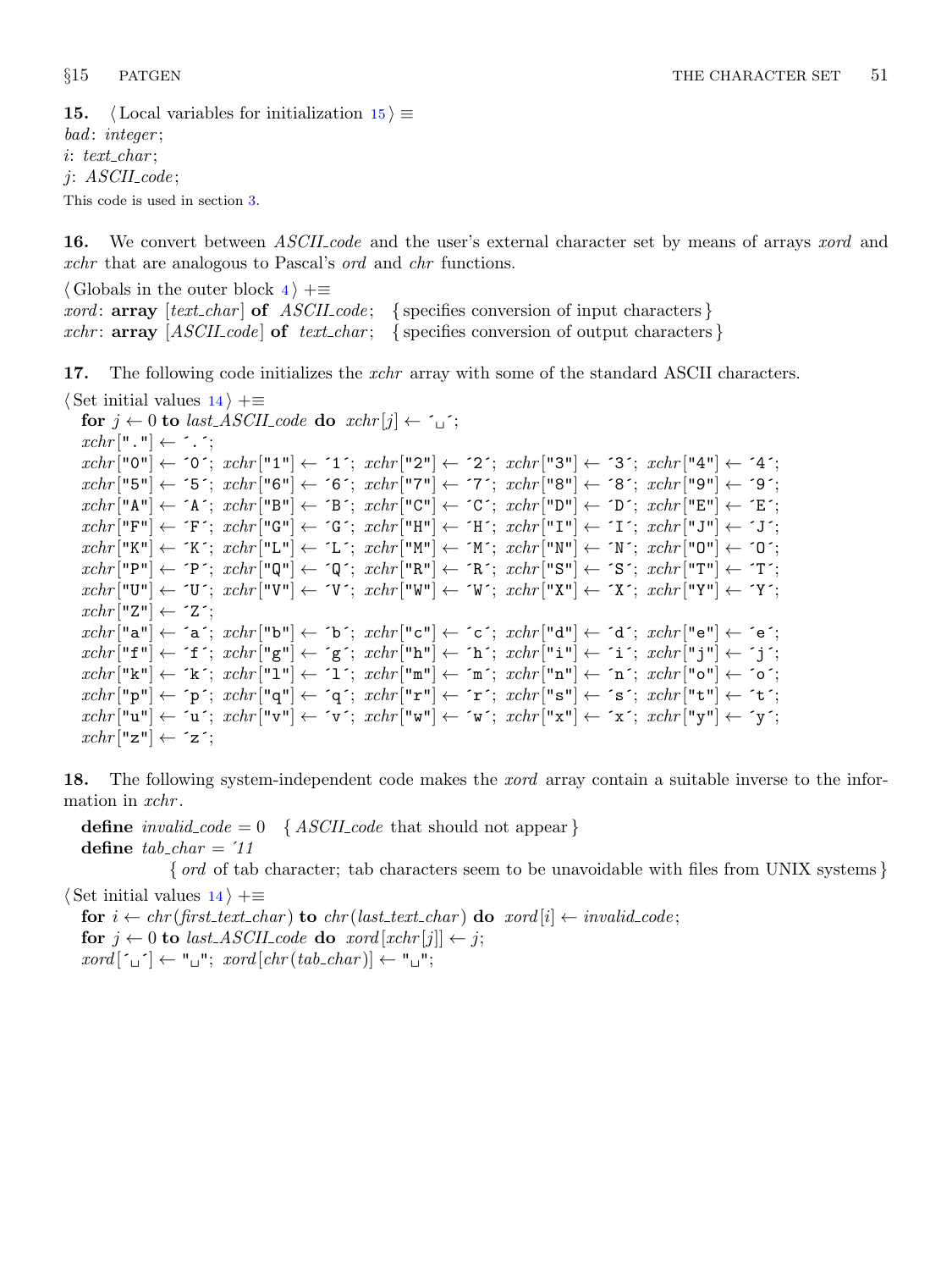**15.** ⟨ Local variables for initialization 15 ⟩ ≡

```
bad: integer;
i: text_char;
j: ASCII_code;
```

This code is used in section 3.

**16.** We convert between *ASCII_code* and the user's external character set by means of arrays *xord* and *xchr* that are analogous to Pascal's *ord* and *chr* functions.

⟨ Globals in the outer block 4 ⟩ +≡

```
xord: array [text_char] of ASCII_code;   { specifies conversion of input characters }
xchr: array [ASCII_code] of text_char;   { specifies conversion of output characters }
```

**17.** The following code initializes the *xchr* array with some of the standard ASCII characters.

⟨ Set initial values 14 ⟩ +≡

```
for j ← 0 to last_ASCII_code do xchr[j] ← ´␣´;
xchr["."] ← ´.´;
xchr["0"] ← ´0´; xchr["1"] ← ´1´; xchr["2"] ← ´2´; xchr["3"] ← ´3´; xchr["4"] ← ´4´;
xchr["5"] ← ´5´; xchr["6"] ← ´6´; xchr["7"] ← ´7´; xchr["8"] ← ´8´; xchr["9"] ← ´9´;
xchr["A"] ← ´A´; xchr["B"] ← ´B´; xchr["C"] ← ´C´; xchr["D"] ← ´D´; xchr["E"] ← ´E´;
xchr["F"] ← ´F´; xchr["G"] ← ´G´; xchr["H"] ← ´H´; xchr["I"] ← ´I´; xchr["J"] ← ´J´;
xchr["K"] ← ´K´; xchr["L"] ← ´L´; xchr["M"] ← ´M´; xchr["N"] ← ´N´; xchr["O"] ← ´O´;
xchr["P"] ← ´P´; xchr["Q"] ← ´Q´; xchr["R"] ← ´R´; xchr["S"] ← ´S´; xchr["T"] ← ´T´;
xchr["U"] ← ´U´; xchr["V"] ← ´V´; xchr["W"] ← ´W´; xchr["X"] ← ´X´; xchr["Y"] ← ´Y´;
xchr["Z"] ← ´Z´;
xchr["a"] ← ´a´; xchr["b"] ← ´b´; xchr["c"] ← ´c´; xchr["d"] ← ´d´; xchr["e"] ← ´e´;
xchr["f"] ← ´f´; xchr["g"] ← ´g´; xchr["h"] ← ´h´; xchr["i"] ← ´i´; xchr["j"] ← ´j´;
xchr["k"] ← ´k´; xchr["l"] ← ´l´; xchr["m"] ← ´m´; xchr["n"] ← ´n´; xchr["o"] ← ´o´;
xchr["p"] ← ´p´; xchr["q"] ← ´q´; xchr["r"] ← ´r´; xchr["s"] ← ´s´; xchr["t"] ← ´t´;
xchr["u"] ← ´u´; xchr["v"] ← ´v´; xchr["w"] ← ´w´; xchr["x"] ← ´x´; xchr["y"] ← ´y´;
xchr["z"] ← ´z´;
```

**18.** The following system-independent code makes the *xord* array contain a suitable inverse to the information in *xchr*.

```
define invalid_code = 0   { ASCII_code that should not appear }
define tab_char = ´11
        { ord of tab character; tab characters seem to be unavoidable with files from UNIX systems }
```

⟨ Set initial values 14 ⟩ +≡

```
for i ← chr(first_text_char) to chr(last_text_char) do xord[i] ← invalid_code;
for j ← 0 to last_ASCII_code do xord[xchr[j]] ← j;
xord[´␣´] ← "␣"; xord[chr(tab_char)] ← "␣";
```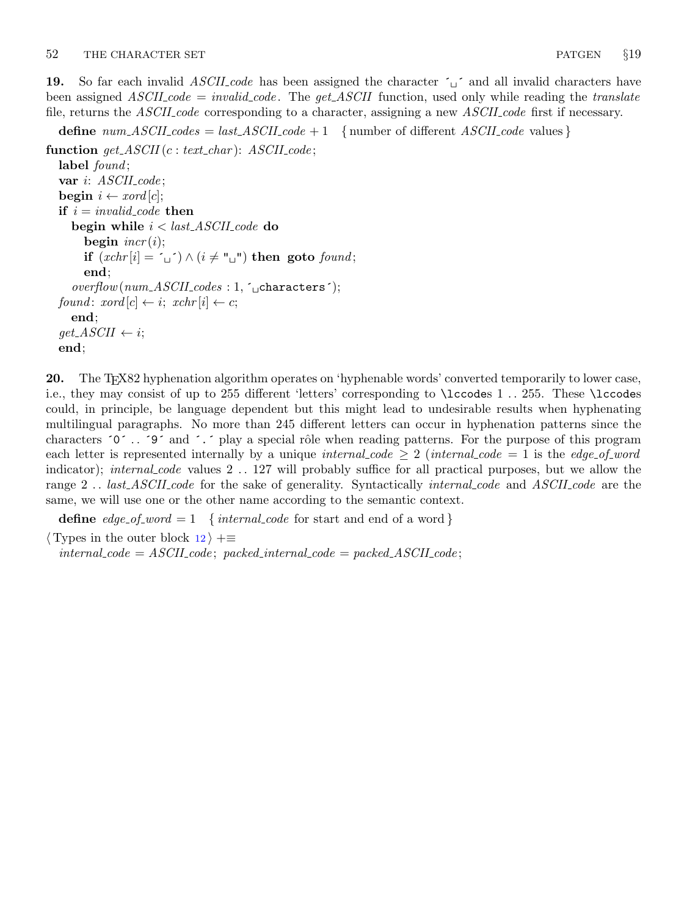**19.** So far each invalid *ASCII_code* has been assigned the character ´␣´ and all invalid characters have been assigned *ASCII_code* = *invalid_code*. The *get_ASCII* function, used only while reading the *translate* file, returns the *ASCII_code* corresponding to a character, assigning a new *ASCII_code* first if necessary.

**define** *num_ASCII_codes* = *last_ASCII_code* + 1  { number of different *ASCII_code* values }

```
function get_ASCII(c : text_char): ASCII_code;
  label found;
  var i: ASCII_code;
  begin i ← xord[c];
  if i = invalid_code then
    begin while i < last_ASCII_code do
      begin incr(i);
      if (xchr[i] = ´␣´) ∧ (i ≠ "␣") then goto found;
      end;
    overflow(num_ASCII_codes : 1, ´␣characters´);
  found: xord[c] ← i; xchr[i] ← c;
    end;
  get_ASCII ← i;
  end;
```

**20.** The TEX82 hyphenation algorithm operates on 'hyphenable words' converted temporarily to lower case, i.e., they may consist of up to 255 different 'letters' corresponding to `\lccode`s 1 .. 255. These `\lccode`s could, in principle, be language dependent but this might lead to undesirable results when hyphenating multilingual paragraphs. No more than 245 different letters can occur in hyphenation patterns since the characters ´0´ .. ´9´ and ´.´ play a special rôle when reading patterns. For the purpose of this program each letter is represented internally by a unique *internal_code* ≥ 2 (*internal_code* = 1 is the *edge_of_word* indicator); *internal_code* values 2 .. 127 will probably suffice for all practical purposes, but we allow the range 2 .. *last_ASCII_code* for the sake of generality. Syntactically *internal_code* and *ASCII_code* are the same, we will use one or the other name according to the semantic context.

**define** *edge_of_word* = 1  { *internal_code* for start and end of a word }

⟨ Types in the outer block 12 ⟩ +≡
  *internal_code* = *ASCII_code*; *packed_internal_code* = *packed_ASCII_code*;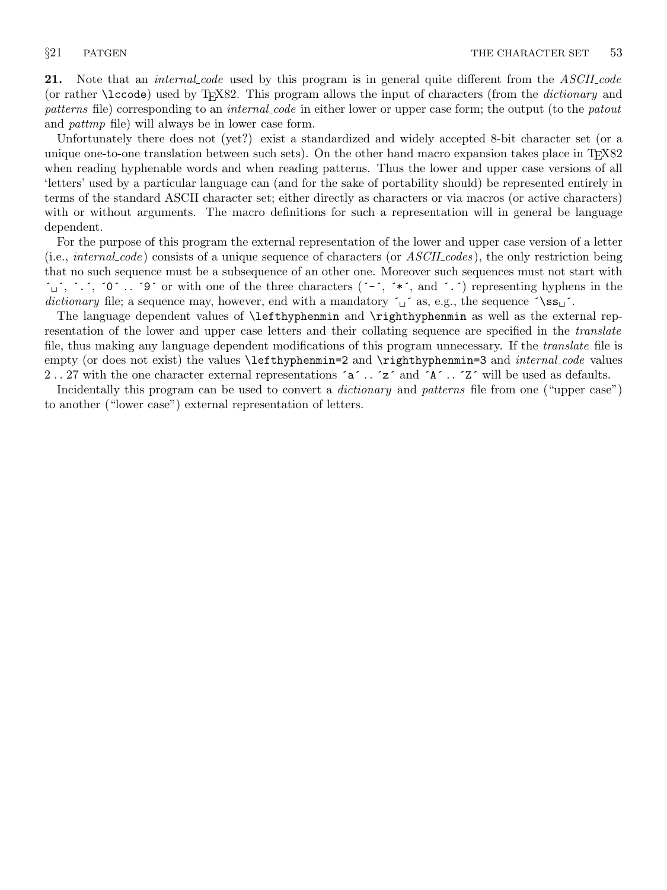**21.** Note that an *internal_code* used by this program is in general quite different from the *ASCII_code* (or rather `\lccode`) used by TEX82. This program allows the input of characters (from the *dictionary* and *patterns* file) corresponding to an *internal_code* in either lower or upper case form; the output (to the *patout* and *pattmp* file) will always be in lower case form.

Unfortunately there does not (yet?) exist a standardized and widely accepted 8-bit character set (or a unique one-to-one translation between such sets). On the other hand macro expansion takes place in TEX82 when reading hyphenable words and when reading patterns. Thus the lower and upper case versions of all 'letters' used by a particular language can (and for the sake of portability should) be represented entirely in terms of the standard ASCII character set; either directly as characters or via macros (or active characters) with or without arguments. The macro definitions for such a representation will in general be language dependent.

For the purpose of this program the external representation of the lower and upper case version of a letter (i.e., *internal_code*) consists of a unique sequence of characters (or *ASCII_codes*), the only restriction being that no such sequence must be a subsequence of an other one. Moreover such sequences must not start with `"␣"`, `"."`, `"0"` .. `"9"` or with one of the three characters (`"-"`, `"*"`, and `"."`) representing hyphens in the *dictionary* file; a sequence may, however, end with a mandatory `"␣"` as, e.g., the sequence `"\ss␣"`.

The language dependent values of `\lefthyphenmin` and `\righthyphenmin` as well as the external representation of the lower and upper case letters and their collating sequence are specified in the *translate* file, thus making any language dependent modifications of this program unnecessary. If the *translate* file is empty (or does not exist) the values `\lefthyphenmin=2` and `\righthyphenmin=3` and *internal_code* values 2 .. 27 with the one character external representations `"a"` .. `"z"` and `"A"` .. `"Z"` will be used as defaults.

Incidentally this program can be used to convert a *dictionary* and *patterns* file from one ("upper case") to another ("lower case") external representation of letters.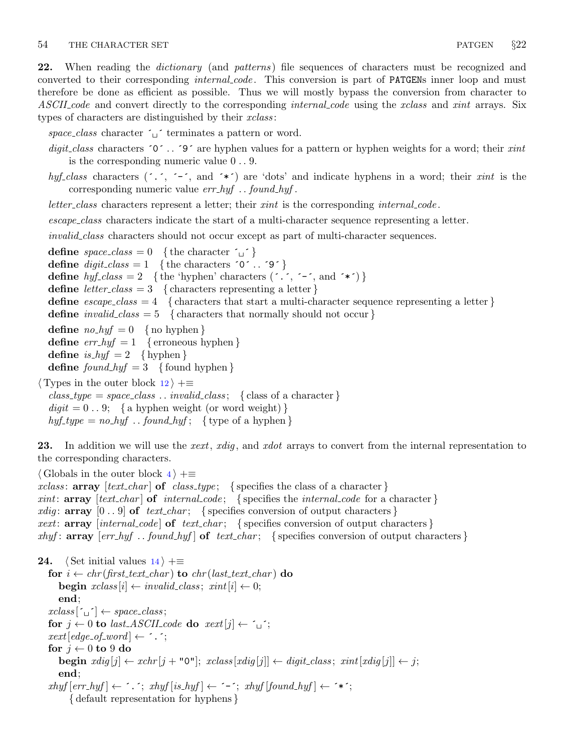**22.** When reading the *dictionary* (and *patterns*) file sequences of characters must be recognized and converted to their corresponding *internal_code*. This conversion is part of PATGENs inner loop and must therefore be done as efficient as possible. Thus we will mostly bypass the conversion from character to *ASCII_code* and convert directly to the corresponding *internal_code* using the *xclass* and *xint* arrays. Six types of characters are distinguished by their *xclass*:

*space_class* character ´␣´ terminates a pattern or word.

*digit_class* characters ´0´ .. ´9´ are hyphen values for a pattern or hyphen weights for a word; their *xint* is the corresponding numeric value 0 .. 9.

*hyf_class* characters (´.´, ´-´, and ´*´) are 'dots' and indicate hyphens in a word; their *xint* is the corresponding numeric value *err_hyf* .. *found_hyf*.

*letter_class* characters represent a letter; their *xint* is the corresponding *internal_code*.

*escape_class* characters indicate the start of a multi-character sequence representing a letter.

*invalid_class* characters should not occur except as part of multi-character sequences.

```
define space_class = 0   { the character ´␣´ }
define digit_class = 1   { the characters ´0´ .. ´9´ }
define hyf_class = 2   { the 'hyphen' characters (´.´, ´-´, and ´*´) }
define letter_class = 3   { characters representing a letter }
define escape_class = 4   { characters that start a multi-character sequence representing a letter }
define invalid_class = 5   { characters that normally should not occur }

define no_hyf = 0   { no hyphen }
define err_hyf = 1   { erroneous hyphen }
define is_hyf = 2   { hyphen }
define found_hyf = 3   { found hyphen }

⟨ Types in the outer block 12 ⟩ +≡
  class_type = space_class .. invalid_class;   { class of a character }
  digit = 0 .. 9;   { a hyphen weight (or word weight) }
  hyf_type = no_hyf .. found_hyf;   { type of a hyphen }
```

**23.** In addition we will use the *xext*, *xdig*, and *xdot* arrays to convert from the internal representation to the corresponding characters.

```
⟨ Globals in the outer block 4 ⟩ +≡
xclass: array [text_char] of class_type;   { specifies the class of a character }
xint: array [text_char] of internal_code;   { specifies the internal_code for a character }
xdig: array [0 .. 9] of text_char;   { specifies conversion of output characters }
xext: array [internal_code] of text_char;   { specifies conversion of output characters }
xhyf: array [err_hyf .. found_hyf] of text_char;   { specifies conversion of output characters }
```

**24.** ⟨ Set initial values 14 ⟩ +≡

```
for i ← chr(first_text_char) to chr(last_text_char) do
  begin xclass[i] ← invalid_class; xint[i] ← 0;
  end;
xclass[´␣´] ← space_class;
for j ← 0 to last_ASCII_code do xext[j] ← ´␣´;
xext[edge_of_word] ← ´.´;
for j ← 0 to 9 do
  begin xdig[j] ← xchr[j + "0"]; xclass[xdig[j]] ← digit_class; xint[xdig[j]] ← j;
  end;
xhyf[err_hyf] ← ´.´; xhyf[is_hyf] ← ´-´; xhyf[found_hyf] ← ´*´;
    { default representation for hyphens }
```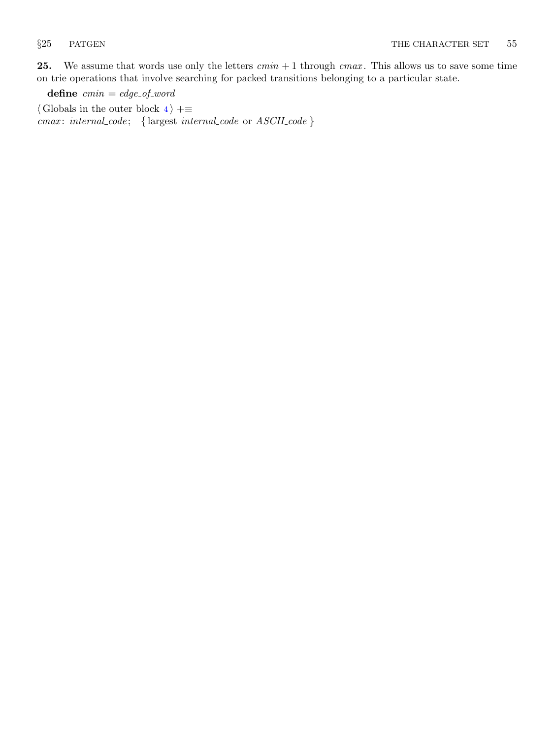**25.** We assume that words use only the letters $cmin + 1$ through $cmax$. This allows us to save some time on trie operations that involve searching for packed transitions belonging to a particular state.

**define** $cmin = edge\_of\_word$

⟨ Globals in the outer block 4 ⟩ +≡
*cmax*: *internal_code*; { largest *internal_code* or *ASCII_code* }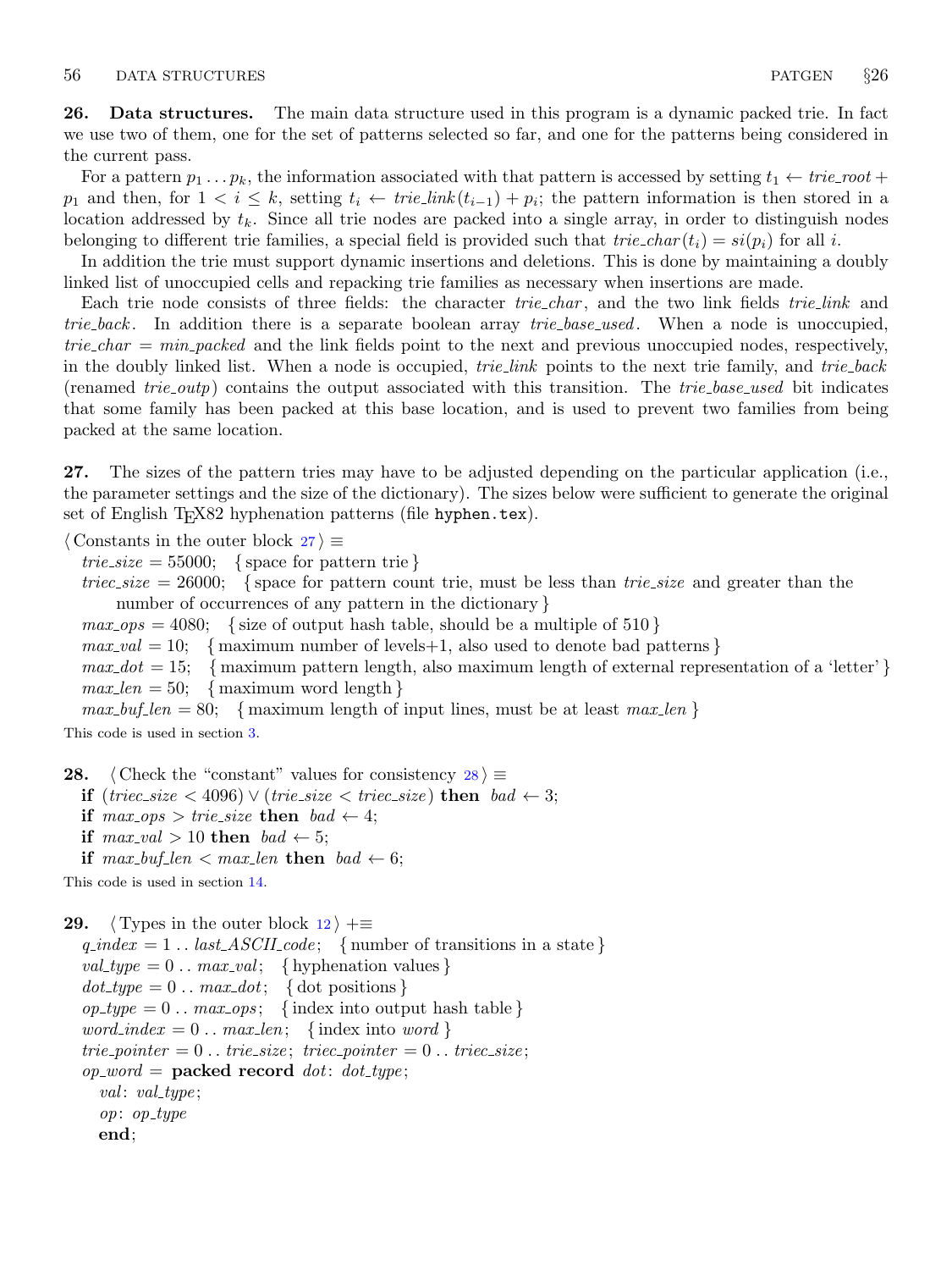**26. Data structures.** The main data structure used in this program is a dynamic packed trie. In fact we use two of them, one for the set of patterns selected so far, and one for the patterns being considered in the current pass.

For a pattern $p_1 \ldots p_k$, the information associated with that pattern is accessed by setting $t_1 \leftarrow trie\_root + p_1$ and then, for $1 < i \le k$, setting $t_i \leftarrow trie\_link(t_{i-1}) + p_i$; the pattern information is then stored in a location addressed by $t_k$. Since all trie nodes are packed into a single array, in order to distinguish nodes belonging to different trie families, a special field is provided such that $trie\_char(t_i) = si(p_i)$ for all $i$.

In addition the trie must support dynamic insertions and deletions. This is done by maintaining a doubly linked list of unoccupied cells and repacking trie families as necessary when insertions are made.

Each trie node consists of three fields: the character *trie_char*, and the two link fields *trie_link* and *trie_back*. In addition there is a separate boolean array *trie_base_used*. When a node is unoccupied, $trie\_char = min\_packed$ and the link fields point to the next and previous unoccupied nodes, respectively, in the doubly linked list. When a node is occupied, *trie_link* points to the next trie family, and *trie_back* (renamed *trie_outp*) contains the output associated with this transition. The *trie_base_used* bit indicates that some family has been packed at this base location, and is used to prevent two families from being packed at the same location.

**27.** The sizes of the pattern tries may have to be adjusted depending on the particular application (i.e., the parameter settings and the size of the dictionary). The sizes below were sufficient to generate the original set of English TeX82 hyphenation patterns (file `hyphen.tex`).

```
⟨Constants in the outer block 27⟩ ≡
  trie_size = 55000;  { space for pattern trie }
  triec_size = 26000;  { space for pattern count trie, must be less than trie_size and greater than the
      number of occurrences of any pattern in the dictionary }
  max_ops = 4080;  { size of output hash table, should be a multiple of 510 }
  max_val = 10;  { maximum number of levels+1, also used to denote bad patterns }
  max_dot = 15;  { maximum pattern length, also maximum length of external representation of a 'letter' }
  max_len = 50;  { maximum word length }
  max_buf_len = 80;  { maximum length of input lines, must be at least max_len }
```

This code is used in section 3.

**28.**

```
⟨Check the "constant" values for consistency 28⟩ ≡
  if (triec_size < 4096) ∨ (trie_size < triec_size) then bad ← 3;
  if max_ops > trie_size then bad ← 4;
  if max_val > 10 then bad ← 5;
  if max_buf_len < max_len then bad ← 6;
```

This code is used in section 14.

**29.**

```
⟨Types in the outer block 12⟩ +≡
  q_index = 1 .. last_ASCII_code;  { number of transitions in a state }
  val_type = 0 .. max_val;  { hyphenation values }
  dot_type = 0 .. max_dot;  { dot positions }
  op_type = 0 .. max_ops;  { index into output hash table }
  word_index = 0 .. max_len;  { index into word }
  trie_pointer = 0 .. trie_size;  triec_pointer = 0 .. triec_size;
  op_word = packed record dot: dot_type;
    val: val_type;
    op: op_type
    end;
```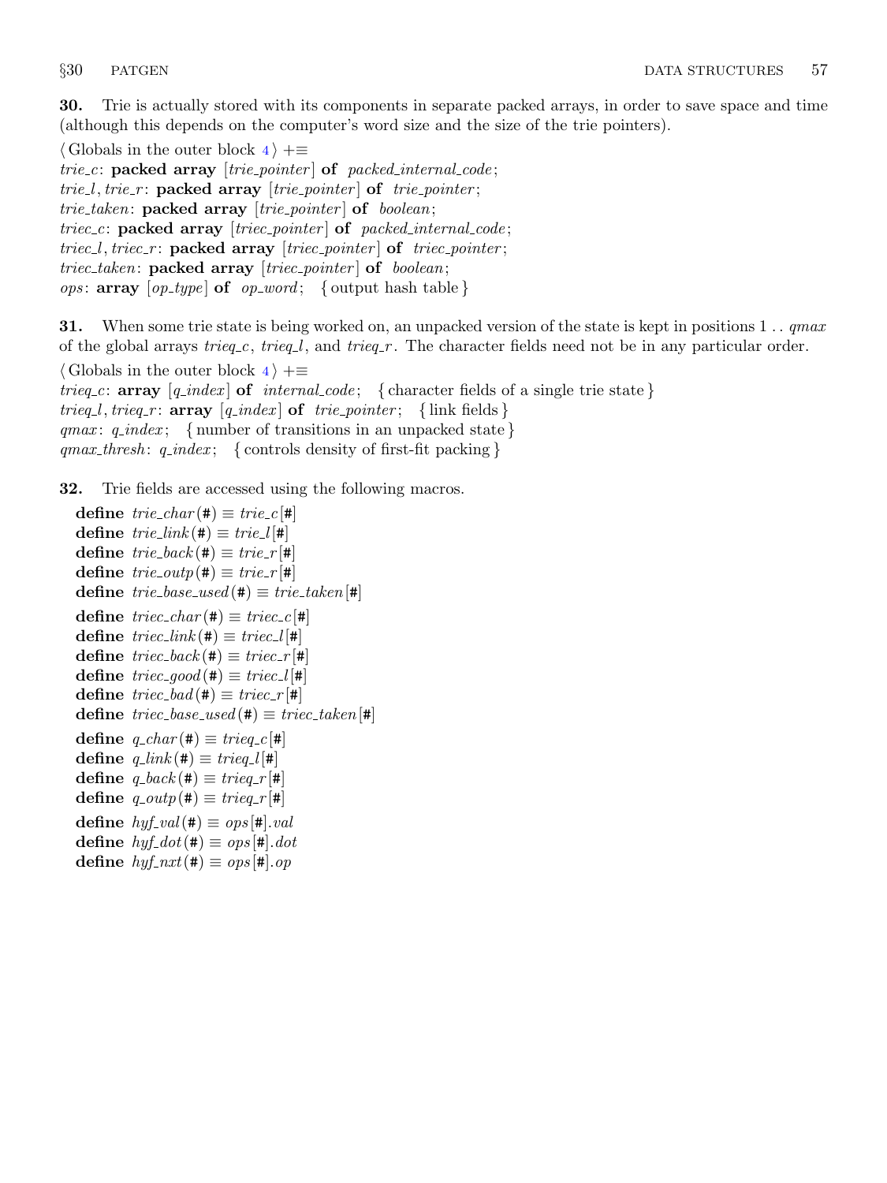**30.** Trie is actually stored with its components in separate packed arrays, in order to save space and time (although this depends on the computer's word size and the size of the trie pointers).

⟨ Globals in the outer block 4 ⟩ +≡
*trie_c*: **packed array** [*trie_pointer*] **of** *packed_internal_code*;
*trie_l*, *trie_r*: **packed array** [*trie_pointer*] **of** *trie_pointer*;
*trie_taken*: **packed array** [*trie_pointer*] **of** *boolean*;
*triec_c*: **packed array** [*triec_pointer*] **of** *packed_internal_code*;
*triec_l*, *triec_r*: **packed array** [*triec_pointer*] **of** *triec_pointer*;
*triec_taken*: **packed array** [*triec_pointer*] **of** *boolean*;
*ops*: **array** [*op_type*] **of** *op_word*; { output hash table }

**31.** When some trie state is being worked on, an unpacked version of the state is kept in positions 1 . . *qmax* of the global arrays *trieq_c*, *trieq_l*, and *trieq_r*. The character fields need not be in any particular order.

⟨ Globals in the outer block 4 ⟩ +≡
*trieq_c*: **array** [*q_index*] **of** *internal_code*; { character fields of a single trie state }
*trieq_l*, *trieq_r*: **array** [*q_index*] **of** *trie_pointer*; { link fields }
*qmax*: *q_index*; { number of transitions in an unpacked state }
*qmax_thresh*: *q_index*; { controls density of first-fit packing }

**32.** Trie fields are accessed using the following macros.

```
define trie_char(#) ≡ trie_c[#]
define trie_link(#) ≡ trie_l[#]
define trie_back(#) ≡ trie_r[#]
define trie_outp(#) ≡ trie_r[#]
define trie_base_used(#) ≡ trie_taken[#]
define triec_char(#) ≡ triec_c[#]
define triec_link(#) ≡ triec_l[#]
define triec_back(#) ≡ triec_r[#]
define triec_good(#) ≡ triec_l[#]
define triec_bad(#) ≡ triec_r[#]
define triec_base_used(#) ≡ triec_taken[#]
define q_char(#) ≡ trieq_c[#]
define q_link(#) ≡ trieq_l[#]
define q_back(#) ≡ trieq_r[#]
define q_outp(#) ≡ trieq_r[#]
define hyf_val(#) ≡ ops[#].val
define hyf_dot(#) ≡ ops[#].dot
define hyf_nxt(#) ≡ ops[#].op
```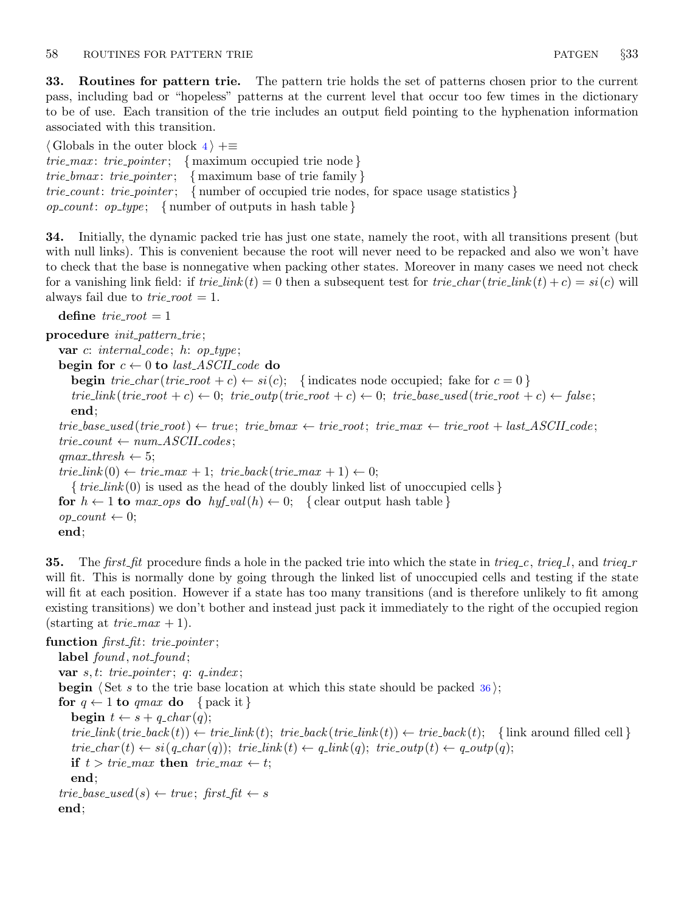**33. Routines for pattern trie.** The pattern trie holds the set of patterns chosen prior to the current pass, including bad or "hopeless" patterns at the current level that occur too few times in the dictionary to be of use. Each transition of the trie includes an output field pointing to the hyphenation information associated with this transition.

```
⟨ Globals in the outer block 4 ⟩ +≡
trie_max: trie_pointer;   { maximum occupied trie node }
trie_bmax: trie_pointer;   { maximum base of trie family }
trie_count: trie_pointer;   { number of occupied trie nodes, for space usage statistics }
op_count: op_type;   { number of outputs in hash table }
```

**34.** Initially, the dynamic packed trie has just one state, namely the root, with all transitions present (but with null links). This is convenient because the root will never need to be repacked and also we won't have to check that the base is nonnegative when packing other states. Moreover in many cases we need not check for a vanishing link field: if $trie\_link(t) = 0$ then a subsequent test for $trie\_char(trie\_link(t) + c) = si(c)$ will always fail due to $trie\_root = 1$.

```
define trie_root = 1
procedure init_pattern_trie;
  var c: internal_code; h: op_type;
  begin for c ← 0 to last_ASCII_code do
    begin trie_char(trie_root + c) ← si(c);   { indicates node occupied; fake for c = 0 }
    trie_link(trie_root + c) ← 0; trie_outp(trie_root + c) ← 0; trie_base_used(trie_root + c) ← false;
    end;
  trie_base_used(trie_root) ← true; trie_bmax ← trie_root; trie_max ← trie_root + last_ASCII_code;
  trie_count ← num_ASCII_codes;
  qmax_thresh ← 5;
  trie_link(0) ← trie_max + 1; trie_back(trie_max + 1) ← 0;
    { trie_link(0) is used as the head of the doubly linked list of unoccupied cells }
  for h ← 1 to max_ops do hyf_val(h) ← 0;   { clear output hash table }
  op_count ← 0;
  end;
```

**35.** The *first_fit* procedure finds a hole in the packed trie into which the state in *trieq_c*, *trieq_l*, and *trieq_r* will fit. This is normally done by going through the linked list of unoccupied cells and testing if the state will fit at each position. However if a state has too many transitions (and is therefore unlikely to fit among existing transitions) we don't bother and instead just pack it immediately to the right of the occupied region (starting at $trie\_max + 1$).

```
function first_fit: trie_pointer;
  label found, not_found;
  var s, t: trie_pointer; q: q_index;
  begin ⟨ Set s to the trie base location at which this state should be packed 36 ⟩;
  for q ← 1 to qmax do   { pack it }
    begin t ← s + q_char(q);
    trie_link(trie_back(t)) ← trie_link(t); trie_back(trie_link(t)) ← trie_back(t);   { link around filled cell }
    trie_char(t) ← si(q_char(q)); trie_link(t) ← q_link(q); trie_outp(t) ← q_outp(q);
    if t > trie_max then trie_max ← t;
    end;
  trie_base_used(s) ← true; first_fit ← s
  end;
```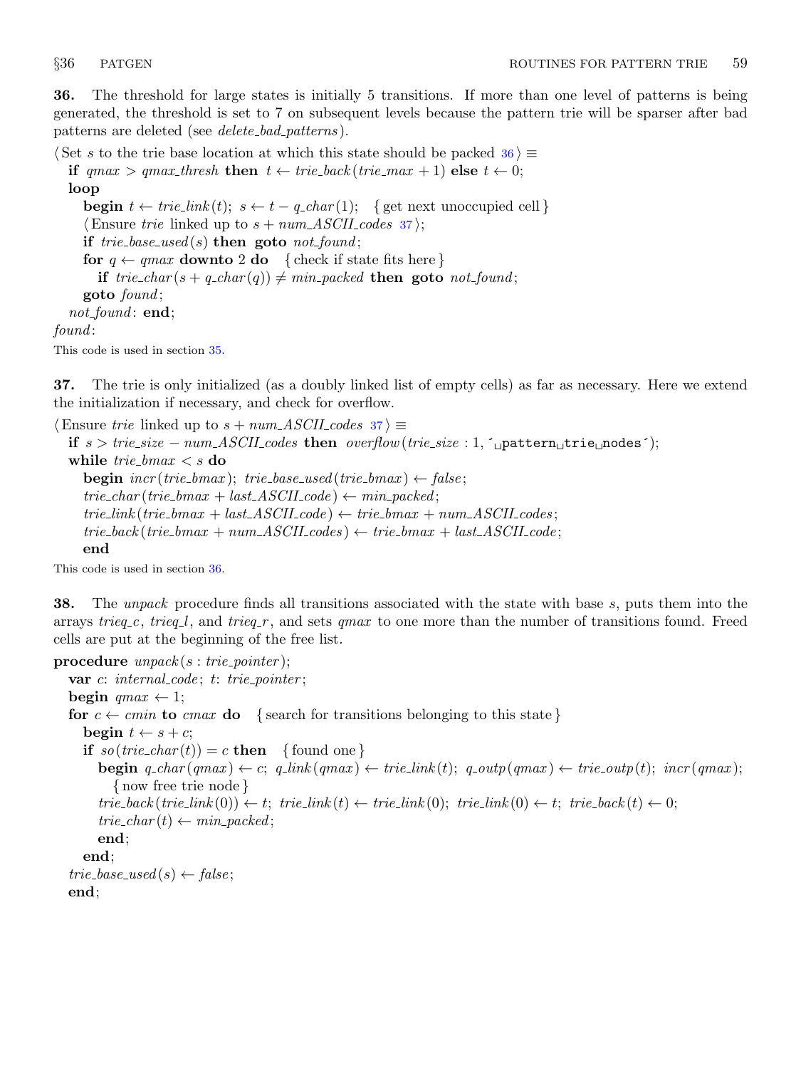**36.** The threshold for large states is initially 5 transitions. If more than one level of patterns is being generated, the threshold is set to 7 on subsequent levels because the pattern trie will be sparser after bad patterns are deleted (see *delete_bad_patterns*).

```
⟨ Set s to the trie base location at which this state should be packed 36 ⟩ ≡
  if qmax > qmax_thresh then t ← trie_back(trie_max + 1) else t ← 0;
  loop
    begin t ← trie_link(t); s ← t − q_char(1);   { get next unoccupied cell }
    ⟨ Ensure trie linked up to s + num_ASCII_codes 37 ⟩;
    if trie_base_used(s) then goto not_found;
    for q ← qmax downto 2 do   { check if state fits here }
      if trie_char(s + q_char(q)) ≠ min_packed then goto not_found;
    goto found;
  not_found: end;
found:
```

This code is used in section 35.

**37.** The trie is only initialized (as a doubly linked list of empty cells) as far as necessary. Here we extend the initialization if necessary, and check for overflow.

```
⟨ Ensure trie linked up to s + num_ASCII_codes 37 ⟩ ≡
  if s > trie_size − num_ASCII_codes then overflow(trie_size : 1, ´␣pattern␣trie␣nodes´);
  while trie_bmax < s do
    begin incr(trie_bmax); trie_base_used(trie_bmax) ← false;
    trie_char(trie_bmax + last_ASCII_code) ← min_packed;
    trie_link(trie_bmax + last_ASCII_code) ← trie_bmax + num_ASCII_codes;
    trie_back(trie_bmax + num_ASCII_codes) ← trie_bmax + last_ASCII_code;
    end
```

This code is used in section 36.

**38.** The *unpack* procedure finds all transitions associated with the state with base $s$, puts them into the arrays *trieq_c*, *trieq_l*, and *trieq_r*, and sets *qmax* to one more than the number of transitions found. Freed cells are put at the beginning of the free list.

```
procedure unpack(s : trie_pointer);
  var c: internal_code; t: trie_pointer;
  begin qmax ← 1;
  for c ← cmin to cmax do   { search for transitions belonging to this state }
    begin t ← s + c;
    if so(trie_char(t)) = c then   { found one }
      begin q_char(qmax) ← c; q_link(qmax) ← trie_link(t); q_outp(qmax) ← trie_outp(t); incr(qmax);
        { now free trie node }
      trie_back(trie_link(0)) ← t; trie_link(t) ← trie_link(0); trie_link(0) ← t; trie_back(t) ← 0;
      trie_char(t) ← min_packed;
      end;
    end;
  trie_base_used(s) ← false;
  end;
```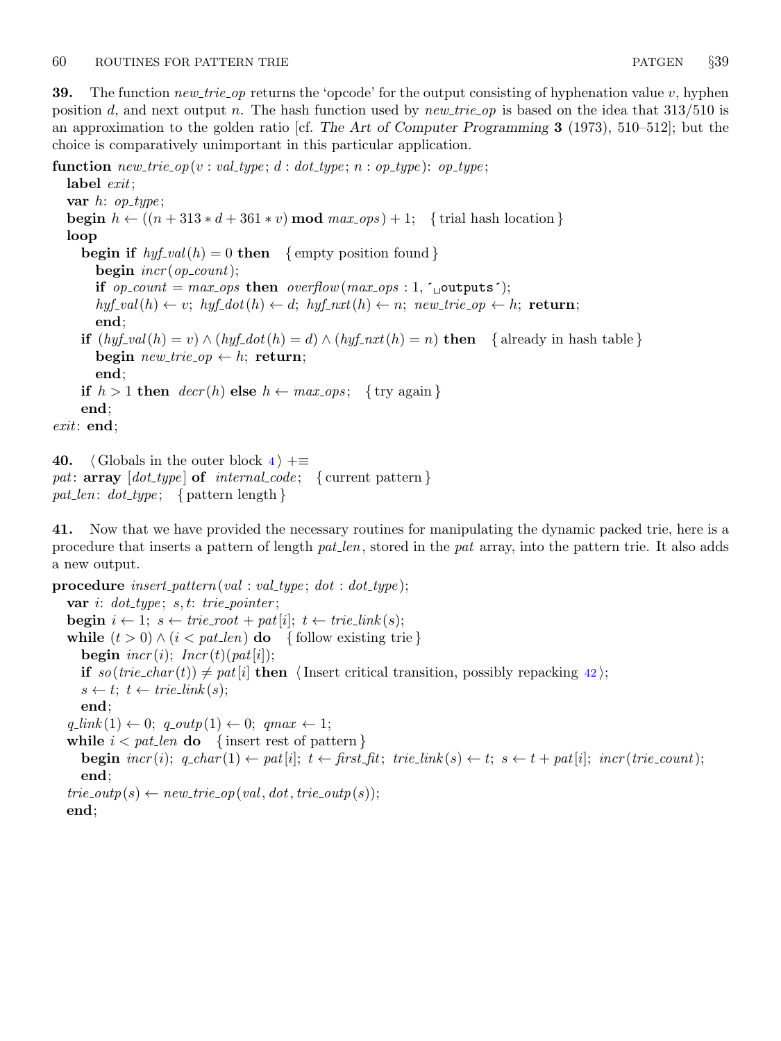**39.** The function *new_trie_op* returns the 'opcode' for the output consisting of hyphenation value $v$, hyphen position $d$, and next output $n$. The hash function used by *new_trie_op* is based on the idea that 313/510 is an approximation to the golden ratio [cf. *The Art of Computer Programming* **3** (1973), 510–512]; but the choice is comparatively unimportant in this particular application.

```
function new_trie_op(v : val_type; d : dot_type; n : op_type): op_type;
  label exit;
  var h: op_type;
  begin h ← ((n + 313 * d + 361 * v) mod max_ops) + 1;   { trial hash location }
  loop
    begin if hyf_val(h) = 0 then   { empty position found }
      begin incr(op_count);
      if op_count = max_ops then overflow(max_ops : 1, ´␣outputs´);
      hyf_val(h) ← v; hyf_dot(h) ← d; hyf_nxt(h) ← n; new_trie_op ← h; return;
      end;
    if (hyf_val(h) = v) ∧ (hyf_dot(h) = d) ∧ (hyf_nxt(h) = n) then   { already in hash table }
      begin new_trie_op ← h; return;
      end;
    if h > 1 then decr(h) else h ← max_ops;   { try again }
    end;
exit: end;
```

**40.** ⟨ Globals in the outer block 4 ⟩ +≡

```
pat: array [dot_type] of internal_code;   { current pattern }
pat_len: dot_type;   { pattern length }
```

**41.** Now that we have provided the necessary routines for manipulating the dynamic packed trie, here is a procedure that inserts a pattern of length *pat_len*, stored in the *pat* array, into the pattern trie. It also adds a new output.

```
procedure insert_pattern(val : val_type; dot : dot_type);
  var i: dot_type; s, t: trie_pointer;
  begin i ← 1; s ← trie_root + pat[i]; t ← trie_link(s);
  while (t > 0) ∧ (i < pat_len) do   { follow existing trie }
    begin incr(i); Incr(t)(pat[i]);
    if so(trie_char(t)) ≠ pat[i] then ⟨ Insert critical transition, possibly repacking 42 ⟩;
    s ← t; t ← trie_link(s);
    end;
  q_link(1) ← 0; q_outp(1) ← 0; qmax ← 1;
  while i < pat_len do   { insert rest of pattern }
    begin incr(i); q_char(1) ← pat[i]; t ← first_fit; trie_link(s) ← t; s ← t + pat[i]; incr(trie_count);
    end;
  trie_outp(s) ← new_trie_op(val, dot, trie_outp(s));
  end;
```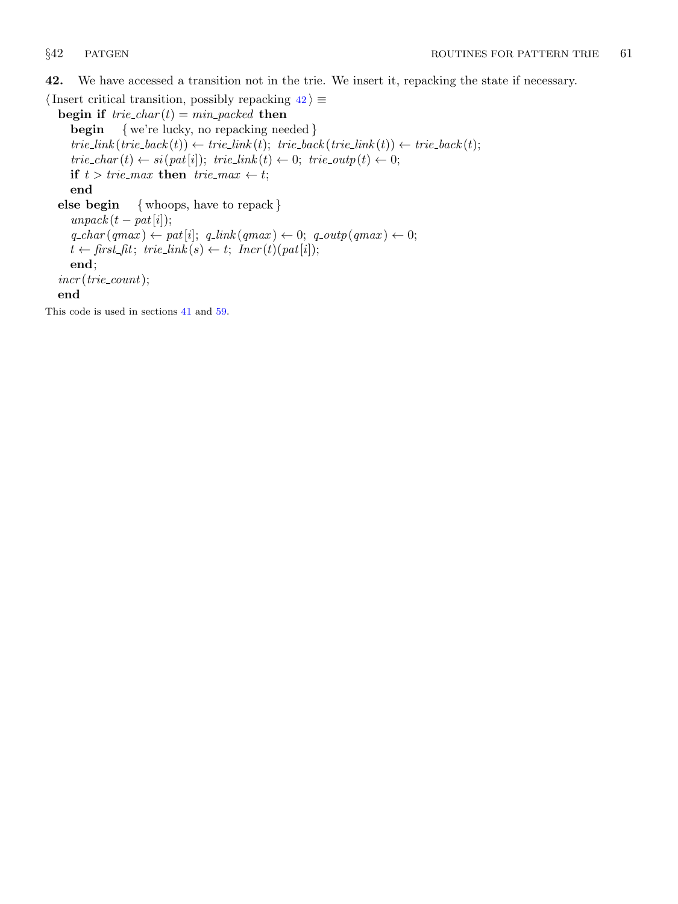**42.** We have accessed a transition not in the trie. We insert it, repacking the state if necessary.

⟨ Insert critical transition, possibly repacking 42 ⟩ ≡

```
begin if trie_char(t) = min_packed then
    begin { we're lucky, no repacking needed }
    trie_link(trie_back(t)) ← trie_link(t); trie_back(trie_link(t)) ← trie_back(t);
    trie_char(t) ← si(pat[i]); trie_link(t) ← 0; trie_outp(t) ← 0;
    if t > trie_max then trie_max ← t;
    end
else begin { whoops, have to repack }
    unpack(t − pat[i]);
    q_char(qmax) ← pat[i]; q_link(qmax) ← 0; q_outp(qmax) ← 0;
    t ← first_fit; trie_link(s) ← t; Incr(t)(pat[i]);
    end;
incr(trie_count);
end
```

This code is used in sections 41 and 59.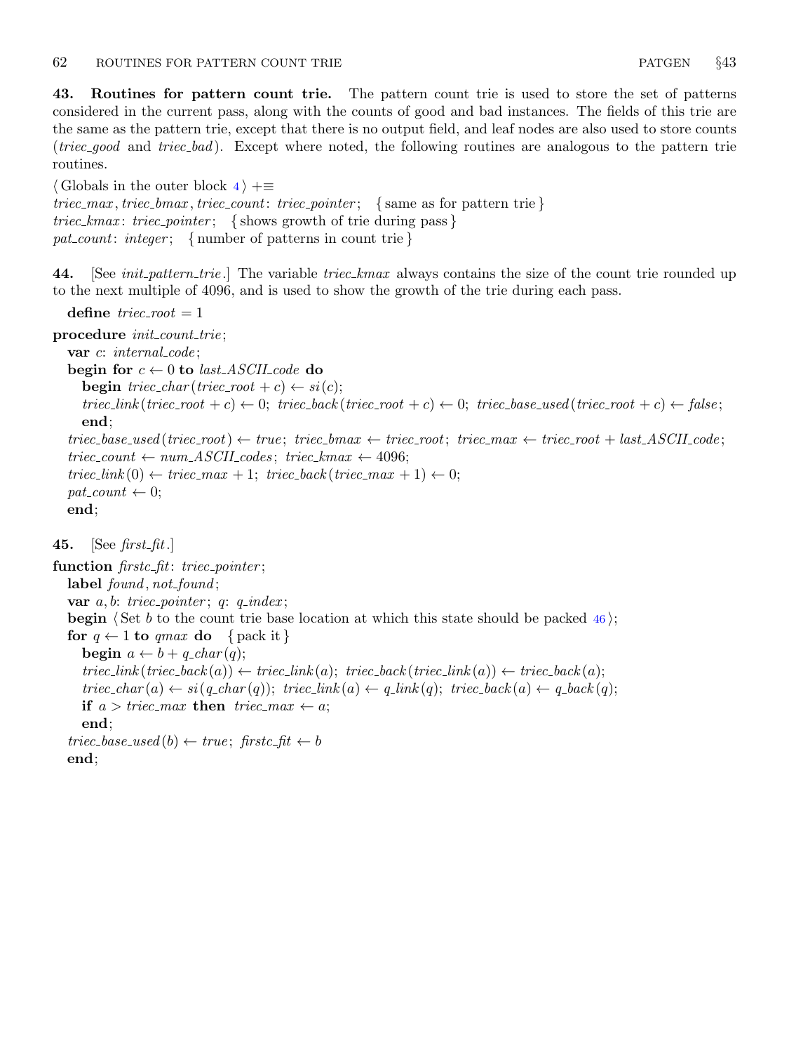**43. Routines for pattern count trie.** The pattern count trie is used to store the set of patterns considered in the current pass, along with the counts of good and bad instances. The fields of this trie are the same as the pattern trie, except that there is no output field, and leaf nodes are also used to store counts (*triec_good* and *triec_bad*). Except where noted, the following routines are analogous to the pattern trie routines.

⟨ Globals in the outer block 4 ⟩ +≡
*triec_max*, *triec_bmax*, *triec_count*: *triec_pointer*; { same as for pattern trie }
*triec_kmax*: *triec_pointer*; { shows growth of trie during pass }
*pat_count*: *integer*; { number of patterns in count trie }

**44.** [See *init_pattern_trie*.] The variable *triec_kmax* always contains the size of the count trie rounded up to the next multiple of 4096, and is used to show the growth of the trie during each pass.

```
  define triec_root = 1

procedure init_count_trie;
  var c: internal_code;
  begin for c ← 0 to last_ASCII_code do
    begin triec_char(triec_root + c) ← si(c);
    triec_link(triec_root + c) ← 0; triec_back(triec_root + c) ← 0; triec_base_used(triec_root + c) ← false;
    end;
  triec_base_used(triec_root) ← true; triec_bmax ← triec_root; triec_max ← triec_root + last_ASCII_code;
  triec_count ← num_ASCII_codes; triec_kmax ← 4096;
  triec_link(0) ← triec_max + 1; triec_back(triec_max + 1) ← 0;
  pat_count ← 0;
  end;
```

**45.** [See *first_fit*.]

```
function firstc_fit: triec_pointer;
  label found, not_found;
  var a, b: triec_pointer; q: q_index;
  begin ⟨ Set b to the count trie base location at which this state should be packed 46 ⟩;
  for q ← 1 to qmax do { pack it }
    begin a ← b + q_char(q);
    triec_link(triec_back(a)) ← triec_link(a); triec_back(triec_link(a)) ← triec_back(a);
    triec_char(a) ← si(q_char(q)); triec_link(a) ← q_link(q); triec_back(a) ← q_back(q);
    if a > triec_max then triec_max ← a;
    end;
  triec_base_used(b) ← true; firstc_fit ← b
  end;
```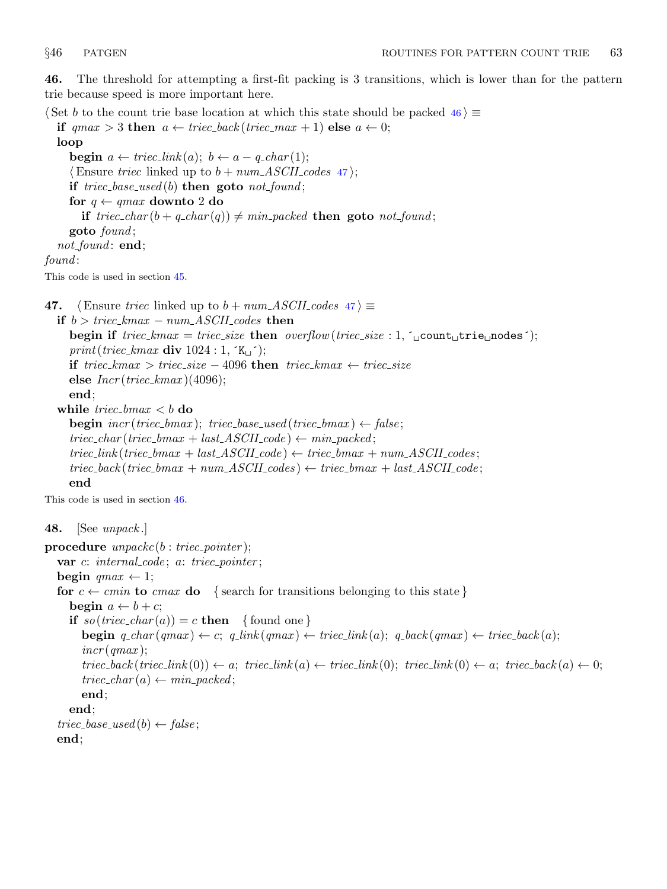**46.** The threshold for attempting a first-fit packing is 3 transitions, which is lower than for the pattern trie because speed is more important here.

⟨Set $b$ to the count trie base location at which this state should be packed 46⟩ ≡

```
if qmax > 3 then a ← triec_back(triec_max + 1) else a ← 0;
loop
   begin a ← triec_link(a); b ← a − q_char(1);
   ⟨Ensure triec linked up to b + num_ASCII_codes 47⟩;
   if triec_base_used(b) then goto not_found;
   for q ← qmax downto 2 do
      if triec_char(b + q_char(q)) ≠ min_packed then goto not_found;
   goto found;
not_found: end;
found:
```

This code is used in section 45.

**47.** ⟨Ensure *triec* linked up to $b + num\_ASCII\_codes$ 47⟩ ≡

```
if b > triec_kmax − num_ASCII_codes then
   begin if triec_kmax = triec_size then overflow(triec_size : 1, ´ count trie nodes´);
   print(triec_kmax div 1024 : 1, ´K ´);
   if triec_kmax > triec_size − 4096 then triec_kmax ← triec_size
   else Incr(triec_kmax)(4096);
   end;
while triec_bmax < b do
   begin incr(triec_bmax); triec_base_used(triec_bmax) ← false;
   triec_char(triec_bmax + last_ASCII_code) ← min_packed;
   triec_link(triec_bmax + last_ASCII_code) ← triec_bmax + num_ASCII_codes;
   triec_back(triec_bmax + num_ASCII_codes) ← triec_bmax + last_ASCII_code;
   end
```

This code is used in section 46.

**48.** [See *unpack*.]

```
procedure unpackc(b : triec_pointer);
   var c: internal_code; a: triec_pointer;
   begin qmax ← 1;
   for c ← cmin to cmax do   {search for transitions belonging to this state}
      begin a ← b + c;
      if so(triec_char(a)) = c then   {found one}
         begin q_char(qmax) ← c; q_link(qmax) ← triec_link(a); q_back(qmax) ← triec_back(a);
         incr(qmax);
         triec_back(triec_link(0)) ← a; triec_link(a) ← triec_link(0); triec_link(0) ← a; triec_back(a) ← 0;
         triec_char(a) ← min_packed;
         end;
      end;
   triec_base_used(b) ← false;
   end;
```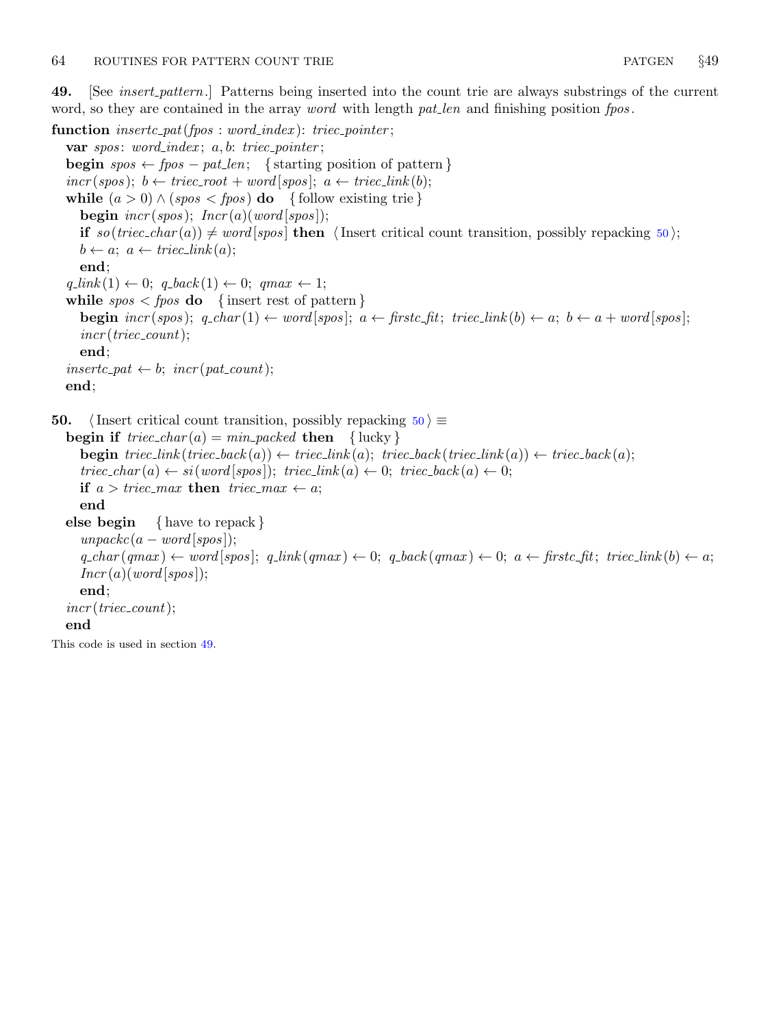**49.** [See *insert_pattern*.] Patterns being inserted into the count trie are always substrings of the current word, so they are contained in the array *word* with length *pat_len* and finishing position *fpos*.

```
function insertc_pat(fpos : word_index): triec_pointer;
  var spos: word_index; a, b: triec_pointer;
  begin spos ← fpos − pat_len;   { starting position of pattern }
  incr(spos); b ← triec_root + word[spos]; a ← triec_link(b);
  while (a > 0) ∧ (spos < fpos) do   { follow existing trie }
    begin incr(spos); Incr(a)(word[spos]);
    if so(triec_char(a)) ≠ word[spos] then ⟨Insert critical count transition, possibly repacking 50⟩;
    b ← a; a ← triec_link(a);
    end;
  q_link(1) ← 0; q_back(1) ← 0; qmax ← 1;
  while spos < fpos do   { insert rest of pattern }
    begin incr(spos); q_char(1) ← word[spos]; a ← firstc_fit; triec_link(b) ← a; b ← a + word[spos];
    incr(triec_count);
    end;
  insertc_pat ← b; incr(pat_count);
  end;
```

**50.** ⟨Insert critical count transition, possibly repacking 50⟩ ≡

```
  begin if triec_char(a) = min_packed then   { lucky }
    begin triec_link(triec_back(a)) ← triec_link(a); triec_back(triec_link(a)) ← triec_back(a);
    triec_char(a) ← si(word[spos]); triec_link(a) ← 0; triec_back(a) ← 0;
    if a > triec_max then triec_max ← a;
    end
  else begin   { have to repack }
    unpackc(a − word[spos]);
    q_char(qmax) ← word[spos]; q_link(qmax) ← 0; q_back(qmax) ← 0; a ← firstc_fit; triec_link(b) ← a;
    Incr(a)(word[spos]);
    end;
  incr(triec_count);
  end
```

This code is used in section 49.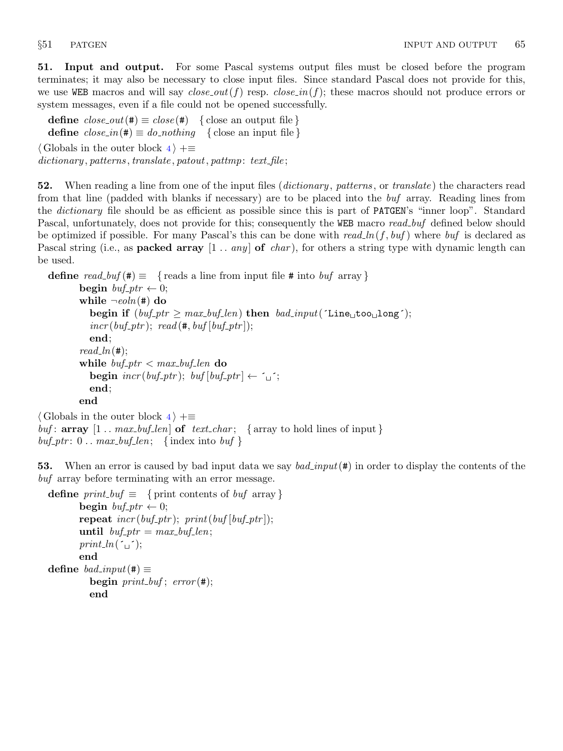**51. Input and output.** For some Pascal systems output files must be closed before the program terminates; it may also be necessary to close input files. Since standard Pascal does not provide for this, we use WEB macros and will say *close_out*(*f*) resp. *close_in*(*f*); these macros should not produce errors or system messages, even if a file could not be opened successfully.

```
define close_out(#) ≡ close(#)  { close an output file }
define close_in(#) ≡ do_nothing  { close an input file }
```

⟨ Globals in the outer block 4 ⟩ +≡
*dictionary*, *patterns*, *translate*, *patout*, *pattmp*: *text_file*;

**52.** When reading a line from one of the input files (*dictionary*, *patterns*, or *translate*) the characters read from that line (padded with blanks if necessary) are to be placed into the *buf* array. Reading lines from the *dictionary* file should be as efficient as possible since this is part of PATGEN's "inner loop". Standard Pascal, unfortunately, does not provide for this; consequently the WEB macro *read_buf* defined below should be optimized if possible. For many Pascal's this can be done with *read_ln*(*f*, *buf*) where *buf* is declared as Pascal string (i.e., as **packed array** [1 .. *any*] **of** *char*), for others a string type with dynamic length can be used.

```
define read_buf(#) ≡  { reads a line from input file # into buf array }
    begin buf_ptr ← 0;
    while ¬eoln(#) do
      begin if (buf_ptr ≥ max_buf_len) then bad_input('Line␣too␣long');
      incr(buf_ptr); read(#, buf[buf_ptr]);
      end;
    read_ln(#);
    while buf_ptr < max_buf_len do
      begin incr(buf_ptr); buf[buf_ptr] ← '␣';
      end;
    end
```

⟨ Globals in the outer block 4 ⟩ +≡
*buf*: **array** [1 .. *max_buf_len*] **of** *text_char*;  { array to hold lines of input }
*buf_ptr*: 0 .. *max_buf_len*;  { index into *buf* }

**53.** When an error is caused by bad input data we say *bad_input*(#) in order to display the contents of the *buf* array before terminating with an error message.

```
define print_buf ≡  { print contents of buf array }
    begin buf_ptr ← 0;
    repeat incr(buf_ptr); print(buf[buf_ptr]);
    until buf_ptr = max_buf_len;
    print_ln('␣');
    end
define bad_input(#) ≡
      begin print_buf; error(#);
      end
```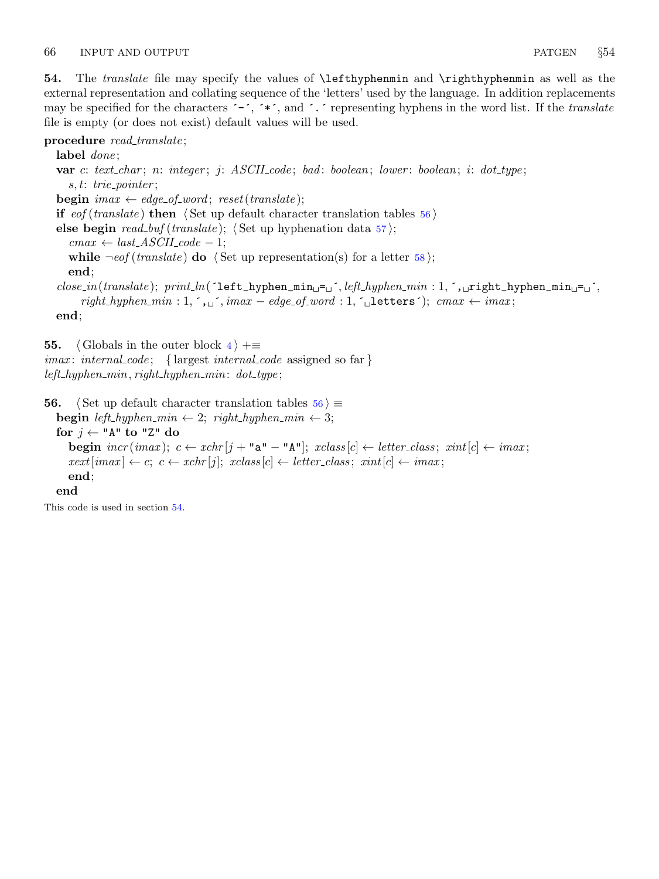**54.** The *translate* file may specify the values of `\lefthyphenmin` and `\righthyphenmin` as well as the external representation and collating sequence of the 'letters' used by the language. In addition replacements may be specified for the characters ´-´, ´*´, and ´.´ representing hyphens in the word list. If the *translate* file is empty (or does not exist) default values will be used.

**procedure** *read_translate*;
  **label** *done*;
  **var** *c*: *text_char*; *n*: *integer*; *j*: *ASCII_code*; *bad*: *boolean*; *lower*: *boolean*; *i*: *dot_type*;
    *s*, *t*: *trie_pointer*;
  **begin** *imax* ← *edge_of_word*; *reset*(*translate*);
  **if** *eof*(*translate*) **then** ⟨ Set up default character translation tables 56 ⟩
  **else begin** *read_buf*(*translate*); ⟨ Set up hyphenation data 57 ⟩;
    *cmax* ← *last_ASCII_code* − 1;
    **while** ¬*eof*(*translate*) **do** ⟨ Set up representation(s) for a letter 58 ⟩;
    **end**;
  *close_in*(*translate*); *print_ln*(´left_hyphen_min␣=␣´, *left_hyphen_min* : 1, ´,␣right_hyphen_min␣=␣´,
      *right_hyphen_min* : 1, ´,␣´, *imax* − *edge_of_word* : 1, ´␣letters´); *cmax* ← *imax*;
  **end**;

**55.** ⟨ Globals in the outer block 4 ⟩ +≡
*imax*: *internal_code*; { largest *internal_code* assigned so far }
*left_hyphen_min*, *right_hyphen_min*: *dot_type*;

**56.** ⟨ Set up default character translation tables 56 ⟩ ≡
  **begin** *left_hyphen_min* ← 2; *right_hyphen_min* ← 3;
  **for** *j* ← "A" **to** "Z" **do**
    **begin** *incr*(*imax*); *c* ← *xchr*[*j* + "a" − "A"]; *xclass*[*c*] ← *letter_class*; *xint*[*c*] ← *imax*;
    *xext*[*imax*] ← *c*; *c* ← *xchr*[*j*]; *xclass*[*c*] ← *letter_class*; *xint*[*c*] ← *imax*;
    **end**;
  **end**

This code is used in section 54.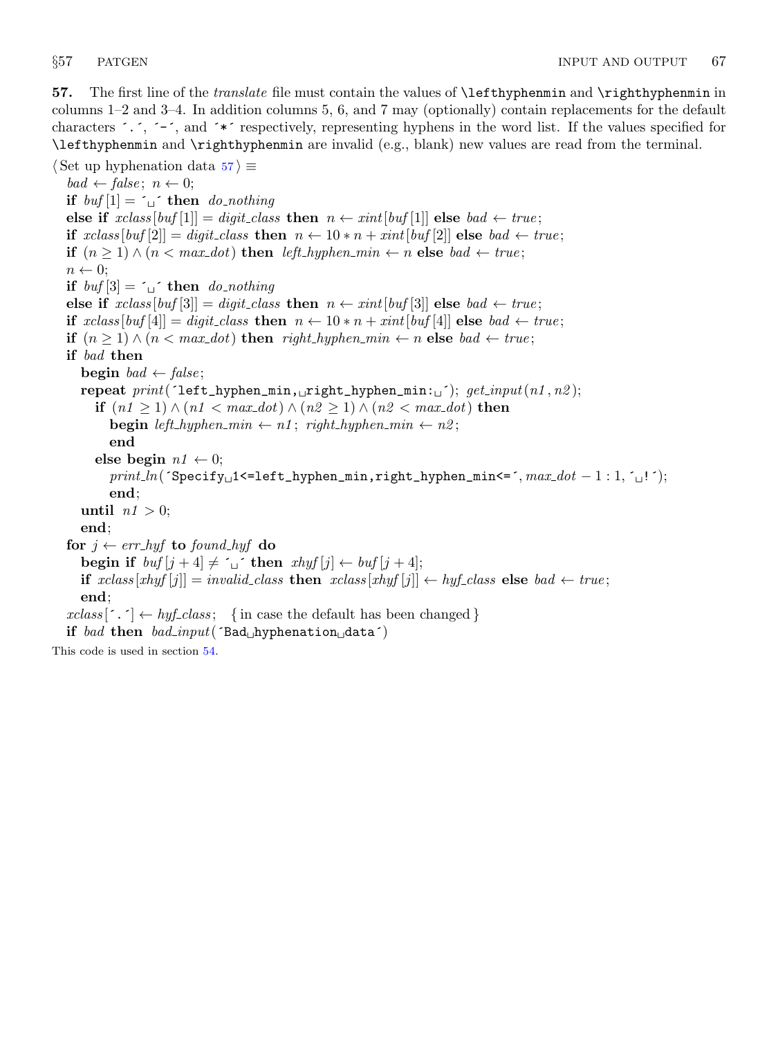**57.** The first line of the *translate* file must contain the values of `\lefthyphenmin` and `\righthyphenmin` in columns 1–2 and 3–4. In addition columns 5, 6, and 7 may (optionally) contain replacements for the default characters `'.'`, `'-'`, and `'*'` respectively, representing hyphens in the word list. If the values specified for `\lefthyphenmin` and `\righthyphenmin` are invalid (e.g., blank) new values are read from the terminal.

⟨Set up hyphenation data 57⟩ ≡

```
bad ← false; n ← 0;
if buf[1] = '␣' then do_nothing
else if xclass[buf[1]] = digit_class then n ← xint[buf[1]] else bad ← true;
if xclass[buf[2]] = digit_class then n ← 10 * n + xint[buf[2]] else bad ← true;
if (n ≥ 1) ∧ (n < max_dot) then left_hyphen_min ← n else bad ← true;
n ← 0;
if buf[3] = '␣' then do_nothing
else if xclass[buf[3]] = digit_class then n ← xint[buf[3]] else bad ← true;
if xclass[buf[4]] = digit_class then n ← 10 * n + xint[buf[4]] else bad ← true;
if (n ≥ 1) ∧ (n < max_dot) then right_hyphen_min ← n else bad ← true;
if bad then
  begin bad ← false;
  repeat print('left_hyphen_min,␣right_hyphen_min:␣'); get_input(n1, n2);
    if (n1 ≥ 1) ∧ (n1 < max_dot) ∧ (n2 ≥ 1) ∧ (n2 < max_dot) then
      begin left_hyphen_min ← n1; right_hyphen_min ← n2;
      end
    else begin n1 ← 0;
      print_ln('Specify␣1<=left_hyphen_min,right_hyphen_min<=', max_dot − 1 : 1, '␣!');
      end;
  until n1 > 0;
  end;
for j ← err_hyf to found_hyf do
  begin if buf[j + 4] ≠ '␣' then xhyf[j] ← buf[j + 4];
  if xclass[xhyf[j]] = invalid_class then xclass[xhyf[j]] ← hyf_class else bad ← true;
  end;
xclass['.'] ← hyf_class;   { in case the default has been changed }
if bad then bad_input('Bad␣hyphenation␣data')
```

This code is used in section 54.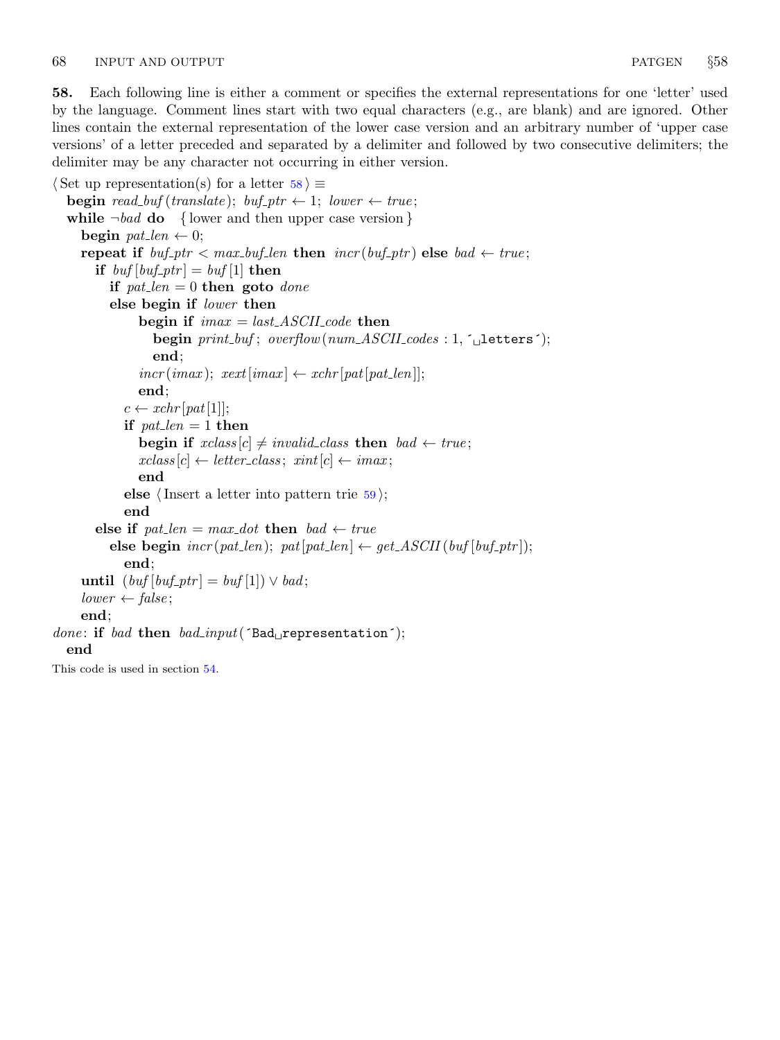**58.** Each following line is either a comment or specifies the external representations for one 'letter' used by the language. Comment lines start with two equal characters (e.g., are blank) and are ignored. Other lines contain the external representation of the lower case version and an arbitrary number of 'upper case versions' of a letter preceded and separated by a delimiter and followed by two consecutive delimiters; the delimiter may be any character not occurring in either version.

```
⟨Set up representation(s) for a letter 58⟩ ≡
  begin read_buf(translate); buf_ptr ← 1; lower ← true;
  while ¬bad do   { lower and then upper case version }
    begin pat_len ← 0;
    repeat if buf_ptr < max_buf_len then incr(buf_ptr) else bad ← true;
      if buf[buf_ptr] = buf[1] then
        if pat_len = 0 then goto done
        else begin if lower then
            begin if imax = last_ASCII_code then
              begin print_buf; overflow(num_ASCII_codes : 1, ´␣letters´);
              end;
            incr(imax); xext[imax] ← xchr[pat[pat_len]];
            end;
          c ← xchr[pat[1]];
          if pat_len = 1 then
            begin if xclass[c] ≠ invalid_class then bad ← true;
            xclass[c] ← letter_class; xint[c] ← imax;
            end
          else ⟨Insert a letter into pattern trie 59⟩;
          end
      else if pat_len = max_dot then bad ← true
        else begin incr(pat_len); pat[pat_len] ← get_ASCII(buf[buf_ptr]);
          end;
    until (buf[buf_ptr] = buf[1]) ∨ bad;
    lower ← false;
    end;
done: if bad then bad_input(´Bad␣representation´);
  end
```

This code is used in section 54.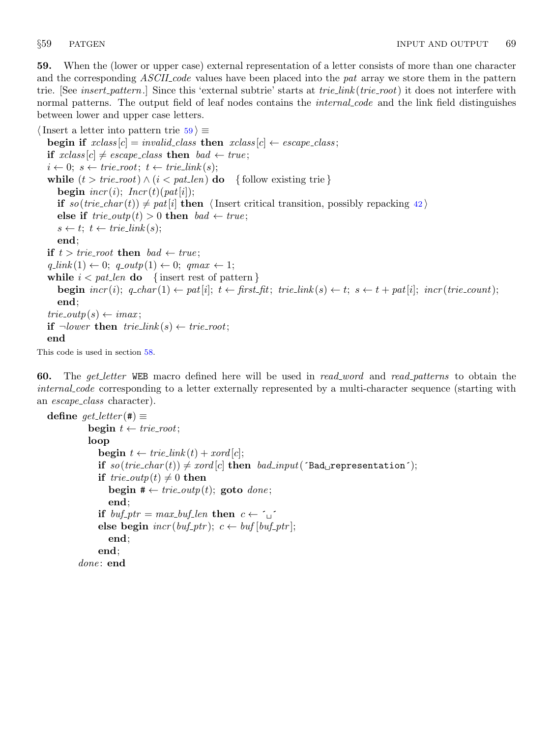**59.** When the (lower or upper case) external representation of a letter consists of more than one character and the corresponding *ASCII_code* values have been placed into the *pat* array we store them in the pattern trie. [See *insert_pattern*.] Since this 'external subtrie' starts at *trie_link*(*trie_root*) it does not interfere with normal patterns. The output field of leaf nodes contains the *internal_code* and the link field distinguishes between lower and upper case letters.

```
⟨Insert a letter into pattern trie 59⟩ ≡
  begin if xclass[c] = invalid_class then xclass[c] ← escape_class;
  if xclass[c] ≠ escape_class then bad ← true;
  i ← 0; s ← trie_root; t ← trie_link(s);
  while (t > trie_root) ∧ (i < pat_len) do   { follow existing trie }
    begin incr(i); Incr(t)(pat[i]);
    if so(trie_char(t)) ≠ pat[i] then ⟨Insert critical transition, possibly repacking 42⟩
    else if trie_outp(t) > 0 then bad ← true;
    s ← t; t ← trie_link(s);
    end;
  if t > trie_root then bad ← true;
  q_link(1) ← 0; q_outp(1) ← 0; qmax ← 1;
  while i < pat_len do   { insert rest of pattern }
    begin incr(i); q_char(1) ← pat[i]; t ← first_fit; trie_link(s) ← t; s ← t + pat[i]; incr(trie_count);
    end;
  trie_outp(s) ← imax;
  if ¬lower then trie_link(s) ← trie_root;
  end
```

This code is used in section 58.

**60.** The *get_letter* WEB macro defined here will be used in *read_word* and *read_patterns* to obtain the *internal_code* corresponding to a letter externally represented by a multi-character sequence (starting with an *escape_class* character).

```
define get_letter(#) ≡
        begin t ← trie_root;
        loop
          begin t ← trie_link(t) + xord[c];
          if so(trie_char(t)) ≠ xord[c] then bad_input(´Bad␣representation´);
          if trie_outp(t) ≠ 0 then
            begin # ← trie_outp(t); goto done;
            end;
          if buf_ptr = max_buf_len then c ← ´␣´
          else begin incr(buf_ptr); c ← buf[buf_ptr];
            end;
          end;
      done: end
```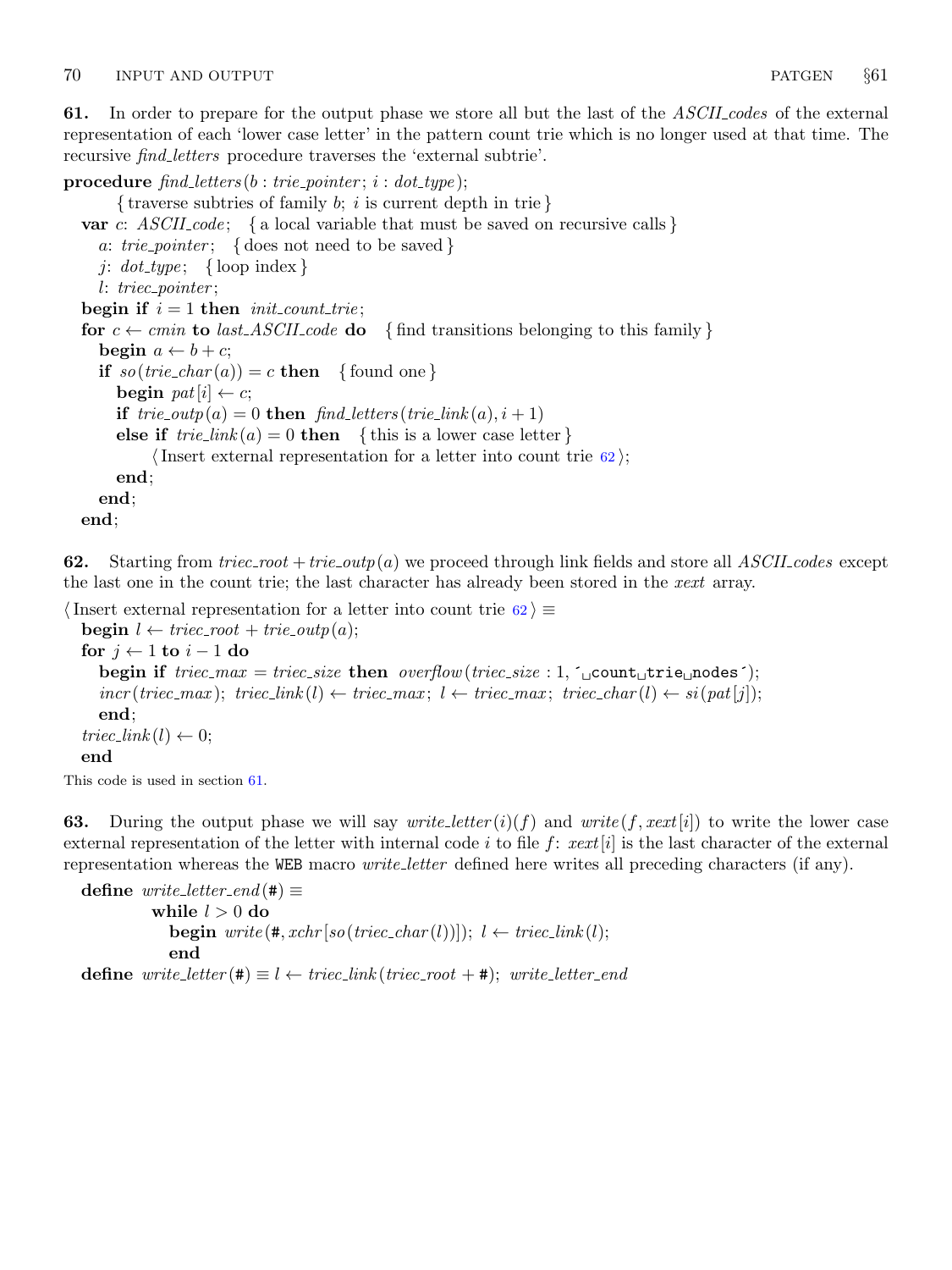**61.** In order to prepare for the output phase we store all but the last of the *ASCII_codes* of the external representation of each 'lower case letter' in the pattern count trie which is no longer used at that time. The recursive *find_letters* procedure traverses the 'external subtrie'.

```
procedure find_letters(b : trie_pointer; i : dot_type);
        { traverse subtries of family b; i is current depth in trie }
  var c: ASCII_code;  { a local variable that must be saved on recursive calls }
    a: trie_pointer;  { does not need to be saved }
    j: dot_type;  { loop index }
    l: triec_pointer;
  begin if i = 1 then init_count_trie;
  for c ← cmin to last_ASCII_code do  { find transitions belonging to this family }
    begin a ← b + c;
    if so(trie_char(a)) = c then  { found one }
      begin pat[i] ← c;
      if trie_outp(a) = 0 then find_letters(trie_link(a), i + 1)
      else if trie_link(a) = 0 then  { this is a lower case letter }
          ⟨Insert external representation for a letter into count trie 62⟩;
      end;
    end;
  end;
```

**62.** Starting from $triec\_root + trie\_outp(a)$ we proceed through link fields and store all *ASCII_codes* except the last one in the count trie; the last character has already been stored in the *xext* array.

```
⟨Insert external representation for a letter into count trie 62⟩ ≡
  begin l ← triec_root + trie_outp(a);
  for j ← 1 to i − 1 do
    begin if triec_max = triec_size then overflow(triec_size : 1, ´␣count␣trie␣nodes´);
    incr(triec_max); triec_link(l) ← triec_max; l ← triec_max; triec_char(l) ← si(pat[j]);
    end;
  triec_link(l) ← 0;
  end
```

This code is used in section 61.

**63.** During the output phase we will say *write_letter*$(i)(f)$ and *write*$(f, xext[i])$ to write the lower case external representation of the letter with internal code $i$ to file $f$: $xext[i]$ is the last character of the external representation whereas the WEB macro *write_letter* defined here writes all preceding characters (if any).

```
define write_letter_end(#) ≡
        while l > 0 do
          begin write(#, xchr[so(triec_char(l))]); l ← triec_link(l);
          end
define write_letter(#) ≡ l ← triec_link(triec_root + #); write_letter_end
```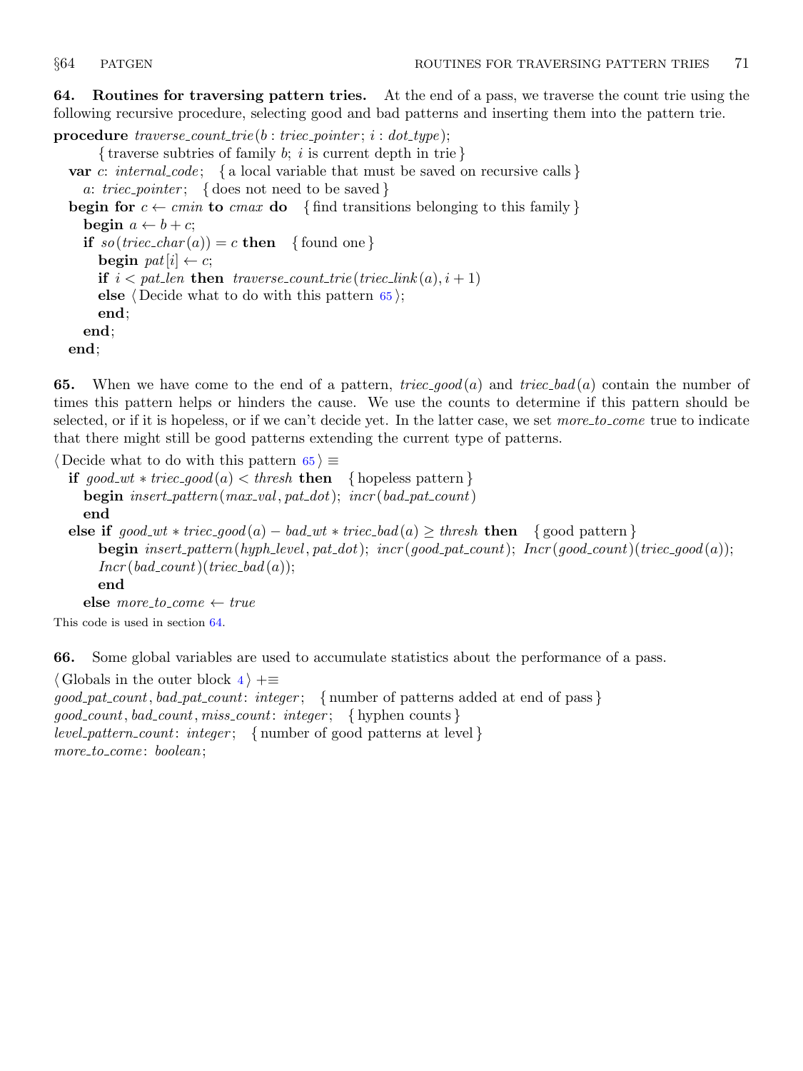**64. Routines for traversing pattern tries.** At the end of a pass, we traverse the count trie using the following recursive procedure, selecting good and bad patterns and inserting them into the pattern trie.

```
procedure traverse_count_trie(b : triec_pointer; i : dot_type);
      { traverse subtries of family b; i is current depth in trie }
  var c: internal_code;   { a local variable that must be saved on recursive calls }
    a: triec_pointer;   { does not need to be saved }
  begin for c ← cmin to cmax do   { find transitions belonging to this family }
    begin a ← b + c;
    if so(triec_char(a)) = c then   { found one }
      begin pat[i] ← c;
      if i < pat_len then traverse_count_trie(triec_link(a), i + 1)
      else ⟨Decide what to do with this pattern 65⟩;
      end;
    end;
  end;
```

**65.** When we have come to the end of a pattern, *triec_good*($a$) and *triec_bad*($a$) contain the number of times this pattern helps or hinders the cause. We use the counts to determine if this pattern should be selected, or if it is hopeless, or if we can't decide yet. In the latter case, we set *more_to_come* true to indicate that there might still be good patterns extending the current type of patterns.

```
⟨Decide what to do with this pattern 65⟩ ≡
  if good_wt * triec_good(a) < thresh then   { hopeless pattern }
    begin insert_pattern(max_val, pat_dot); incr(bad_pat_count)
    end
  else if good_wt * triec_good(a) − bad_wt * triec_bad(a) ≥ thresh then   { good pattern }
      begin insert_pattern(hyph_level, pat_dot); incr(good_pat_count); Incr(good_count)(triec_good(a));
      Incr(bad_count)(triec_bad(a));
      end
    else more_to_come ← true
```

This code is used in section 64.

**66.** Some global variables are used to accumulate statistics about the performance of a pass.

```
⟨Globals in the outer block 4⟩ +≡
good_pat_count, bad_pat_count: integer;   { number of patterns added at end of pass }
good_count, bad_count, miss_count: integer;   { hyphen counts }
level_pattern_count: integer;   { number of good patterns at level }
more_to_come: boolean;
```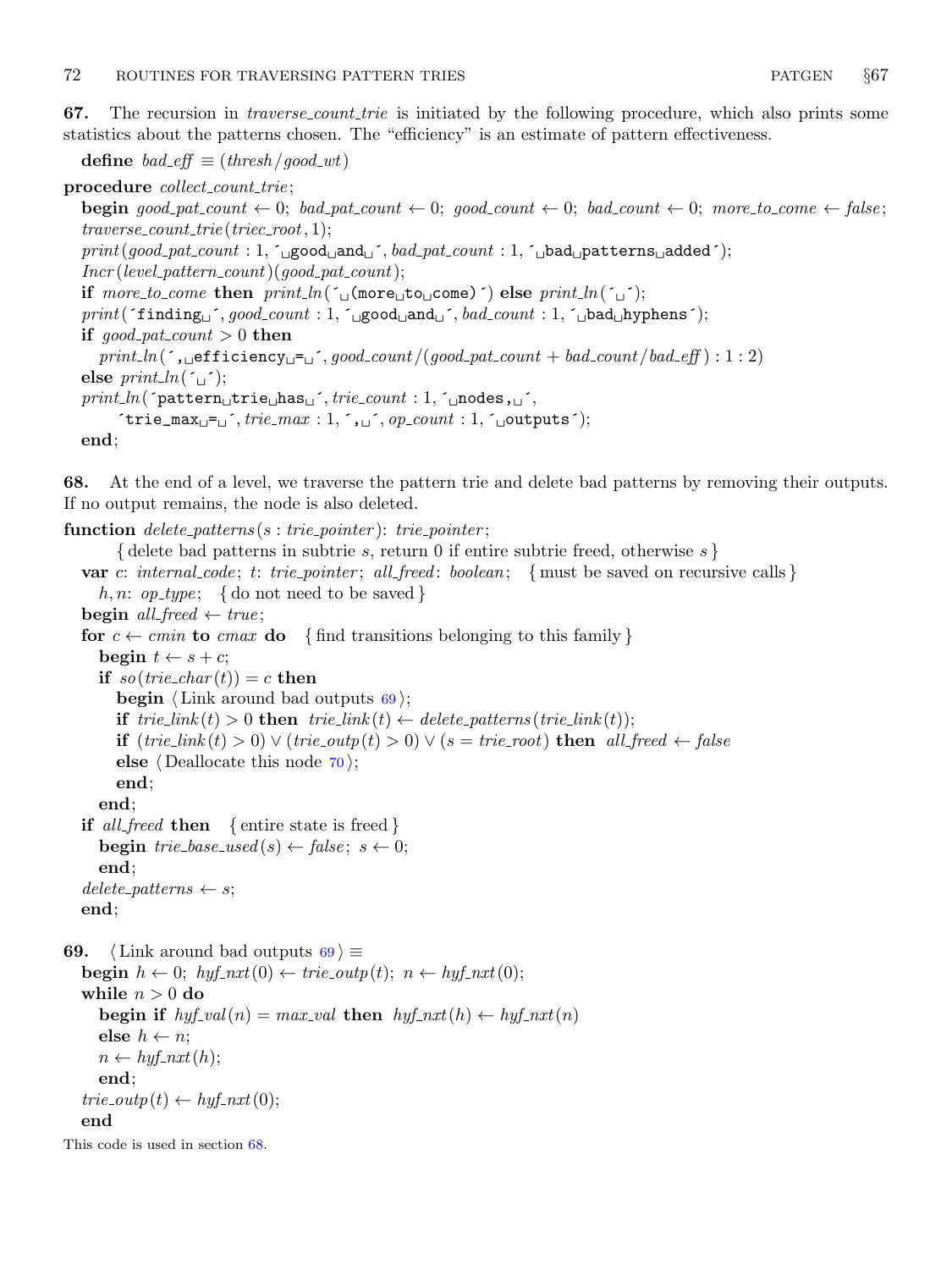**67.** The recursion in *traverse_count_trie* is initiated by the following procedure, which also prints some statistics about the patterns chosen. The "efficiency" is an estimate of pattern effectiveness.

```
   define bad_eff ≡ (thresh/good_wt)
procedure collect_count_trie;
   begin good_pat_count ← 0; bad_pat_count ← 0; good_count ← 0; bad_count ← 0; more_to_come ← false;
   traverse_count_trie(triec_root, 1);
   print(good_pat_count : 1, ´ good and ´, bad_pat_count : 1, ´ bad patterns added´);
   Incr(level_pattern_count)(good_pat_count);
   if more_to_come then print_ln(´ (more to come)´) else print_ln(´ ´);
   print(´finding ´, good_count : 1, ´ good and ´, bad_count : 1, ´ bad hyphens´);
   if good_pat_count > 0 then
      print_ln(´, efficiency = ´, good_count/(good_pat_count + bad_count/bad_eff) : 1 : 2)
   else print_ln(´ ´);
   print_ln(´pattern trie has ´, trie_count : 1, ´ nodes, ´,
         ´trie_max = ´, trie_max : 1, ´, ´, op_count : 1, ´ outputs´);
   end;
```

**68.** At the end of a level, we traverse the pattern trie and delete bad patterns by removing their outputs. If no output remains, the node is also deleted.

```
function delete_patterns(s : trie_pointer): trie_pointer;
      { delete bad patterns in subtrie s, return 0 if entire subtrie freed, otherwise s }
   var c: internal_code; t: trie_pointer; all_freed: boolean;   { must be saved on recursive calls }
      h, n: op_type;   { do not need to be saved }
   begin all_freed ← true;
   for c ← cmin to cmax do   { find transitions belonging to this family }
      begin t ← s + c;
      if so(trie_char(t)) = c then
         begin ⟨Link around bad outputs 69⟩;
         if trie_link(t) > 0 then trie_link(t) ← delete_patterns(trie_link(t));
         if (trie_link(t) > 0) ∨ (trie_outp(t) > 0) ∨ (s = trie_root) then all_freed ← false
         else ⟨Deallocate this node 70⟩;
         end;
      end;
   if all_freed then   { entire state is freed }
      begin trie_base_used(s) ← false; s ← 0;
      end;
   delete_patterns ← s;
   end;
```

**69.** ⟨Link around bad outputs 69⟩ ≡

```
   begin h ← 0; hyf_nxt(0) ← trie_outp(t); n ← hyf_nxt(0);
   while n > 0 do
      begin if hyf_val(n) = max_val then hyf_nxt(h) ← hyf_nxt(n)
      else h ← n;
      n ← hyf_nxt(h);
      end;
   trie_outp(t) ← hyf_nxt(0);
   end
```

This code is used in section 68.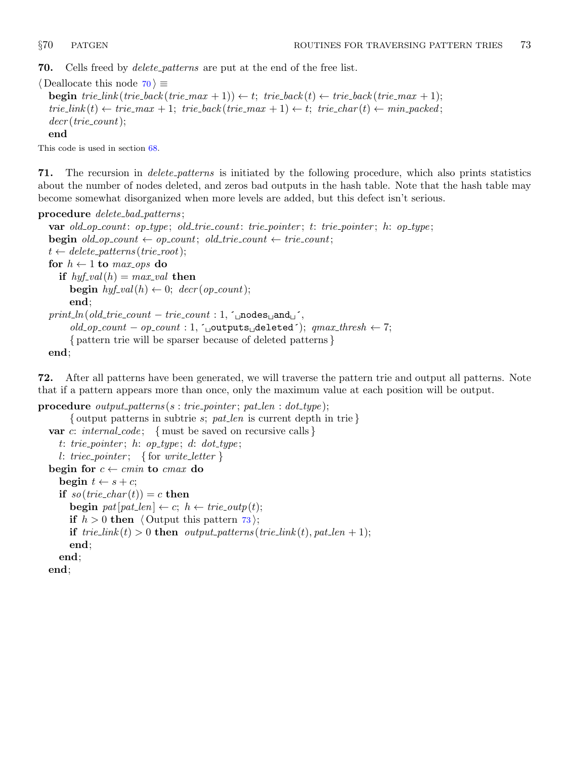**70.** Cells freed by *delete_patterns* are put at the end of the free list.

⟨ Deallocate this node 70 ⟩ ≡

```
begin trie_link(trie_back(trie_max + 1)) ← t; trie_back(t) ← trie_back(trie_max + 1);
trie_link(t) ← trie_max + 1; trie_back(trie_max + 1) ← t; trie_char(t) ← min_packed;
decr(trie_count);
end
```

This code is used in section 68.

**71.** The recursion in *delete_patterns* is initiated by the following procedure, which also prints statistics about the number of nodes deleted, and zeros bad outputs in the hash table. Note that the hash table may become somewhat disorganized when more levels are added, but this defect isn't serious.

```
procedure delete_bad_patterns;
  var old_op_count: op_type; old_trie_count: trie_pointer; t: trie_pointer; h: op_type;
  begin old_op_count ← op_count; old_trie_count ← trie_count;
  t ← delete_patterns(trie_root);
  for h ← 1 to max_ops do
    if hyf_val(h) = max_val then
      begin hyf_val(h) ← 0; decr(op_count);
      end;
  print_ln(old_trie_count − trie_count : 1, ´ nodes and ´,
      old_op_count − op_count : 1, ´ outputs deleted´); qmax_thresh ← 7;
      { pattern trie will be sparser because of deleted patterns }
  end;
```

**72.** After all patterns have been generated, we will traverse the pattern trie and output all patterns. Note that if a pattern appears more than once, only the maximum value at each position will be output.

```
procedure output_patterns(s : trie_pointer; pat_len : dot_type);
      { output patterns in subtrie s; pat_len is current depth in trie }
  var c: internal_code;   { must be saved on recursive calls }
    t: trie_pointer; h: op_type; d: dot_type;
    l: triec_pointer;   { for write_letter }
  begin for c ← cmin to cmax do
    begin t ← s + c;
    if so(trie_char(t)) = c then
      begin pat[pat_len] ← c; h ← trie_outp(t);
      if h > 0 then ⟨ Output this pattern 73 ⟩;
      if trie_link(t) > 0 then output_patterns(trie_link(t), pat_len + 1);
      end;
    end;
  end;
```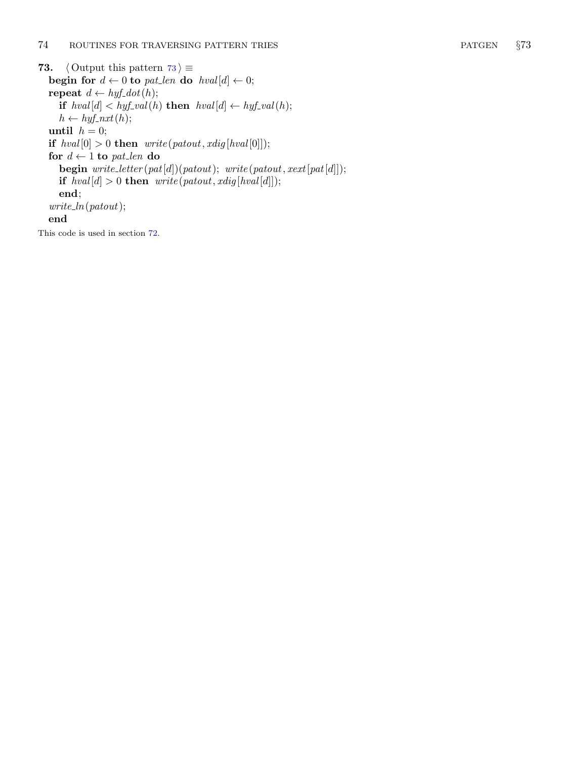**73.** ⟨ Output this pattern 73 ⟩ ≡

**begin for** $d \leftarrow 0$ **to** *pat_len* **do** $hval[d] \leftarrow 0$;
**repeat** $d \leftarrow hyf\_dot(h)$;
  **if** $hval[d] < hyf\_val(h)$ **then** $hval[d] \leftarrow hyf\_val(h)$;
  $h \leftarrow hyf\_nxt(h)$;
**until** $h = 0$;
**if** $hval[0] > 0$ **then** *write*(*patout*, *xdig*[*hval*[0]]);
**for** $d \leftarrow 1$ **to** *pat_len* **do**
  **begin** *write_letter*(*pat*[*d*])(*patout*); *write*(*patout*, *xext*[*pat*[*d*]]);
  **if** $hval[d] > 0$ **then** *write*(*patout*, *xdig*[*hval*[*d*]]);
  **end**;
*write_ln*(*patout*);
**end**

This code is used in section 72.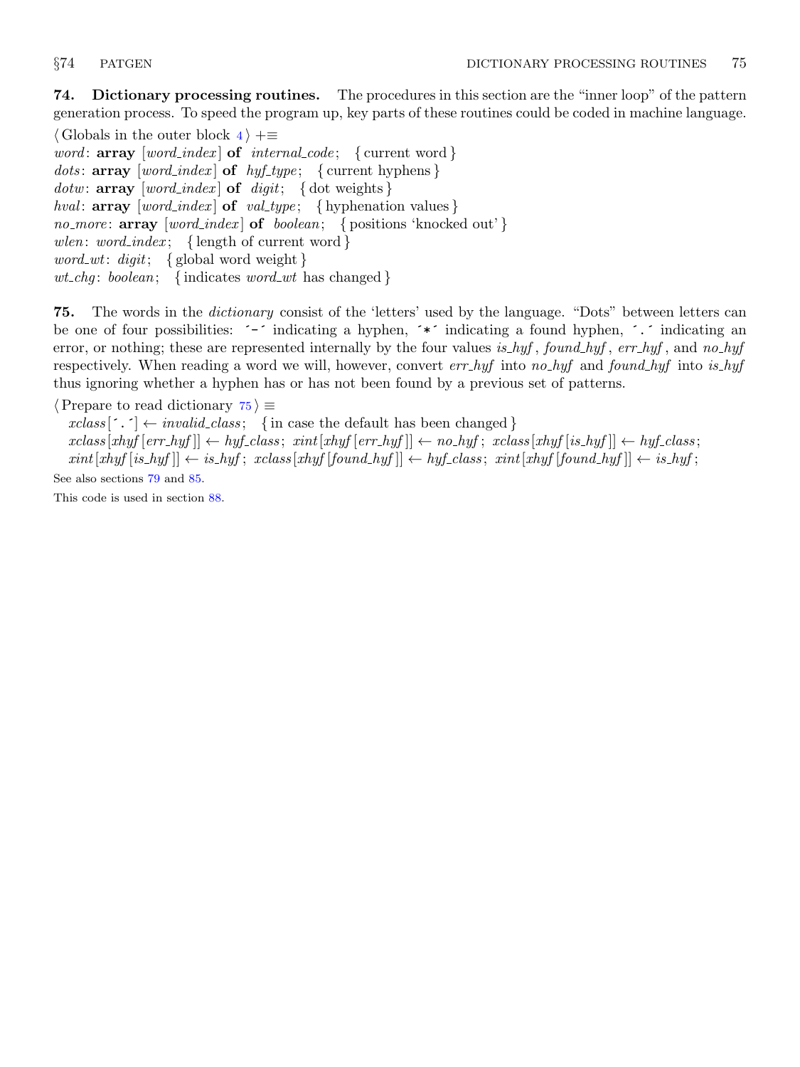**74. Dictionary processing routines.** The procedures in this section are the "inner loop" of the pattern generation process. To speed the program up, key parts of these routines could be coded in machine language.

⟨ Globals in the outer block 4 ⟩ +≡
*word*: **array** [*word_index*] **of** *internal_code*; { current word }
*dots*: **array** [*word_index*] **of** *hyf_type*; { current hyphens }
*dotw*: **array** [*word_index*] **of** *digit*; { dot weights }
*hval*: **array** [*word_index*] **of** *val_type*; { hyphenation values }
*no_more*: **array** [*word_index*] **of** *boolean*; { positions 'knocked out' }
*wlen*: *word_index*; { length of current word }
*word_wt*: *digit*; { global word weight }
*wt_chg*: *boolean*; { indicates *word_wt* has changed }

**75.** The words in the *dictionary* consist of the 'letters' used by the language. "Dots" between letters can be one of four possibilities: ´-´ indicating a hyphen, ´*´ indicating a found hyphen, ´.´ indicating an error, or nothing; these are represented internally by the four values *is_hyf*, *found_hyf*, *err_hyf*, and *no_hyf* respectively. When reading a word we will, however, convert *err_hyf* into *no_hyf* and *found_hyf* into *is_hyf* thus ignoring whether a hyphen has or has not been found by a previous set of patterns.

⟨ Prepare to read dictionary 75 ⟩ ≡
*xclass*[´.´] ← *invalid_class*; { in case the default has been changed }
*xclass*[*xhyf*[*err_hyf*]] ← *hyf_class*; *xint*[*xhyf*[*err_hyf*]] ← *no_hyf*; *xclass*[*xhyf*[*is_hyf*]] ← *hyf_class*;
*xint*[*xhyf*[*is_hyf*]] ← *is_hyf*; *xclass*[*xhyf*[*found_hyf*]] ← *hyf_class*; *xint*[*xhyf*[*found_hyf*]] ← *is_hyf*;

See also sections 79 and 85.

This code is used in section 88.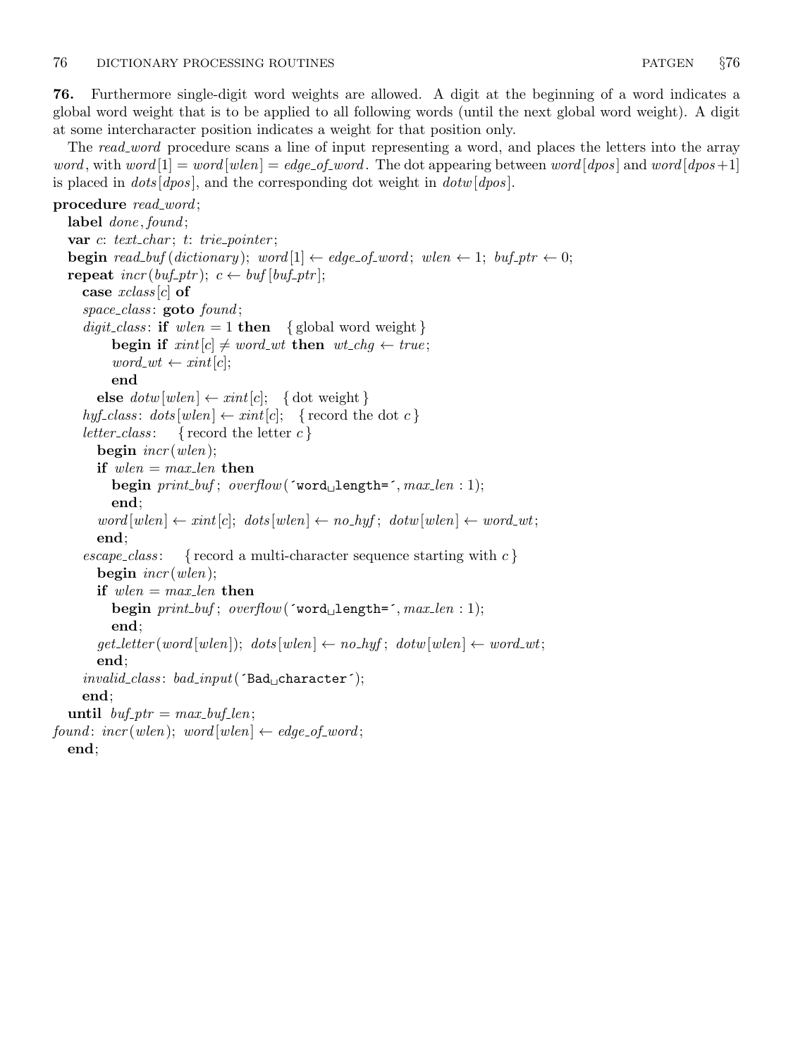**76.** Furthermore single-digit word weights are allowed. A digit at the beginning of a word indicates a global word weight that is to be applied to all following words (until the next global word weight). A digit at some intercharacter position indicates a weight for that position only.

The *read_word* procedure scans a line of input representing a word, and places the letters into the array *word*, with *word*[1] = *word*[*wlen*] = *edge_of_word*. The dot appearing between *word*[*dpos*] and *word*[*dpos*+1] is placed in *dots*[*dpos*], and the corresponding dot weight in *dotw*[*dpos*].

```
procedure read_word;
  label done, found;
  var c: text_char; t: trie_pointer;
  begin read_buf(dictionary); word[1] ← edge_of_word; wlen ← 1; buf_ptr ← 0;
  repeat incr(buf_ptr); c ← buf[buf_ptr];
    case xclass[c] of
    space_class: goto found;
    digit_class: if wlen = 1 then   { global word weight }
        begin if xint[c] ≠ word_wt then wt_chg ← true;
        word_wt ← xint[c];
        end
      else dotw[wlen] ← xint[c];   { dot weight }
    hyf_class: dots[wlen] ← xint[c];   { record the dot c }
    letter_class:   { record the letter c }
      begin incr(wlen);
      if wlen = max_len then
        begin print_buf; overflow('word␣length=', max_len : 1);
        end;
      word[wlen] ← xint[c]; dots[wlen] ← no_hyf; dotw[wlen] ← word_wt;
      end;
    escape_class:   { record a multi-character sequence starting with c }
      begin incr(wlen);
      if wlen = max_len then
        begin print_buf; overflow('word␣length=', max_len : 1);
        end;
      get_letter(word[wlen]); dots[wlen] ← no_hyf; dotw[wlen] ← word_wt;
      end;
    invalid_class: bad_input('Bad␣character');
    end;
  until buf_ptr = max_buf_len;
found: incr(wlen); word[wlen] ← edge_of_word;
  end;
```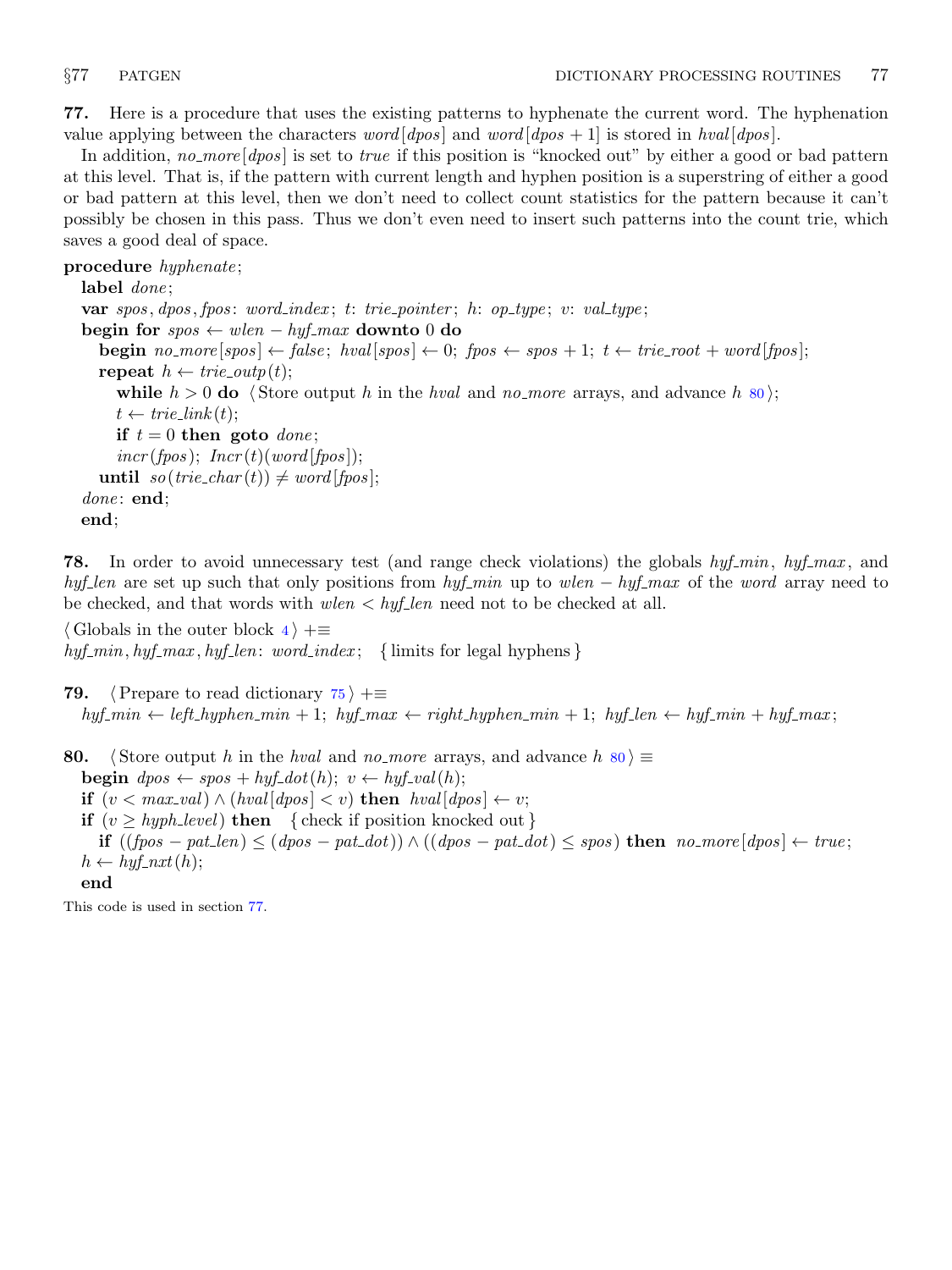**77.** Here is a procedure that uses the existing patterns to hyphenate the current word. The hyphenation value applying between the characters *word*[*dpos*] and *word*[*dpos* + 1] is stored in *hval*[*dpos*].

In addition, *no_more*[*dpos*] is set to *true* if this position is "knocked out" by either a good or bad pattern at this level. That is, if the pattern with current length and hyphen position is a superstring of either a good or bad pattern at this level, then we don't need to collect count statistics for the pattern because it can't possibly be chosen in this pass. Thus we don't even need to insert such patterns into the count trie, which saves a good deal of space.

```
procedure hyphenate;
  label done;
  var spos, dpos, fpos: word_index; t: trie_pointer; h: op_type; v: val_type;
  begin for spos ← wlen − hyf_max downto 0 do
    begin no_more[spos] ← false; hval[spos] ← 0; fpos ← spos + 1; t ← trie_root + word[fpos];
    repeat h ← trie_outp(t);
      while h > 0 do ⟨Store output h in the hval and no_more arrays, and advance h 80⟩;
      t ← trie_link(t);
      if t = 0 then goto done;
      incr(fpos); Incr(t)(word[fpos]);
    until so(trie_char(t)) ≠ word[fpos];
  done: end;
  end;
```

**78.** In order to avoid unnecessary test (and range check violations) the globals *hyf_min*, *hyf_max*, and *hyf_len* are set up such that only positions from *hyf_min* up to *wlen* − *hyf_max* of the *word* array need to be checked, and that words with *wlen* < *hyf_len* need not to be checked at all.

```
⟨Globals in the outer block 4⟩ +≡
hyf_min, hyf_max, hyf_len: word_index;   { limits for legal hyphens }
```

**79.**

```
⟨Prepare to read dictionary 75⟩ +≡
  hyf_min ← left_hyphen_min + 1; hyf_max ← right_hyphen_min + 1; hyf_len ← hyf_min + hyf_max;
```

**80.**

```
⟨Store output h in the hval and no_more arrays, and advance h 80⟩ ≡
  begin dpos ← spos + hyf_dot(h); v ← hyf_val(h);
  if (v < max_val) ∧ (hval[dpos] < v) then hval[dpos] ← v;
  if (v ≥ hyph_level) then   { check if position knocked out }
    if ((fpos − pat_len) ≤ (dpos − pat_dot)) ∧ ((dpos − pat_dot) ≤ spos) then no_more[dpos] ← true;
  h ← hyf_nxt(h);
  end
```

This code is used in section 77.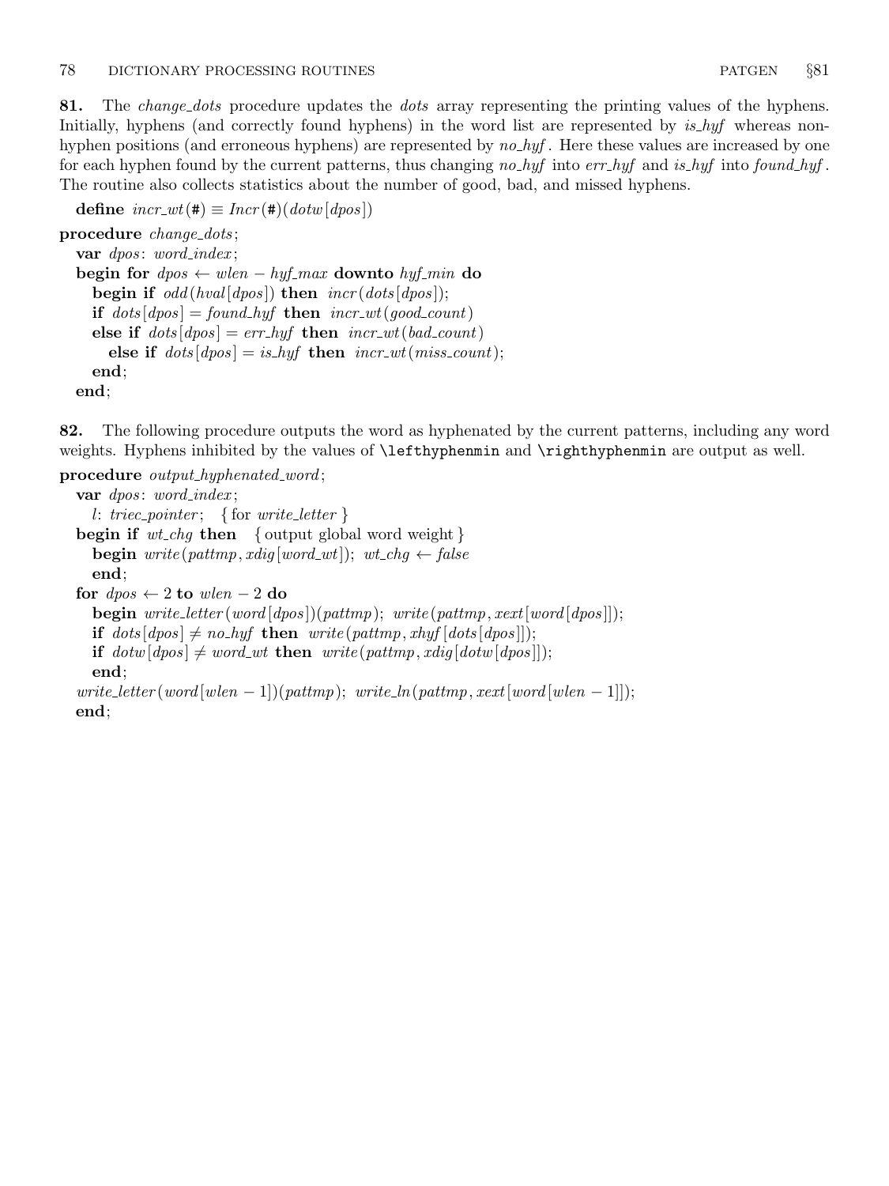**81.** The *change_dots* procedure updates the *dots* array representing the printing values of the hyphens. Initially, hyphens (and correctly found hyphens) in the word list are represented by *is_hyf* whereas non-hyphen positions (and erroneous hyphens) are represented by *no_hyf*. Here these values are increased by one for each hyphen found by the current patterns, thus changing *no_hyf* into *err_hyf* and *is_hyf* into *found_hyf*. The routine also collects statistics about the number of good, bad, and missed hyphens.

```
define incr_wt(#) ≡ Incr(#)(dotw[dpos])

procedure change_dots;
  var dpos: word_index;
  begin for dpos ← wlen − hyf_max downto hyf_min do
    begin if odd(hval[dpos]) then incr(dots[dpos]);
    if dots[dpos] = found_hyf then incr_wt(good_count)
    else if dots[dpos] = err_hyf then incr_wt(bad_count)
      else if dots[dpos] = is_hyf then incr_wt(miss_count);
    end;
  end;
```

**82.** The following procedure outputs the word as hyphenated by the current patterns, including any word weights. Hyphens inhibited by the values of `\lefthyphenmin` and `\righthyphenmin` are output as well.

```
procedure output_hyphenated_word;
  var dpos: word_index;
    l: triec_pointer;  { for write_letter }
  begin if wt_chg then  { output global word weight }
    begin write(pattmp, xdig[word_wt]); wt_chg ← false
    end;
  for dpos ← 2 to wlen − 2 do
    begin write_letter(word[dpos])(pattmp); write(pattmp, xext[word[dpos]]);
    if dots[dpos] ≠ no_hyf then write(pattmp, xhyf[dots[dpos]]);
    if dotw[dpos] ≠ word_wt then write(pattmp, xdig[dotw[dpos]]);
    end;
  write_letter(word[wlen − 1])(pattmp); write_ln(pattmp, xext[word[wlen − 1]]);
  end;
```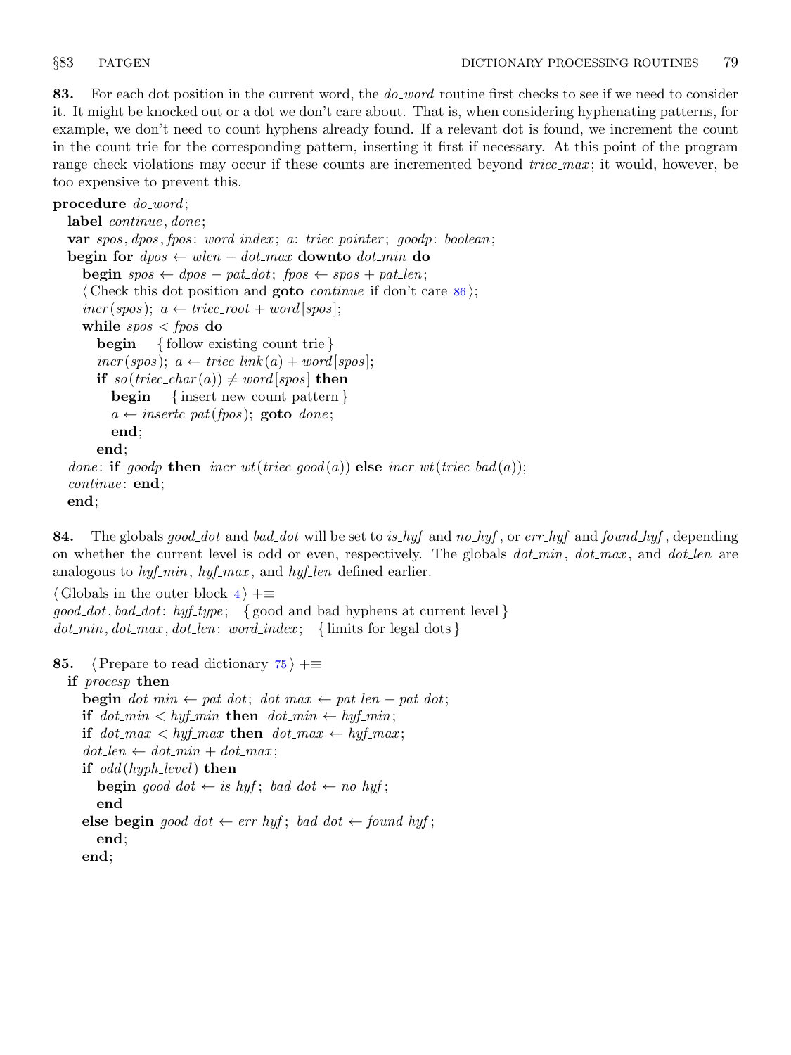**83.** For each dot position in the current word, the *do_word* routine first checks to see if we need to consider it. It might be knocked out or a dot we don't care about. That is, when considering hyphenating patterns, for example, we don't need to count hyphens already found. If a relevant dot is found, we increment the count in the count trie for the corresponding pattern, inserting it first if necessary. At this point of the program range check violations may occur if these counts are incremented beyond *triec_max*; it would, however, be too expensive to prevent this.

```
procedure do_word;
  label continue, done;
  var spos, dpos, fpos: word_index; a: triec_pointer; goodp: boolean;
  begin for dpos ← wlen − dot_max downto dot_min do
    begin spos ← dpos − pat_dot; fpos ← spos + pat_len;
    ⟨Check this dot position and goto continue if don't care 86⟩;
    incr(spos); a ← triec_root + word[spos];
    while spos < fpos do
      begin { follow existing count trie }
      incr(spos); a ← triec_link(a) + word[spos];
      if so(triec_char(a)) ≠ word[spos] then
        begin { insert new count pattern }
        a ← insertc_pat(fpos); goto done;
        end;
      end;
  done: if goodp then incr_wt(triec_good(a)) else incr_wt(triec_bad(a));
  continue: end;
  end;
```

**84.** The globals *good_dot* and *bad_dot* will be set to *is_hyf* and *no_hyf*, or *err_hyf* and *found_hyf*, depending on whether the current level is odd or even, respectively. The globals *dot_min*, *dot_max*, and *dot_len* are analogous to *hyf_min*, *hyf_max*, and *hyf_len* defined earlier.

```
⟨Globals in the outer block 4⟩ +≡
good_dot, bad_dot: hyf_type;   { good and bad hyphens at current level }
dot_min, dot_max, dot_len: word_index;   { limits for legal dots }
```

**85.** 

```
⟨Prepare to read dictionary 75⟩ +≡
  if procesp then
    begin dot_min ← pat_dot; dot_max ← pat_len − pat_dot;
    if dot_min < hyf_min then dot_min ← hyf_min;
    if dot_max < hyf_max then dot_max ← hyf_max;
    dot_len ← dot_min + dot_max;
    if odd(hyph_level) then
      begin good_dot ← is_hyf; bad_dot ← no_hyf;
      end
    else begin good_dot ← err_hyf; bad_dot ← found_hyf;
      end;
    end;
```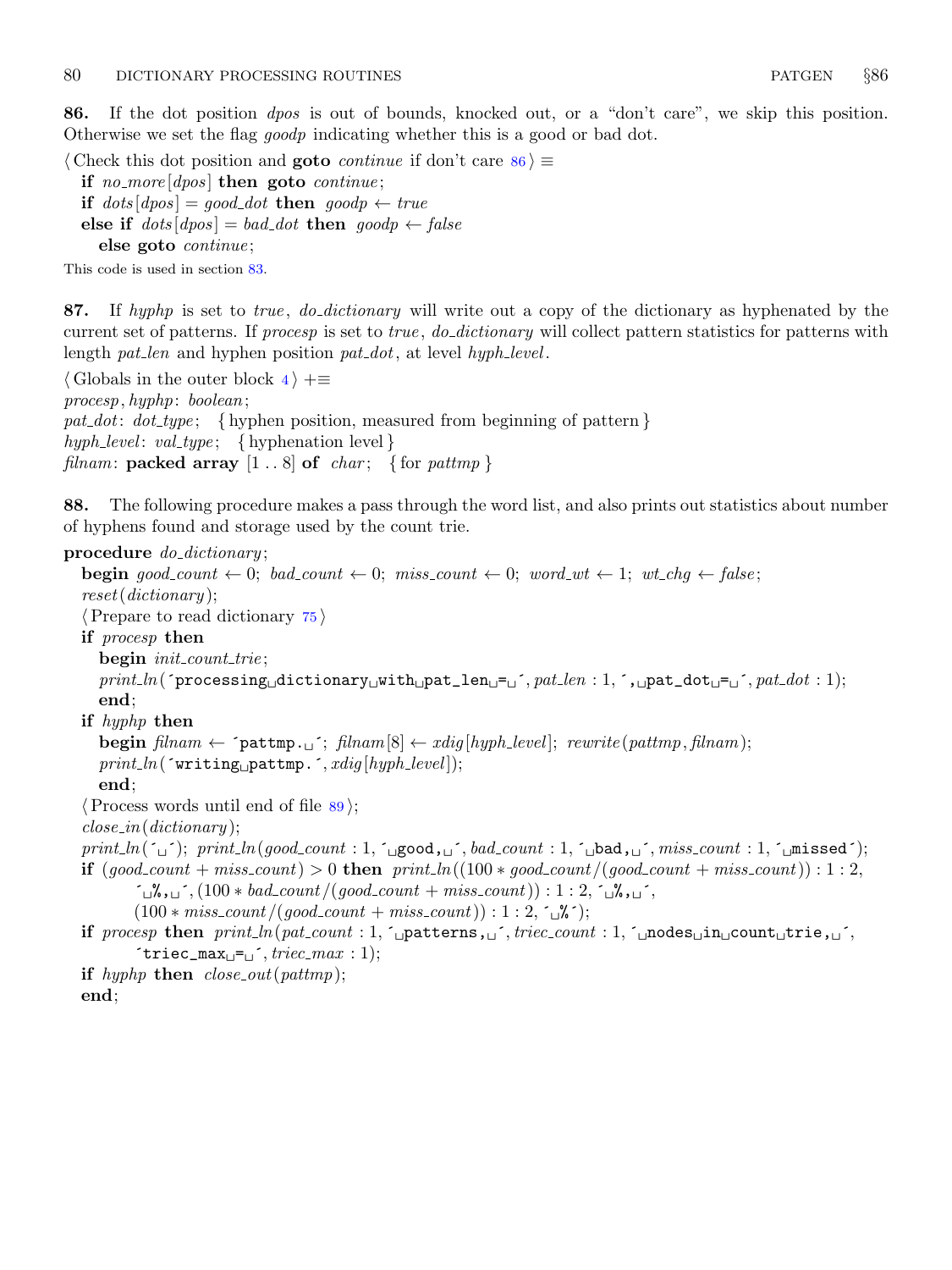**86.** If the dot position *dpos* is out of bounds, knocked out, or a "don't care", we skip this position. Otherwise we set the flag *goodp* indicating whether this is a good or bad dot.

⟨Check this dot position and **goto** *continue* if don't care 86⟩ ≡

```
if no_more[dpos] then goto continue;
if dots[dpos] = good_dot then goodp ← true
else if dots[dpos] = bad_dot then goodp ← false
  else goto continue;
```

This code is used in section 83.

**87.** If *hyphp* is set to *true*, *do_dictionary* will write out a copy of the dictionary as hyphenated by the current set of patterns. If *procesp* is set to *true*, *do_dictionary* will collect pattern statistics for patterns with length *pat_len* and hyphen position *pat_dot*, at level *hyph_level*.

⟨Globals in the outer block 4⟩ +≡

```
procesp, hyphp: boolean;
pat_dot: dot_type;   { hyphen position, measured from beginning of pattern }
hyph_level: val_type;   { hyphenation level }
filnam: packed array [1 .. 8] of char;   { for pattmp }
```

**88.** The following procedure makes a pass through the word list, and also prints out statistics about number of hyphens found and storage used by the count trie.

```
procedure do_dictionary;
  begin good_count ← 0; bad_count ← 0; miss_count ← 0; word_wt ← 1; wt_chg ← false;
  reset(dictionary);
  ⟨Prepare to read dictionary 75⟩
  if procesp then
    begin init_count_trie;
    print_ln('processing dictionary with pat_len = ', pat_len : 1, ', pat_dot = ', pat_dot : 1);
    end;
  if hyphp then
    begin filnam ← 'pattmp. '; filnam[8] ← xdig[hyph_level]; rewrite(pattmp, filnam);
    print_ln('writing pattmp.', xdig[hyph_level]);
    end;
  ⟨Process words until end of file 89⟩;
  close_in(dictionary);
  print_ln(' '); print_ln(good_count : 1, ' good, ', bad_count : 1, ' bad, ', miss_count : 1, ' missed');
  if (good_count + miss_count) > 0 then print_ln((100 * good_count/(good_count + miss_count)) : 1 : 2,
        ' %, ', (100 * bad_count/(good_count + miss_count)) : 1 : 2, ' %, ',
        (100 * miss_count/(good_count + miss_count)) : 1 : 2, ' %');
  if procesp then print_ln(pat_count : 1, ' patterns, ', triec_count : 1, ' nodes in count trie, ',
        'triec_max = ', triec_max : 1);
  if hyphp then close_out(pattmp);
  end;
```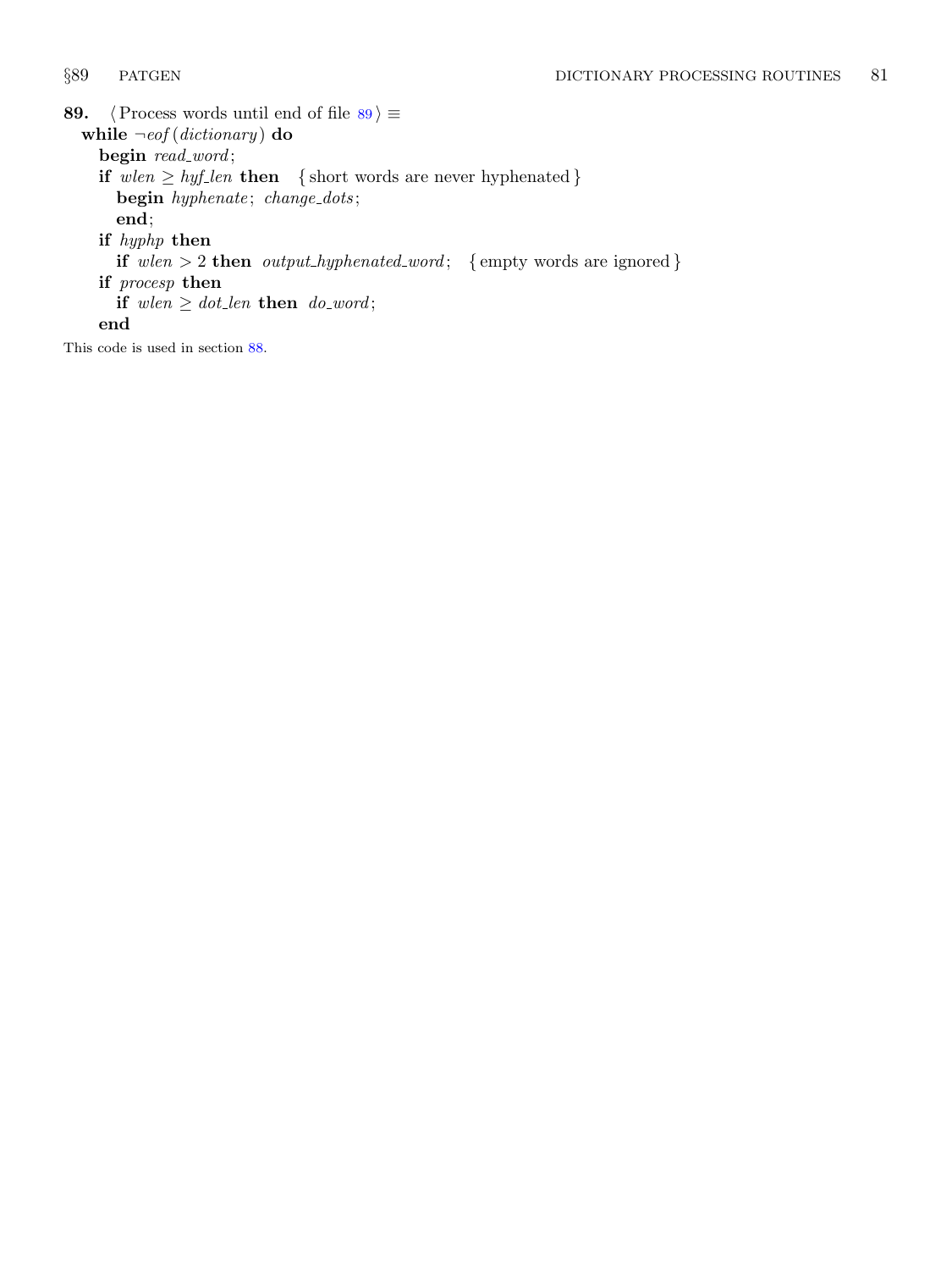**89.** ⟨Process words until end of file 89⟩ ≡

```
while ¬eof(dictionary) do
  begin read_word;
  if wlen ≥ hyf_len then   { short words are never hyphenated }
    begin hyphenate; change_dots;
    end;
  if hyphp then
    if wlen > 2 then output_hyphenated_word;   { empty words are ignored }
  if procesp then
    if wlen ≥ dot_len then do_word;
  end
```

This code is used in section 88.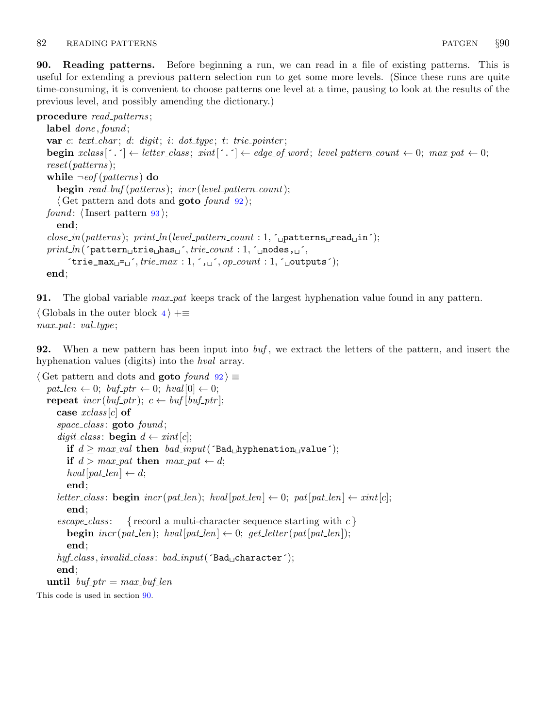**90. Reading patterns.** Before beginning a run, we can read in a file of existing patterns. This is useful for extending a previous pattern selection run to get some more levels. (Since these runs are quite time-consuming, it is convenient to choose patterns one level at a time, pausing to look at the results of the previous level, and possibly amending the dictionary.)

```
procedure read_patterns;
  label done, found;
  var c: text_char; d: digit; i: dot_type; t: trie_pointer;
  begin xclass['.'] ← letter_class; xint['.'] ← edge_of_word; level_pattern_count ← 0; max_pat ← 0;
  reset(patterns);
  while ¬eof(patterns) do
    begin read_buf(patterns); incr(level_pattern_count);
    ⟨Get pattern and dots and goto found 92⟩;
  found: ⟨Insert pattern 93⟩;
    end;
  close_in(patterns); print_ln(level_pattern_count : 1, ' patterns read in');
  print_ln('pattern trie has ', trie_count : 1, ' nodes, ',
      'trie_max = ', trie_max : 1, ', ', op_count : 1, ' outputs');
  end;
```

**91.** The global variable *max_pat* keeps track of the largest hyphenation value found in any pattern.

```
⟨Globals in the outer block 4⟩ +≡
max_pat: val_type;
```

**92.** When a new pattern has been input into *buf*, we extract the letters of the pattern, and insert the hyphenation values (digits) into the *hval* array.

```
⟨Get pattern and dots and goto found 92⟩ ≡
  pat_len ← 0; buf_ptr ← 0; hval[0] ← 0;
  repeat incr(buf_ptr); c ← buf[buf_ptr];
    case xclass[c] of
    space_class: goto found;
    digit_class: begin d ← xint[c];
      if d ≥ max_val then bad_input('Bad hyphenation value');
      if d > max_pat then max_pat ← d;
      hval[pat_len] ← d;
      end;
    letter_class: begin incr(pat_len); hval[pat_len] ← 0; pat[pat_len] ← xint[c];
      end;
    escape_class:   { record a multi-character sequence starting with c }
      begin incr(pat_len); hval[pat_len] ← 0; get_letter(pat[pat_len]);
      end;
    hyf_class, invalid_class: bad_input('Bad character');
    end;
  until buf_ptr = max_buf_len
```

This code is used in section 90.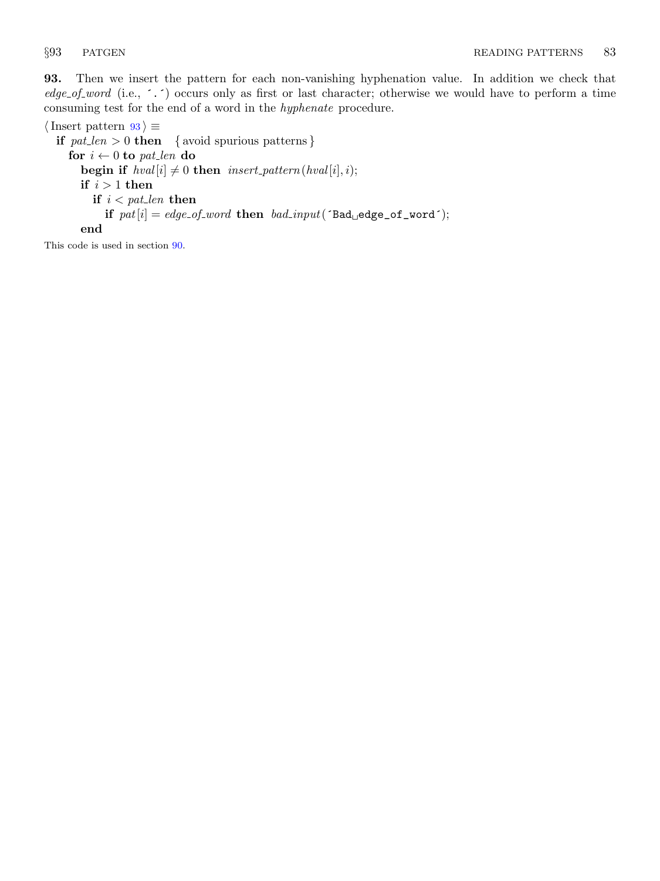**93.** Then we insert the pattern for each non-vanishing hyphenation value. In addition we check that *edge_of_word* (i.e., ´.´) occurs only as first or last character; otherwise we would have to perform a time consuming test for the end of a word in the *hyphenate* procedure.

⟨ Insert pattern 93 ⟩ ≡

```
if pat_len > 0 then   { avoid spurious patterns }
  for i ← 0 to pat_len do
    begin if hval[i] ≠ 0 then insert_pattern(hval[i], i);
    if i > 1 then
      if i < pat_len then
        if pat[i] = edge_of_word then bad_input(´Bad␣edge_of_word´);
    end
```

This code is used in section 90.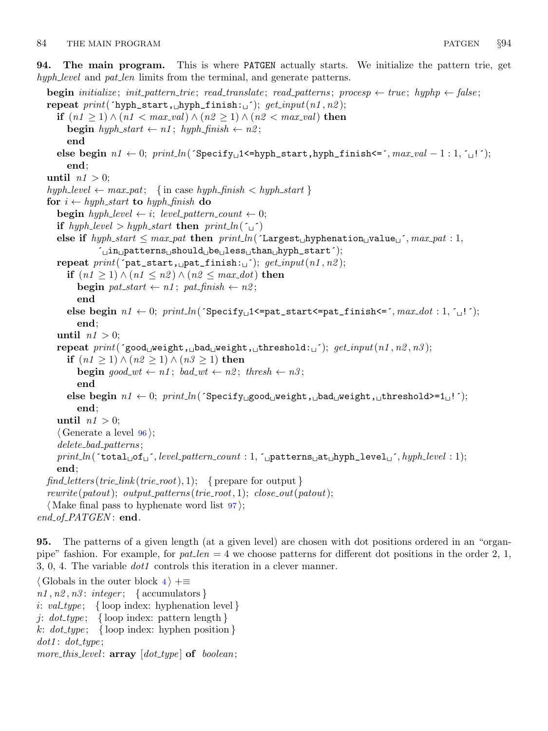**94. The main program.** This is where PATGEN actually starts. We initialize the pattern trie, get *hyph_level* and *pat_len* limits from the terminal, and generate patterns.

```
begin initialize; init_pattern_trie; read_translate; read_patterns; procesp ← true; hyphp ← false;
repeat print(´hyph_start, hyph_finish: ´); get_input(n1, n2);
  if (n1 ≥ 1) ∧ (n1 < max_val) ∧ (n2 ≥ 1) ∧ (n2 < max_val) then
    begin hyph_start ← n1; hyph_finish ← n2;
    end
  else begin n1 ← 0; print_ln(´Specify 1<=hyph_start,hyph_finish<=´, max_val − 1 : 1, ´ !´);
    end;
until n1 > 0;
hyph_level ← max_pat; { in case hyph_finish < hyph_start }
for i ← hyph_start to hyph_finish do
  begin hyph_level ← i; level_pattern_count ← 0;
  if hyph_level > hyph_start then print_ln(´ ´)
  else if hyph_start ≤ max_pat then print_ln(´Largest hyphenation value ´, max_pat : 1,
        ´ in patterns should be less than hyph_start´);
  repeat print(´pat_start, pat_finish: ´); get_input(n1, n2);
    if (n1 ≥ 1) ∧ (n1 ≤ n2) ∧ (n2 ≤ max_dot) then
      begin pat_start ← n1; pat_finish ← n2;
      end
    else begin n1 ← 0; print_ln(´Specify 1<=pat_start<=pat_finish<=´, max_dot : 1, ´ !´);
      end;
  until n1 > 0;
  repeat print(´good weight, bad weight, threshold: ´); get_input(n1, n2, n3);
    if (n1 ≥ 1) ∧ (n2 ≥ 1) ∧ (n3 ≥ 1) then
      begin good_wt ← n1; bad_wt ← n2; thresh ← n3;
      end
    else begin n1 ← 0; print_ln(´Specify good weight, bad weight, threshold>=1 !´);
      end;
  until n1 > 0;
  ⟨Generate a level 96⟩;
  delete_bad_patterns;
  print_ln(´total of ´, level_pattern_count : 1, ´ patterns at hyph_level ´, hyph_level : 1);
  end;
find_letters(trie_link(trie_root), 1); { prepare for output }
rewrite(patout); output_patterns(trie_root, 1); close_out(patout);
⟨Make final pass to hyphenate word list 97⟩;
end_of_PATGEN: end.
```

**95.** The patterns of a given length (at a given level) are chosen with dot positions ordered in an "organ-pipe" fashion. For example, for *pat_len* = 4 we choose patterns for different dot positions in the order 2, 1, 3, 0, 4. The variable *dot1* controls this iteration in a clever manner.

```
⟨Globals in the outer block 4⟩ +≡
n1, n2, n3: integer; { accumulators }
i: val_type; { loop index: hyphenation level }
j: dot_type; { loop index: pattern length }
k: dot_type; { loop index: hyphen position }
dot1: dot_type;
more_this_level: array [dot_type] of boolean;
```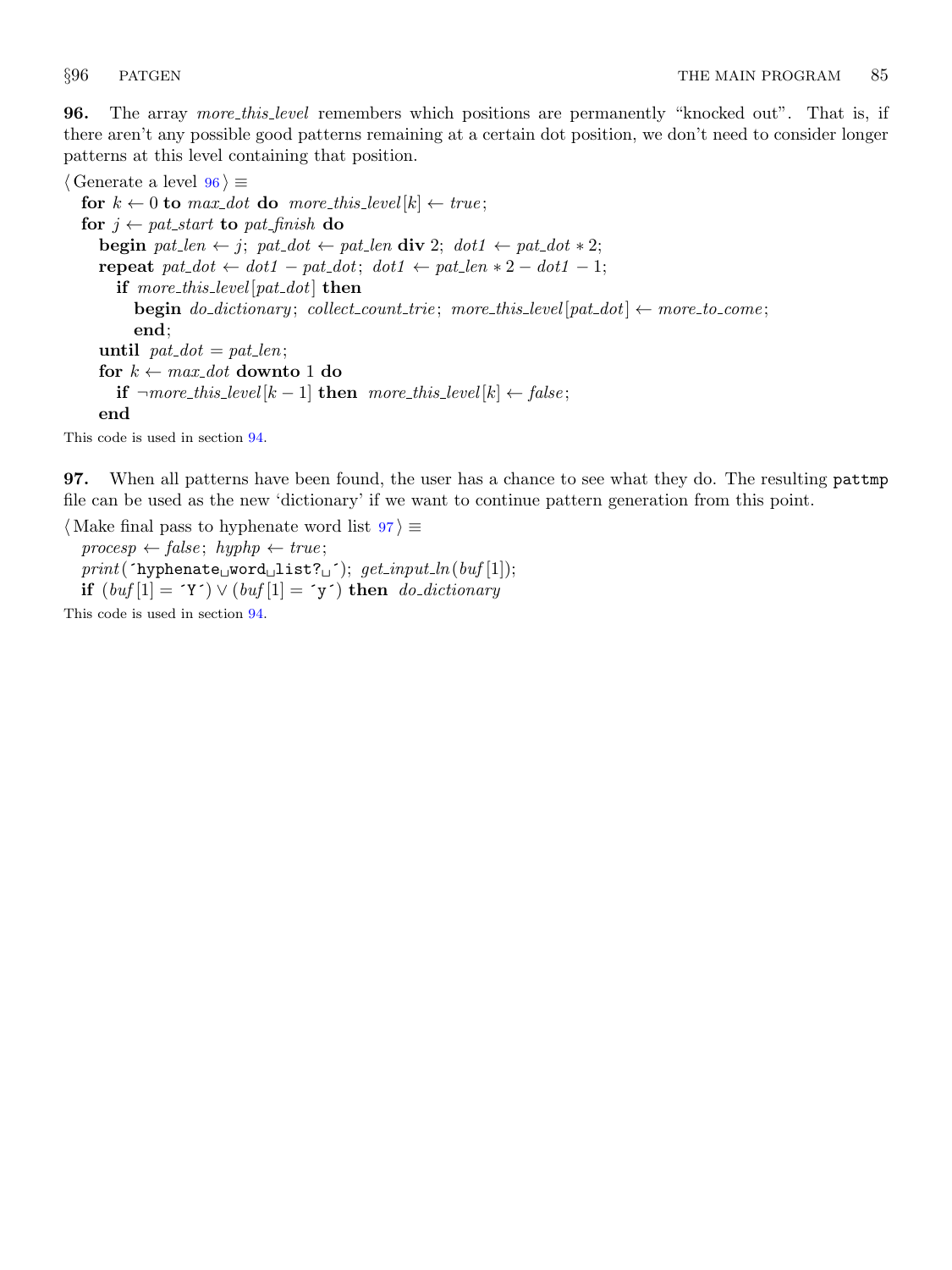**96.** The array *more_this_level* remembers which positions are permanently "knocked out". That is, if there aren't any possible good patterns remaining at a certain dot position, we don't need to consider longer patterns at this level containing that position.

⟨ Generate a level 96 ⟩ ≡

```
for k ← 0 to max_dot do more_this_level[k] ← true;
for j ← pat_start to pat_finish do
  begin pat_len ← j; pat_dot ← pat_len div 2; dot1 ← pat_dot * 2;
  repeat pat_dot ← dot1 − pat_dot; dot1 ← pat_len * 2 − dot1 − 1;
    if more_this_level[pat_dot] then
      begin do_dictionary; collect_count_trie; more_this_level[pat_dot] ← more_to_come;
      end;
  until pat_dot = pat_len;
  for k ← max_dot downto 1 do
    if ¬more_this_level[k − 1] then more_this_level[k] ← false;
  end
```

This code is used in section 94.

**97.** When all patterns have been found, the user has a chance to see what they do. The resulting `pattmp` file can be used as the new 'dictionary' if we want to continue pattern generation from this point.

⟨ Make final pass to hyphenate word list 97 ⟩ ≡

```
procesp ← false; hyphp ← true;
print(´hyphenate word list? ´); get_input_ln(buf[1]);
if (buf[1] = ´Y´) ∨ (buf[1] = ´y´) then do_dictionary
```

This code is used in section 94.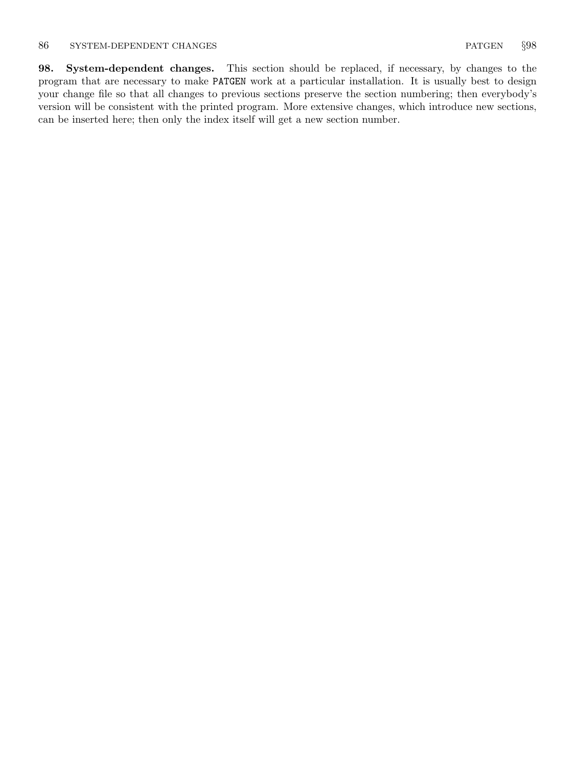**98. System-dependent changes.** This section should be replaced, if necessary, by changes to the program that are necessary to make PATGEN work at a particular installation. It is usually best to design your change file so that all changes to previous sections preserve the section numbering; then everybody's version will be consistent with the printed program. More extensive changes, which introduce new sections, can be inserted here; then only the index itself will get a new section number.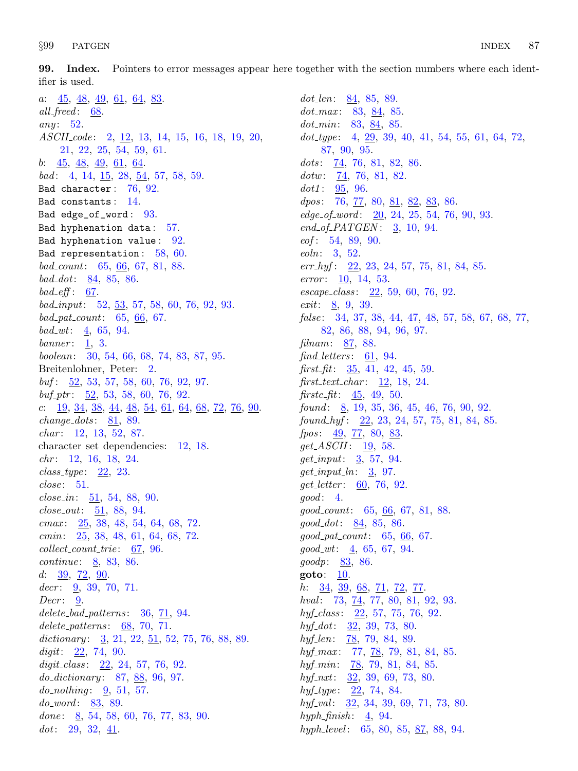**99. Index.** Pointers to error messages appear here together with the section numbers where each identifier is used.

*a*: 45, 48, 49, 61, 64, 83.
*all_freed*: 68.
*any*: 52.
*ASCII_code*: 2, 12, 13, 14, 15, 16, 18, 19, 20, 21, 22, 25, 54, 59, 61.
*b*: 45, 48, 49, 61, 64.
*bad*: 4, 14, 15, 28, 54, 57, 58, 59.
`Bad character`: 76, 92.
`Bad constants`: 14.
`Bad edge_of_word`: 93.
`Bad hyphenation data`: 57.
`Bad hyphenation value`: 92.
`Bad representation`: 58, 60.
*bad_count*: 65, 66, 67, 81, 88.
*bad_dot*: 84, 85, 86.
*bad_eff*: 67.
*bad_input*: 52, 53, 57, 58, 60, 76, 92, 93.
*bad_pat_count*: 65, 66, 67.
*bad_wt*: 4, 65, 94.
*banner*: 1, 3.
*boolean*: 30, 54, 66, 68, 74, 83, 87, 95.
Breitenlohner, Peter: 2.
*buf*: 52, 53, 57, 58, 60, 76, 92, 97.
*buf_ptr*: 52, 53, 58, 60, 76, 92.
*c*: 19, 34, 38, 44, 48, 54, 61, 64, 68, 72, 76, 90.
*change_dots*: 81, 89.
*char*: 12, 13, 52, 87.
character set dependencies: 12, 18.
*chr*: 12, 16, 18, 24.
*class_type*: 22, 23.
*close*: 51.
*close_in*: 51, 54, 88, 90.
*close_out*: 51, 88, 94.
*cmax*: 25, 38, 48, 54, 64, 68, 72.
*cmin*: 25, 38, 48, 61, 64, 68, 72.
*collect_count_trie*: 67, 96.
*continue*: 8, 83, 86.
*d*: 39, 72, 90.
*decr*: 9, 39, 70, 71.
*Decr*: 9.
*delete_bad_patterns*: 36, 71, 94.
*delete_patterns*: 68, 70, 71.
*dictionary*: 3, 21, 22, 51, 52, 75, 76, 88, 89.
*digit*: 22, 74, 90.
*digit_class*: 22, 24, 57, 76, 92.
*do_dictionary*: 87, 88, 96, 97.
*do_nothing*: 9, 51, 57.
*do_word*: 83, 89.
*done*: 8, 54, 58, 60, 76, 77, 83, 90.
*dot*: 29, 32, 41.
*dot_len*: 84, 85, 89.
*dot_max*: 83, 84, 85.
*dot_min*: 83, 84, 85.
*dot_type*: 4, 29, 39, 40, 41, 54, 55, 61, 64, 72, 87, 90, 95.
*dots*: 74, 76, 81, 82, 86.
*dotw*: 74, 76, 81, 82.
*dot1*: 95, 96.
*dpos*: 76, 77, 80, 81, 82, 83, 86.
*edge_of_word*: 20, 24, 25, 54, 76, 90, 93.
*end_of_PATGEN*: 3, 10, 94.
*eof*: 54, 89, 90.
*eoln*: 3, 52.
*err_hyf*: 22, 23, 24, 57, 75, 81, 84, 85.
*error*: 10, 14, 53.
*escape_class*: 22, 59, 60, 76, 92.
*exit*: 8, 9, 39.
*false*: 34, 37, 38, 44, 47, 48, 57, 58, 67, 68, 77, 82, 86, 88, 94, 96, 97.
*filnam*: 87, 88.
*find_letters*: 61, 94.
*first_fit*: 35, 41, 42, 45, 59.
*first_text_char*: 12, 18, 24.
*firstc_fit*: 45, 49, 50.
*found*: 8, 19, 35, 36, 45, 46, 76, 90, 92.
*found_hyf*: 22, 23, 24, 57, 75, 81, 84, 85.
*fpos*: 49, 77, 80, 83.
*get_ASCII*: 19, 58.
*get_input*: 3, 57, 94.
*get_input_ln*: 3, 97.
*get_letter*: 60, 76, 92.
*good*: 4.
*good_count*: 65, 66, 67, 81, 88.
*good_dot*: 84, 85, 86.
*good_pat_count*: 65, 66, 67.
*good_wt*: 4, 65, 67, 94.
*goodp*: 83, 86.
**goto**: 10.
*h*: 34, 39, 68, 71, 72, 77.
*hval*: 73, 74, 77, 80, 81, 92, 93.
*hyf_class*: 22, 57, 75, 76, 92.
*hyf_dot*: 32, 39, 73, 80.
*hyf_len*: 78, 79, 84, 89.
*hyf_max*: 77, 78, 79, 81, 84, 85.
*hyf_min*: 78, 79, 81, 84, 85.
*hyf_nxt*: 32, 39, 69, 73, 80.
*hyf_type*: 22, 74, 84.
*hyf_val*: 32, 34, 39, 69, 71, 73, 80.
*hyph_finish*: 4, 94.
*hyph_level*: 65, 80, 85, 87, 88, 94.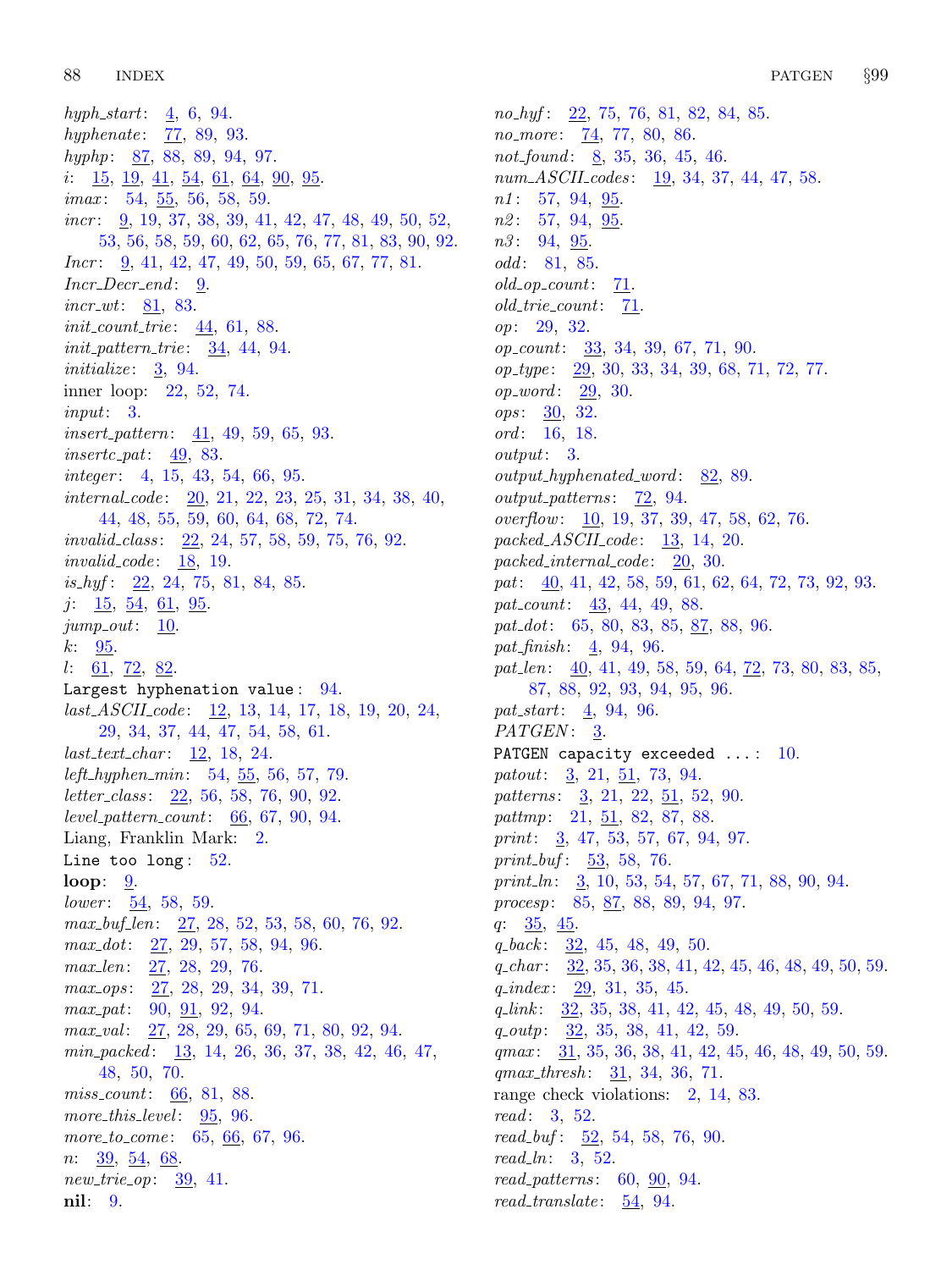*hyph_start*: 4, 6, 94.
*hyphenate*: 77, 89, 93.
*hyphp*: 87, 88, 89, 94, 97.
*i*: 15, 19, 41, 54, 61, 64, 90, 95.
*imax*: 54, 55, 56, 58, 59.
*incr*: 9, 19, 37, 38, 39, 41, 42, 47, 48, 49, 50, 52, 53, 56, 58, 59, 60, 62, 65, 76, 77, 81, 83, 90, 92.
*Incr*: 9, 41, 42, 47, 49, 50, 59, 65, 67, 77, 81.
*Incr_Decr_end*: 9.
*incr_wt*: 81, 83.
*init_count_trie*: 44, 61, 88.
*init_pattern_trie*: 34, 44, 94.
*initialize*: 3, 94.
inner loop: 22, 52, 74.
*input*: 3.
*insert_pattern*: 41, 49, 59, 65, 93.
*insertc_pat*: 49, 83.
*integer*: 4, 15, 43, 54, 66, 95.
*internal_code*: 20, 21, 22, 23, 25, 31, 34, 38, 40, 44, 48, 55, 59, 60, 64, 68, 72, 74.
*invalid_class*: 22, 24, 57, 58, 59, 75, 76, 92.
*invalid_code*: 18, 19.
*is_hyf*: 22, 24, 75, 81, 84, 85.
*j*: 15, 54, 61, 95.
*jump_out*: 10.
*k*: 95.
*l*: 61, 72, 82.
`Largest hyphenation value`: 94.
*last_ASCII_code*: 12, 13, 14, 17, 18, 19, 20, 24, 29, 34, 37, 44, 47, 54, 58, 61.
*last_text_char*: 12, 18, 24.
*left_hyphen_min*: 54, 55, 56, 57, 79.
*letter_class*: 22, 56, 58, 76, 90, 92.
*level_pattern_count*: 66, 67, 90, 94.
Liang, Franklin Mark: 2.
`Line too long`: 52.
**loop**: 9.
*lower*: 54, 58, 59.
*max_buf_len*: 27, 28, 52, 53, 58, 60, 76, 92.
*max_dot*: 27, 29, 57, 58, 94, 96.
*max_len*: 27, 28, 29, 76.
*max_ops*: 27, 28, 29, 34, 39, 71.
*max_pat*: 90, 91, 92, 94.
*max_val*: 27, 28, 29, 65, 69, 71, 80, 92, 94.
*min_packed*: 13, 14, 26, 36, 37, 38, 42, 46, 47, 48, 50, 70.
*miss_count*: 66, 81, 88.
*more_this_level*: 95, 96.
*more_to_come*: 65, 66, 67, 96.
*n*: 39, 54, 68.
*new_trie_op*: 39, 41.
**nil**: 9.
*no_hyf*: 22, 75, 76, 81, 82, 84, 85.
*no_more*: 74, 77, 80, 86.
*not_found*: 8, 35, 36, 45, 46.
*num_ASCII_codes*: 19, 34, 37, 44, 47, 58.
*n1*: 57, 94, 95.
*n2*: 57, 94, 95.
*n3*: 94, 95.
*odd*: 81, 85.
*old_op_count*: 71.
*old_trie_count*: 71.
*op*: 29, 32.
*op_count*: 33, 34, 39, 67, 71, 90.
*op_type*: 29, 30, 33, 34, 39, 68, 71, 72, 77.
*op_word*: 29, 30.
*ops*: 30, 32.
*ord*: 16, 18.
*output*: 3.
*output_hyphenated_word*: 82, 89.
*output_patterns*: 72, 94.
*overflow*: 10, 19, 37, 39, 47, 58, 62, 76.
*packed_ASCII_code*: 13, 14, 20.
*packed_internal_code*: 20, 30.
*pat*: 40, 41, 42, 58, 59, 61, 62, 64, 72, 73, 92, 93.
*pat_count*: 43, 44, 49, 88.
*pat_dot*: 65, 80, 83, 85, 87, 88, 96.
*pat_finish*: 4, 94, 96.
*pat_len*: 40, 41, 49, 58, 59, 64, 72, 73, 80, 83, 85, 87, 88, 92, 93, 94, 95, 96.
*pat_start*: 4, 94, 96.
*PATGEN*: 3.
`PATGEN capacity exceeded ...`: 10.
*patout*: 3, 21, 51, 73, 94.
*patterns*: 3, 21, 22, 51, 52, 90.
*pattmp*: 21, 51, 82, 87, 88.
*print*: 3, 47, 53, 57, 67, 94, 97.
*print_buf*: 53, 58, 76.
*print_ln*: 3, 10, 53, 54, 57, 67, 71, 88, 90, 94.
*procesp*: 85, 87, 88, 89, 94, 97.
*q*: 35, 45.
*q_back*: 32, 45, 48, 49, 50.
*q_char*: 32, 35, 36, 38, 41, 42, 45, 46, 48, 49, 50, 59.
*q_index*: 29, 31, 35, 45.
*q_link*: 32, 35, 38, 41, 42, 45, 48, 49, 50, 59.
*q_outp*: 32, 35, 38, 41, 42, 59.
*qmax*: 31, 35, 36, 38, 41, 42, 45, 46, 48, 49, 50, 59.
*qmax_thresh*: 31, 34, 36, 71.
range check violations: 2, 14, 83.
*read*: 3, 52.
*read_buf*: 52, 54, 58, 76, 90.
*read_ln*: 3, 52.
*read_patterns*: 60, 90, 94.
*read_translate*: 54, 94.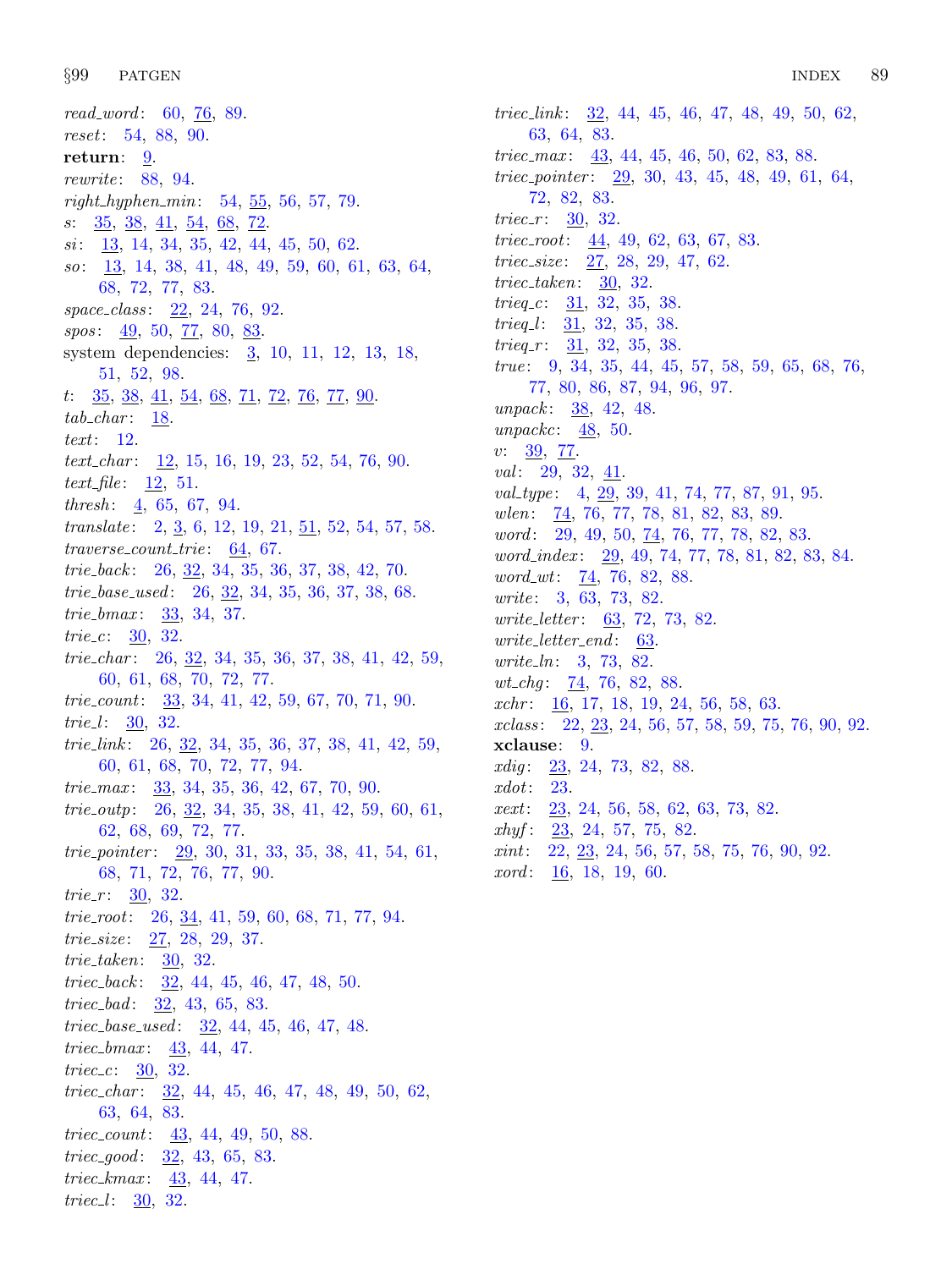*read_word*: 60, 76, 89.
*reset*: 54, 88, 90.
**return**: 9.
*rewrite*: 88, 94.
*right_hyphen_min*: 54, 55, 56, 57, 79.
*s*: 35, 38, 41, 54, 68, 72.
*si*: 13, 14, 34, 35, 42, 44, 45, 50, 62.
*so*: 13, 14, 38, 41, 48, 49, 59, 60, 61, 63, 64, 68, 72, 77, 83.
*space_class*: 22, 24, 76, 92.
*spos*: 49, 50, 77, 80, 83.
system dependencies: 3, 10, 11, 12, 13, 18, 51, 52, 98.
*t*: 35, 38, 41, 54, 68, 71, 72, 76, 77, 90.
*tab_char*: 18.
*text*: 12.
*text_char*: 12, 15, 16, 19, 23, 52, 54, 76, 90.
*text_file*: 12, 51.
*thresh*: 4, 65, 67, 94.
*translate*: 2, 3, 6, 12, 19, 21, 51, 52, 54, 57, 58.
*traverse_count_trie*: 64, 67.
*trie_back*: 26, 32, 34, 35, 36, 37, 38, 42, 70.
*trie_base_used*: 26, 32, 34, 35, 36, 37, 38, 68.
*trie_bmax*: 33, 34, 37.
*trie_c*: 30, 32.
*trie_char*: 26, 32, 34, 35, 36, 37, 38, 41, 42, 59, 60, 61, 68, 70, 72, 77.
*trie_count*: 33, 34, 41, 42, 59, 67, 70, 71, 90.
*trie_l*: 30, 32.
*trie_link*: 26, 32, 34, 35, 36, 37, 38, 41, 42, 59, 60, 61, 68, 70, 72, 77, 94.
*trie_max*: 33, 34, 35, 36, 42, 67, 70, 90.
*trie_outp*: 26, 32, 34, 35, 38, 41, 42, 59, 60, 61, 62, 68, 69, 72, 77.
*trie_pointer*: 29, 30, 31, 33, 35, 38, 41, 54, 61, 68, 71, 72, 76, 77, 90.
*trie_r*: 30, 32.
*trie_root*: 26, 34, 41, 59, 60, 68, 71, 77, 94.
*trie_size*: 27, 28, 29, 37.
*trie_taken*: 30, 32.
*triec_back*: 32, 44, 45, 46, 47, 48, 50.
*triec_bad*: 32, 43, 65, 83.
*triec_base_used*: 32, 44, 45, 46, 47, 48.
*triec_bmax*: 43, 44, 47.
*triec_c*: 30, 32.
*triec_char*: 32, 44, 45, 46, 47, 48, 49, 50, 62, 63, 64, 83.
*triec_count*: 43, 44, 49, 50, 88.
*triec_good*: 32, 43, 65, 83.
*triec_kmax*: 43, 44, 47.
*triec_l*: 30, 32.
*triec_link*: 32, 44, 45, 46, 47, 48, 49, 50, 62, 63, 64, 83.
*triec_max*: 43, 44, 45, 46, 50, 62, 83, 88.
*triec_pointer*: 29, 30, 43, 45, 48, 49, 61, 64, 72, 82, 83.
*triec_r*: 30, 32.
*triec_root*: 44, 49, 62, 63, 67, 83.
*triec_size*: 27, 28, 29, 47, 62.
*triec_taken*: 30, 32.
*trieq_c*: 31, 32, 35, 38.
*trieq_l*: 31, 32, 35, 38.
*trieq_r*: 31, 32, 35, 38.
*true*: 9, 34, 35, 44, 45, 57, 58, 59, 65, 68, 76, 77, 80, 86, 87, 94, 96, 97.
*unpack*: 38, 42, 48.
*unpackc*: 48, 50.
*v*: 39, 77.
*val*: 29, 32, 41.
*val_type*: 4, 29, 39, 41, 74, 77, 87, 91, 95.
*wlen*: 74, 76, 77, 78, 81, 82, 83, 89.
*word*: 29, 49, 50, 74, 76, 77, 78, 82, 83.
*word_index*: 29, 49, 74, 77, 78, 81, 82, 83, 84.
*word_wt*: 74, 76, 82, 88.
*write*: 3, 63, 73, 82.
*write_letter*: 63, 72, 73, 82.
*write_letter_end*: 63.
*write_ln*: 3, 73, 82.
*wt_chg*: 74, 76, 82, 88.
*xchr*: 16, 17, 18, 19, 24, 56, 58, 63.
*xclass*: 22, 23, 24, 56, 57, 58, 59, 75, 76, 90, 92.
**xclause**: 9.
*xdig*: 23, 24, 73, 82, 88.
*xdot*: 23.
*xext*: 23, 24, 56, 58, 62, 63, 73, 82.
*xhyf*: 23, 24, 57, 75, 82.
*xint*: 22, 23, 24, 56, 57, 58, 75, 76, 90, 92.
*xord*: 16, 18, 19, 60.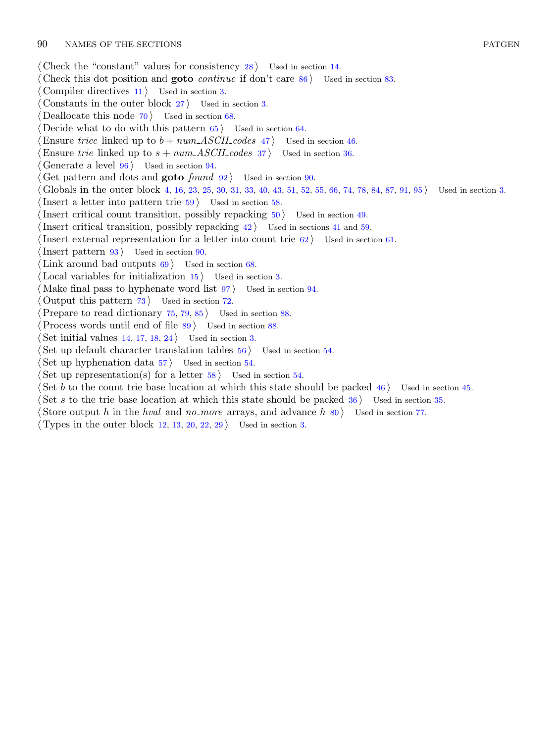⟨ Check the "constant" values for consistency 28 ⟩ Used in section 14.
⟨ Check this dot position and **goto** *continue* if don't care 86 ⟩ Used in section 83.
⟨ Compiler directives 11 ⟩ Used in section 3.
⟨ Constants in the outer block 27 ⟩ Used in section 3.
⟨ Deallocate this node 70 ⟩ Used in section 68.
⟨ Decide what to do with this pattern 65 ⟩ Used in section 64.
⟨ Ensure *triec* linked up to $b + num\_ASCII\_codes$ 47 ⟩ Used in section 46.
⟨ Ensure *trie* linked up to $s + num\_ASCII\_codes$ 37 ⟩ Used in section 36.
⟨ Generate a level 96 ⟩ Used in section 94.
⟨ Get pattern and dots and **goto** *found* 92 ⟩ Used in section 90.
⟨ Globals in the outer block 4, 16, 23, 25, 30, 31, 33, 40, 43, 51, 52, 55, 66, 74, 78, 84, 87, 91, 95 ⟩ Used in section 3.
⟨ Insert a letter into pattern trie 59 ⟩ Used in section 58.
⟨ Insert critical count transition, possibly repacking 50 ⟩ Used in section 49.
⟨ Insert critical transition, possibly repacking 42 ⟩ Used in sections 41 and 59.
⟨ Insert external representation for a letter into count trie 62 ⟩ Used in section 61.
⟨ Insert pattern 93 ⟩ Used in section 90.
⟨ Link around bad outputs 69 ⟩ Used in section 68.
⟨ Local variables for initialization 15 ⟩ Used in section 3.
⟨ Make final pass to hyphenate word list 97 ⟩ Used in section 94.
⟨ Output this pattern 73 ⟩ Used in section 72.
⟨ Prepare to read dictionary 75, 79, 85 ⟩ Used in section 88.
⟨ Process words until end of file 89 ⟩ Used in section 88.
⟨ Set initial values 14, 17, 18, 24 ⟩ Used in section 3.
⟨ Set up default character translation tables 56 ⟩ Used in section 54.
⟨ Set up hyphenation data 57 ⟩ Used in section 54.
⟨ Set up representation(s) for a letter 58 ⟩ Used in section 54.
⟨ Set $b$ to the count trie base location at which this state should be packed 46 ⟩ Used in section 45.
⟨ Set $s$ to the trie base location at which this state should be packed 36 ⟩ Used in section 35.
⟨ Store output $h$ in the *hval* and *no_more* arrays, and advance $h$ 80 ⟩ Used in section 77.
⟨ Types in the outer block 12, 13, 20, 22, 29 ⟩ Used in section 3.